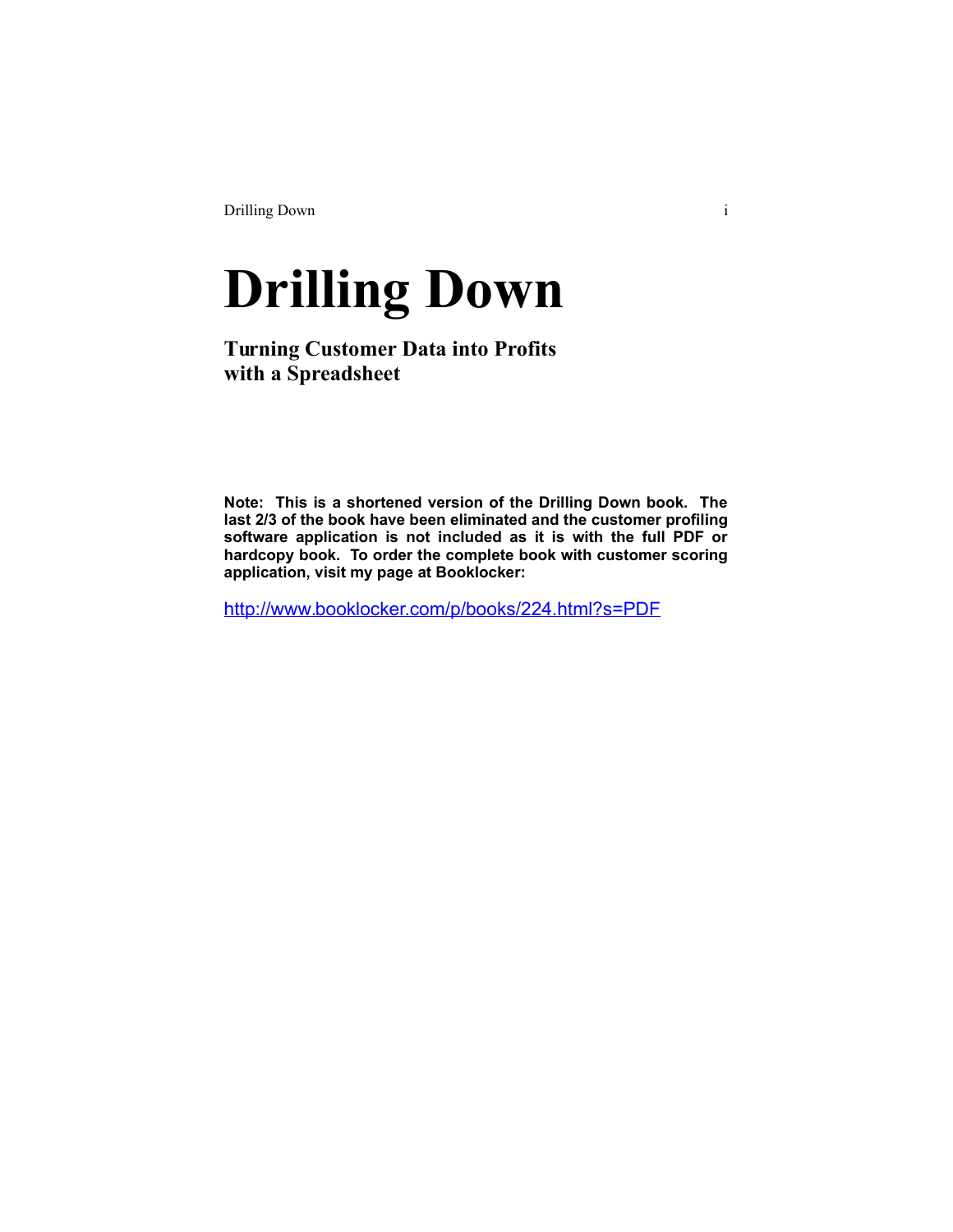# Drilling Down

## Turning Customer Data into Profits with a Spreadsheet

**Note: This is a shortened version of the Drilling Down book. The last 2/3 of the book have been eliminated and the customer profiling software application is not included as it is with the full PDF or hardcopy book. To order the complete book with customer scoring application, visit my page at Booklocker:**

http://www.booklocker.com/p/books/224.html?s=PDF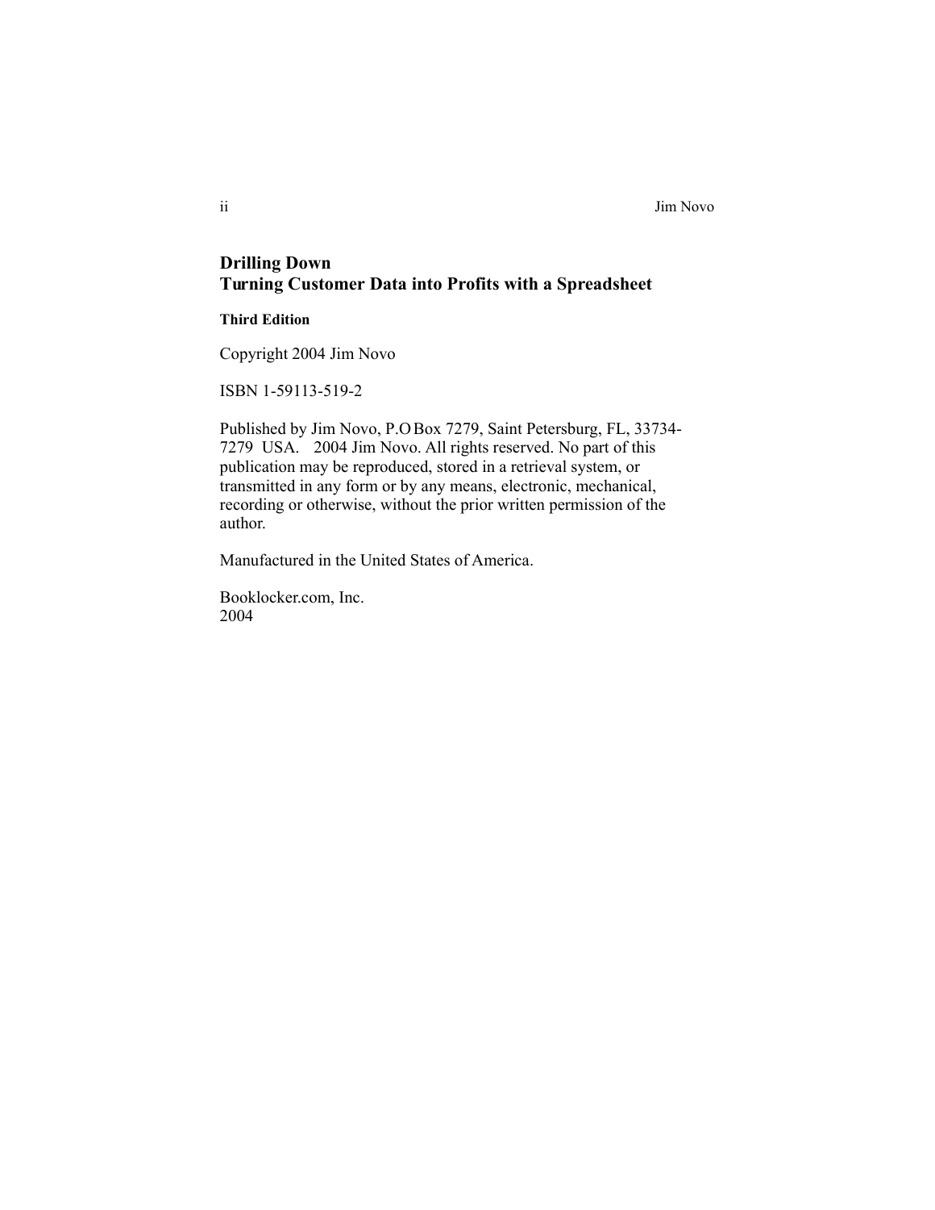**Drilling Down**
**Turning Customer Data into Profits with a Spreadsheet**

**Third Edition**

Copyright 2004 Jim Novo

ISBN 1-59113-519-2

Published by Jim Novo, P.O Box 7279, Saint Petersburg, FL, 33734-7279 USA. 2004 Jim Novo. All rights reserved. No part of this publication may be reproduced, stored in a retrieval system, or transmitted in any form or by any means, electronic, mechanical, recording or otherwise, without the prior written permission of the author.

Manufactured in the United States of America.

Booklocker.com, Inc.
2004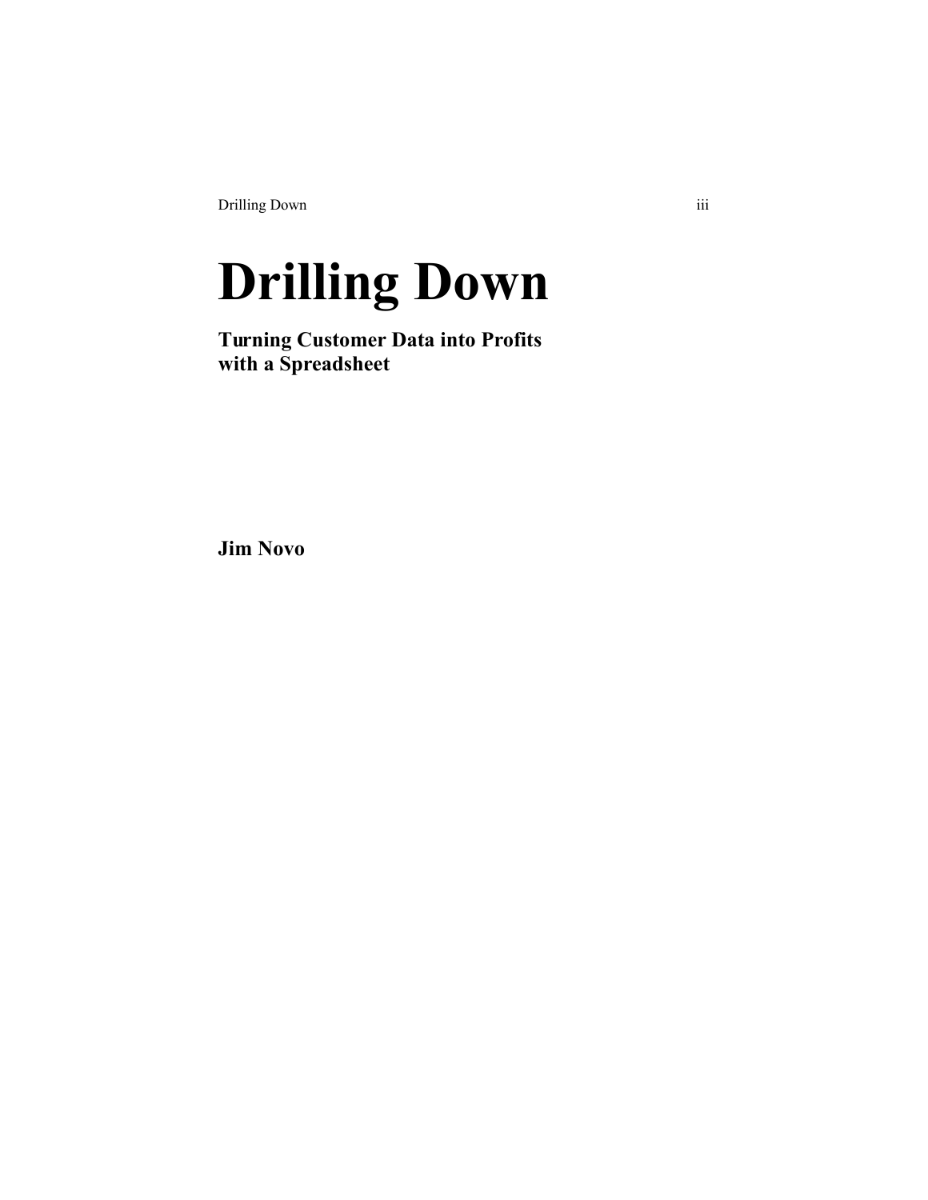# Drilling Down

**Turning Customer Data into Profits with a Spreadsheet**

**Jim Novo**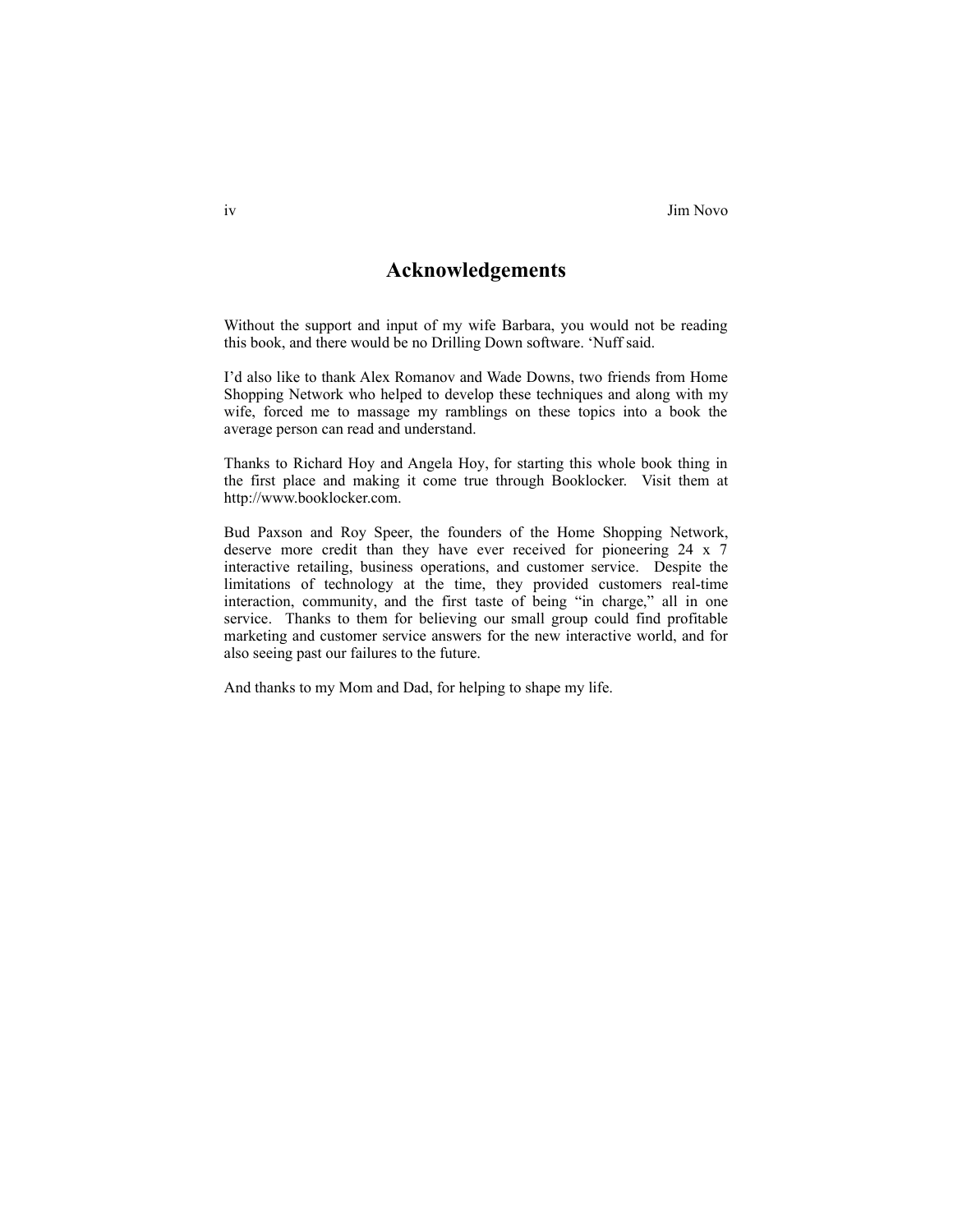# Acknowledgements

Without the support and input of my wife Barbara, you would not be reading this book, and there would be no Drilling Down software. 'Nuff said.

I'd also like to thank Alex Romanov and Wade Downs, two friends from Home Shopping Network who helped to develop these techniques and along with my wife, forced me to massage my ramblings on these topics into a book the average person can read and understand.

Thanks to Richard Hoy and Angela Hoy, for starting this whole book thing in the first place and making it come true through Booklocker. Visit them at http://www.booklocker.com.

Bud Paxson and Roy Speer, the founders of the Home Shopping Network, deserve more credit than they have ever received for pioneering 24 x 7 interactive retailing, business operations, and customer service. Despite the limitations of technology at the time, they provided customers real-time interaction, community, and the first taste of being "in charge," all in one service. Thanks to them for believing our small group could find profitable marketing and customer service answers for the new interactive world, and for also seeing past our failures to the future.

And thanks to my Mom and Dad, for helping to shape my life.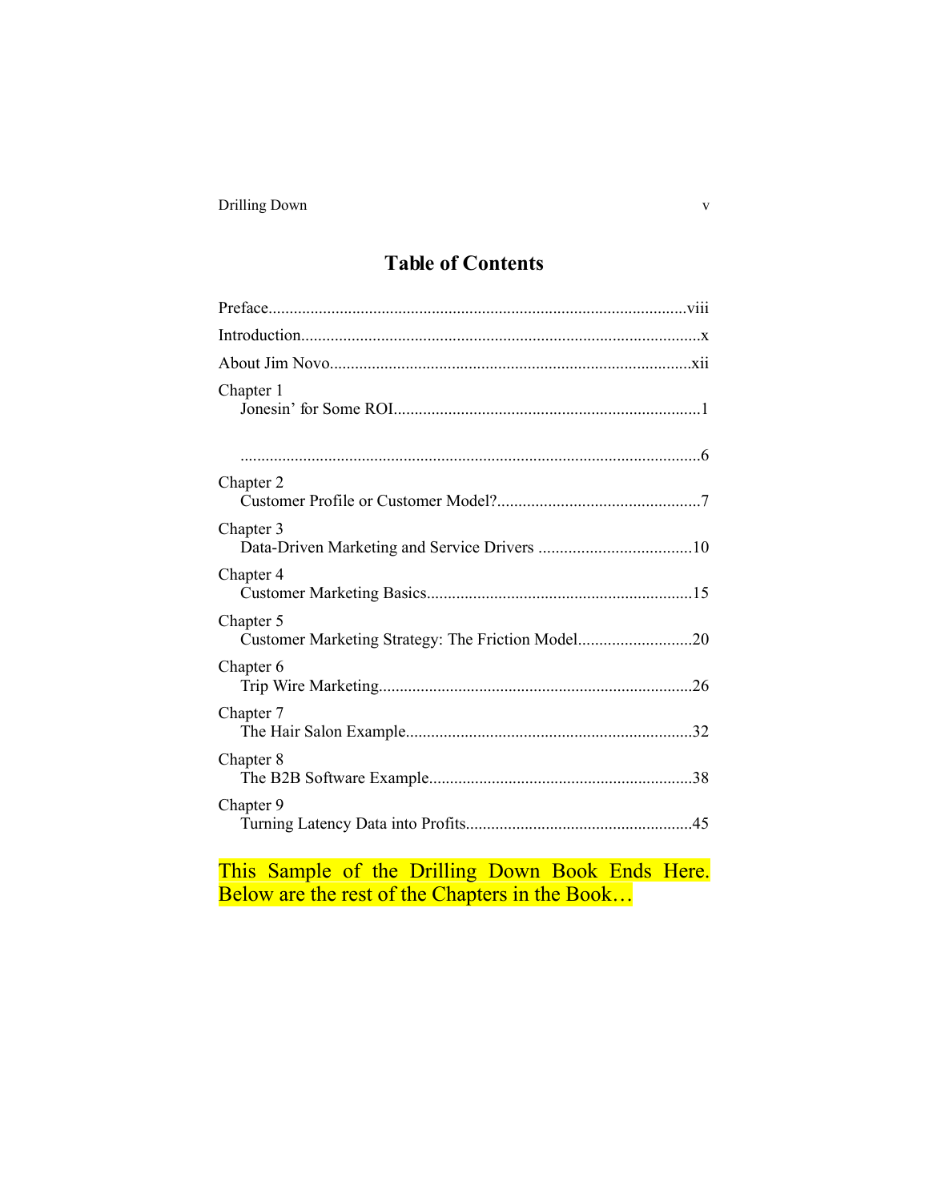# Table of Contents

Preface....................................................................................................viii

Introduction...............................................................................................x

About Jim Novo.......................................................................................xii

Chapter 1
    Jonesin' for Some ROI..........................................................................1

    ...............................................................................................................6

Chapter 2
    Customer Profile or Customer Model?.................................................7

Chapter 3
    Data-Driven Marketing and Service Drivers .....................................10

Chapter 4
    Customer Marketing Basics................................................................15

Chapter 5
    Customer Marketing Strategy: The Friction Model............................20

Chapter 6
    Trip Wire Marketing...........................................................................26

Chapter 7
    The Hair Salon Example.....................................................................32

Chapter 8
    The B2B Software Example...............................................................38

Chapter 9
    Turning Latency Data into Profits......................................................45

This Sample of the Drilling Down Book Ends Here. Below are the rest of the Chapters in the Book…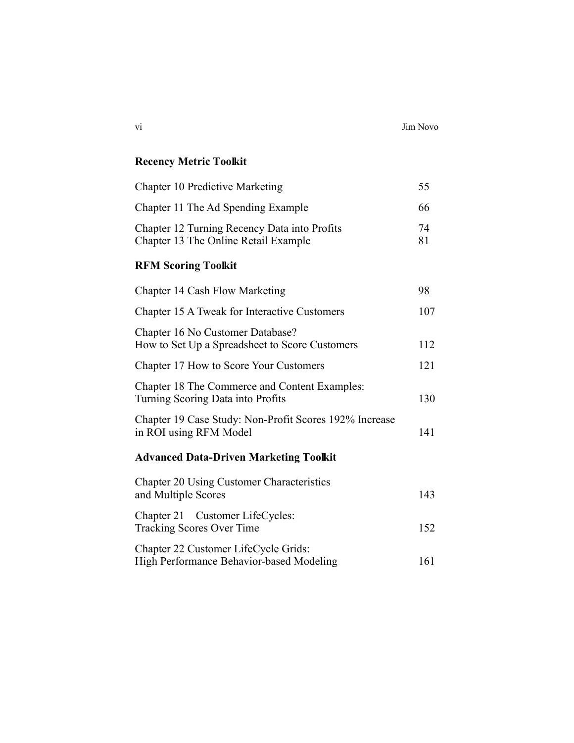**Recency Metric Toolkit**

| | |
|---|---|
| Chapter 10 Predictive Marketing | 55 |
| Chapter 11 The Ad Spending Example | 66 |
| Chapter 12 Turning Recency Data into Profits | 74 |
| Chapter 13 The Online Retail Example | 81 |

**RFM Scoring Toolkit**

| | |
|---|---|
| Chapter 14 Cash Flow Marketing | 98 |
| Chapter 15 A Tweak for Interactive Customers | 107 |
| Chapter 16 No Customer Database? How to Set Up a Spreadsheet to Score Customers | 112 |
| Chapter 17 How to Score Your Customers | 121 |
| Chapter 18 The Commerce and Content Examples: Turning Scoring Data into Profits | 130 |
| Chapter 19 Case Study: Non-Profit Scores 192% Increase in ROI using RFM Model | 141 |

**Advanced Data-Driven Marketing Toolkit**

| | |
|---|---|
| Chapter 20 Using Customer Characteristics and Multiple Scores | 143 |
| Chapter 21 Customer LifeCycles: Tracking Scores Over Time | 152 |
| Chapter 22 Customer LifeCycle Grids: High Performance Behavior-based Modeling | 161 |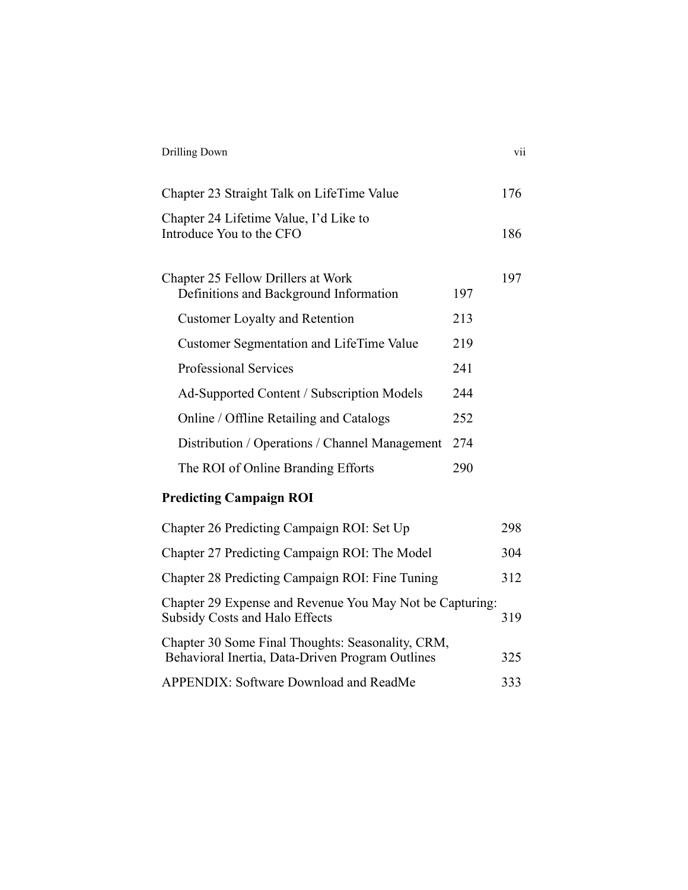Chapter 23 Straight Talk on LifeTime Value 176

Chapter 24 Lifetime Value, I'd Like to Introduce You to the CFO 186

Chapter 25 Fellow Drillers at Work 197

- Definitions and Background Information 197
- Customer Loyalty and Retention 213
- Customer Segmentation and LifeTime Value 219
- Professional Services 241
- Ad-Supported Content / Subscription Models 244
- Online / Offline Retailing and Catalogs 252
- Distribution / Operations / Channel Management 274
- The ROI of Online Branding Efforts 290

**Predicting Campaign ROI**

Chapter 26 Predicting Campaign ROI: Set Up 298

Chapter 27 Predicting Campaign ROI: The Model 304

Chapter 28 Predicting Campaign ROI: Fine Tuning 312

Chapter 29 Expense and Revenue You May Not be Capturing: Subsidy Costs and Halo Effects 319

Chapter 30 Some Final Thoughts: Seasonality, CRM, Behavioral Inertia, Data-Driven Program Outlines 325

APPENDIX: Software Download and ReadMe 333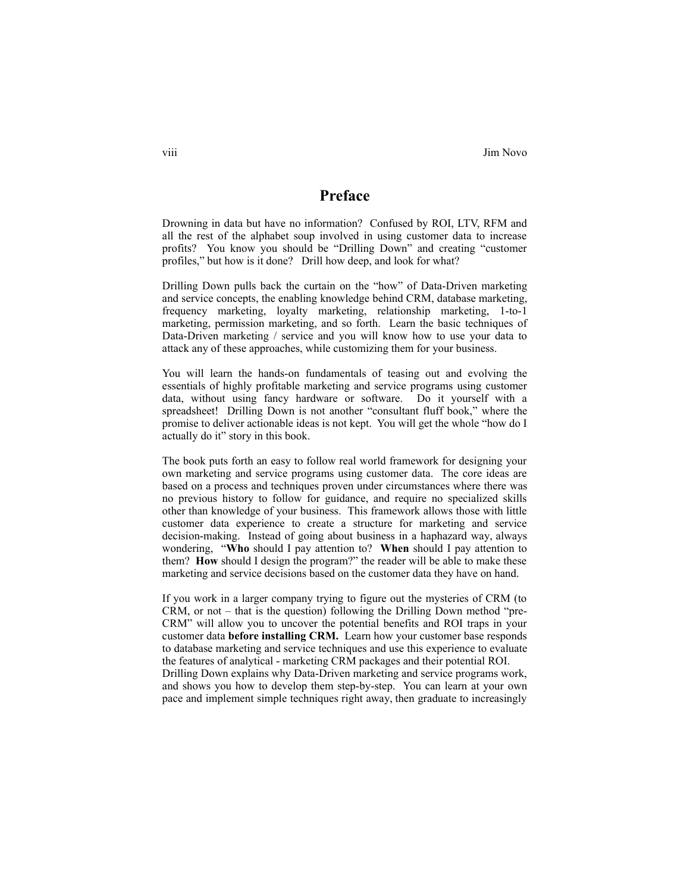# Preface

Drowning in data but have no information? Confused by ROI, LTV, RFM and all the rest of the alphabet soup involved in using customer data to increase profits? You know you should be "Drilling Down" and creating "customer profiles," but how is it done? Drill how deep, and look for what?

Drilling Down pulls back the curtain on the "how" of Data-Driven marketing and service concepts, the enabling knowledge behind CRM, database marketing, frequency marketing, loyalty marketing, relationship marketing, 1-to-1 marketing, permission marketing, and so forth. Learn the basic techniques of Data-Driven marketing / service and you will know how to use your data to attack any of these approaches, while customizing them for your business.

You will learn the hands-on fundamentals of teasing out and evolving the essentials of highly profitable marketing and service programs using customer data, without using fancy hardware or software. Do it yourself with a spreadsheet! Drilling Down is not another "consultant fluff book," where the promise to deliver actionable ideas is not kept. You will get the whole "how do I actually do it" story in this book.

The book puts forth an easy to follow real world framework for designing your own marketing and service programs using customer data. The core ideas are based on a process and techniques proven under circumstances where there was no previous history to follow for guidance, and require no specialized skills other than knowledge of your business. This framework allows those with little customer data experience to create a structure for marketing and service decision-making. Instead of going about business in a haphazard way, always wondering, "**Who** should I pay attention to? **When** should I pay attention to them? **How** should I design the program?" the reader will be able to make these marketing and service decisions based on the customer data they have on hand.

If you work in a larger company trying to figure out the mysteries of CRM (to CRM, or not – that is the question) following the Drilling Down method "pre-CRM" will allow you to uncover the potential benefits and ROI traps in your customer data **before installing CRM.** Learn how your customer base responds to database marketing and service techniques and use this experience to evaluate the features of analytical - marketing CRM packages and their potential ROI.

Drilling Down explains why Data-Driven marketing and service programs work, and shows you how to develop them step-by-step. You can learn at your own pace and implement simple techniques right away, then graduate to increasingly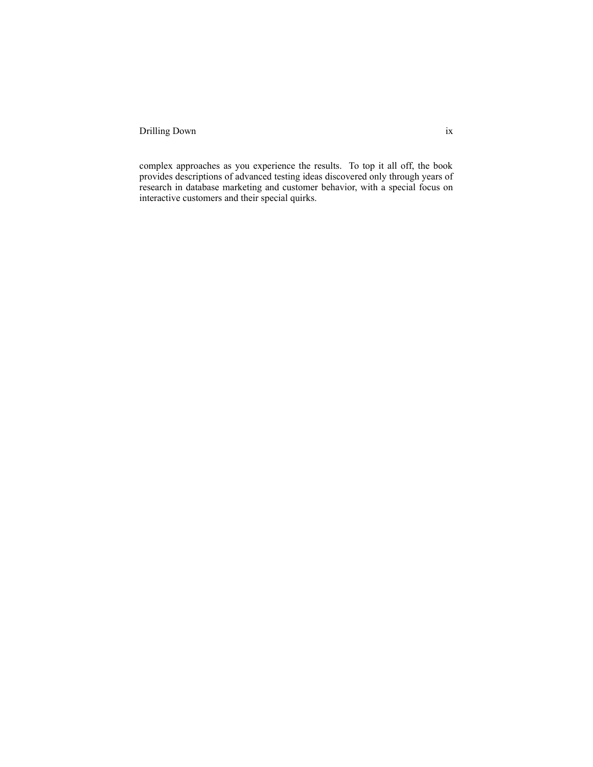complex approaches as you experience the results. To top it all off, the book provides descriptions of advanced testing ideas discovered only through years of research in database marketing and customer behavior, with a special focus on interactive customers and their special quirks.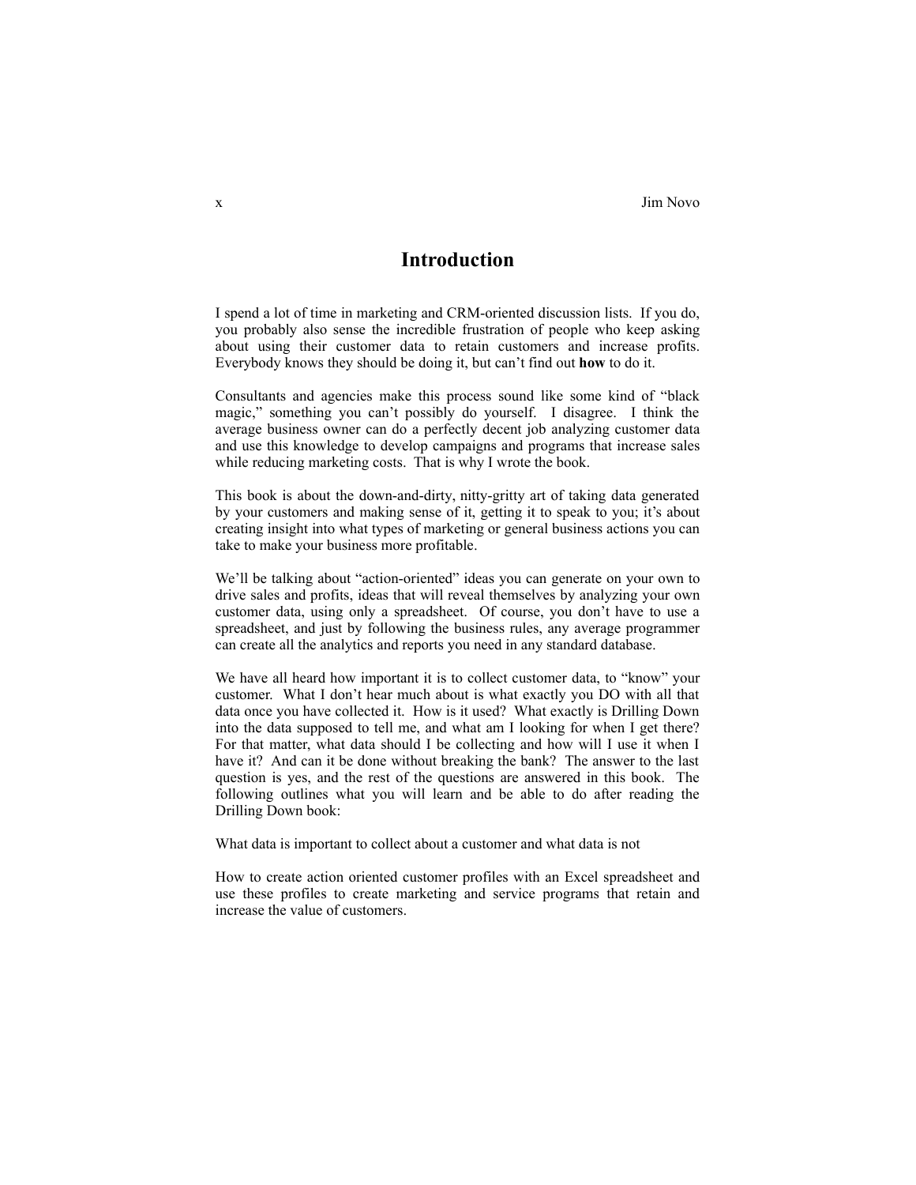# Introduction

I spend a lot of time in marketing and CRM-oriented discussion lists. If you do, you probably also sense the incredible frustration of people who keep asking about using their customer data to retain customers and increase profits. Everybody knows they should be doing it, but can't find out **how** to do it.

Consultants and agencies make this process sound like some kind of "black magic," something you can't possibly do yourself. I disagree. I think the average business owner can do a perfectly decent job analyzing customer data and use this knowledge to develop campaigns and programs that increase sales while reducing marketing costs. That is why I wrote the book.

This book is about the down-and-dirty, nitty-gritty art of taking data generated by your customers and making sense of it, getting it to speak to you; it's about creating insight into what types of marketing or general business actions you can take to make your business more profitable.

We'll be talking about "action-oriented" ideas you can generate on your own to drive sales and profits, ideas that will reveal themselves by analyzing your own customer data, using only a spreadsheet. Of course, you don't have to use a spreadsheet, and just by following the business rules, any average programmer can create all the analytics and reports you need in any standard database.

We have all heard how important it is to collect customer data, to "know" your customer. What I don't hear much about is what exactly you DO with all that data once you have collected it. How is it used? What exactly is Drilling Down into the data supposed to tell me, and what am I looking for when I get there? For that matter, what data should I be collecting and how will I use it when I have it? And can it be done without breaking the bank? The answer to the last question is yes, and the rest of the questions are answered in this book. The following outlines what you will learn and be able to do after reading the Drilling Down book:

What data is important to collect about a customer and what data is not

How to create action oriented customer profiles with an Excel spreadsheet and use these profiles to create marketing and service programs that retain and increase the value of customers.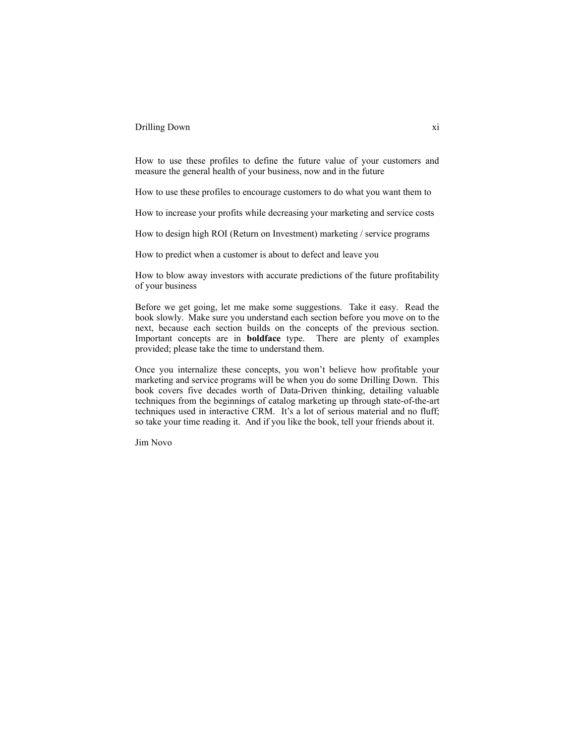How to use these profiles to define the future value of your customers and measure the general health of your business, now and in the future

How to use these profiles to encourage customers to do what you want them to

How to increase your profits while decreasing your marketing and service costs

How to design high ROI (Return on Investment) marketing / service programs

How to predict when a customer is about to defect and leave you

How to blow away investors with accurate predictions of the future profitability of your business

Before we get going, let me make some suggestions. Take it easy. Read the book slowly. Make sure you understand each section before you move on to the next, because each section builds on the concepts of the previous section. Important concepts are in **boldface** type. There are plenty of examples provided; please take the time to understand them.

Once you internalize these concepts, you won't believe how profitable your marketing and service programs will be when you do some Drilling Down. This book covers five decades worth of Data-Driven thinking, detailing valuable techniques from the beginnings of catalog marketing up through state-of-the-art techniques used in interactive CRM. It's a lot of serious material and no fluff; so take your time reading it. And if you like the book, tell your friends about it.

Jim Novo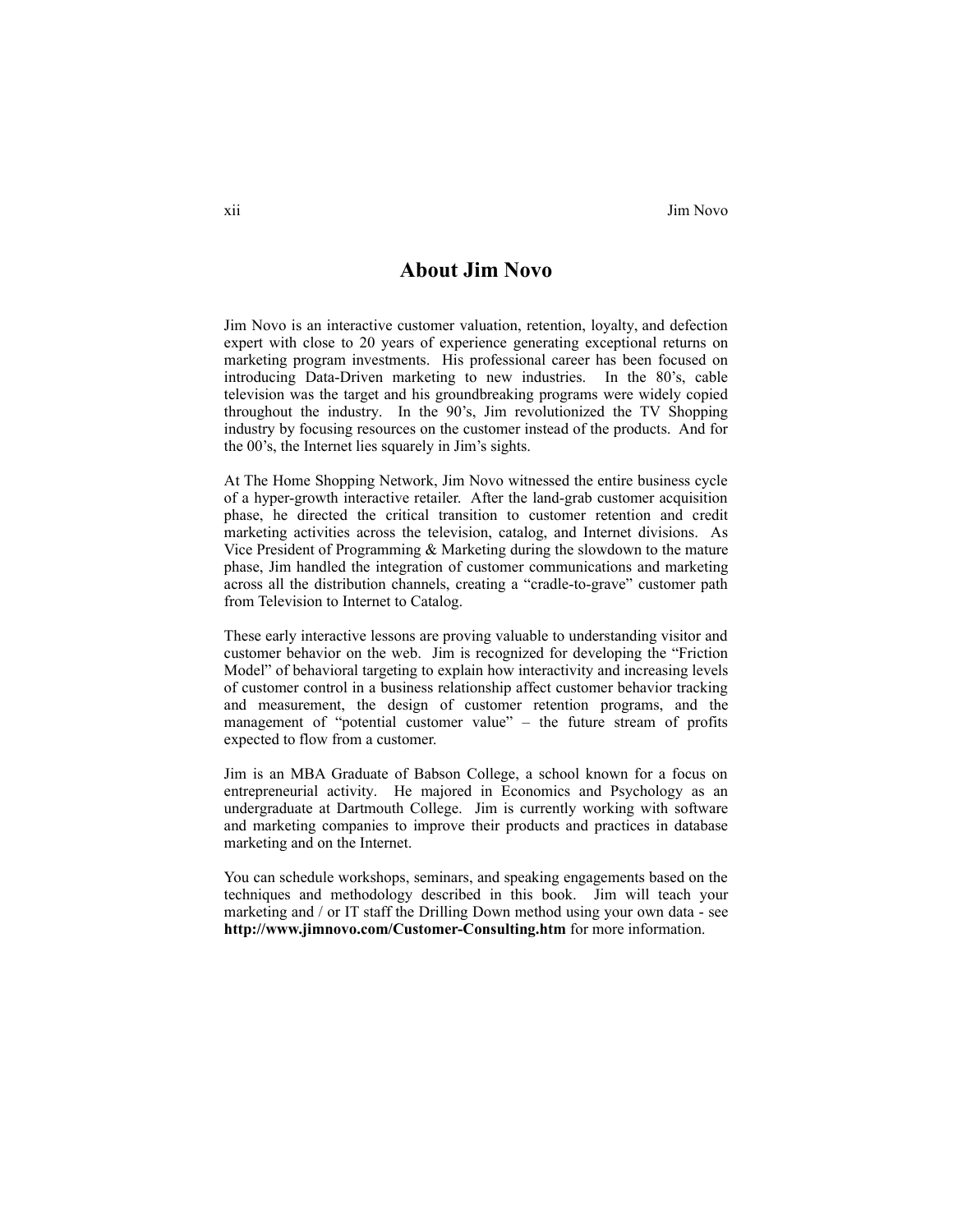## About Jim Novo

Jim Novo is an interactive customer valuation, retention, loyalty, and defection expert with close to 20 years of experience generating exceptional returns on marketing program investments. His professional career has been focused on introducing Data-Driven marketing to new industries. In the 80's, cable television was the target and his groundbreaking programs were widely copied throughout the industry. In the 90's, Jim revolutionized the TV Shopping industry by focusing resources on the customer instead of the products. And for the 00's, the Internet lies squarely in Jim's sights.

At The Home Shopping Network, Jim Novo witnessed the entire business cycle of a hyper-growth interactive retailer. After the land-grab customer acquisition phase, he directed the critical transition to customer retention and credit marketing activities across the television, catalog, and Internet divisions. As Vice President of Programming & Marketing during the slowdown to the mature phase, Jim handled the integration of customer communications and marketing across all the distribution channels, creating a "cradle-to-grave" customer path from Television to Internet to Catalog.

These early interactive lessons are proving valuable to understanding visitor and customer behavior on the web. Jim is recognized for developing the "Friction Model" of behavioral targeting to explain how interactivity and increasing levels of customer control in a business relationship affect customer behavior tracking and measurement, the design of customer retention programs, and the management of "potential customer value" – the future stream of profits expected to flow from a customer.

Jim is an MBA Graduate of Babson College, a school known for a focus on entrepreneurial activity. He majored in Economics and Psychology as an undergraduate at Dartmouth College. Jim is currently working with software and marketing companies to improve their products and practices in database marketing and on the Internet.

You can schedule workshops, seminars, and speaking engagements based on the techniques and methodology described in this book. Jim will teach your marketing and / or IT staff the Drilling Down method using your own data - see **http://www.jimnovo.com/Customer-Consulting.htm** for more information.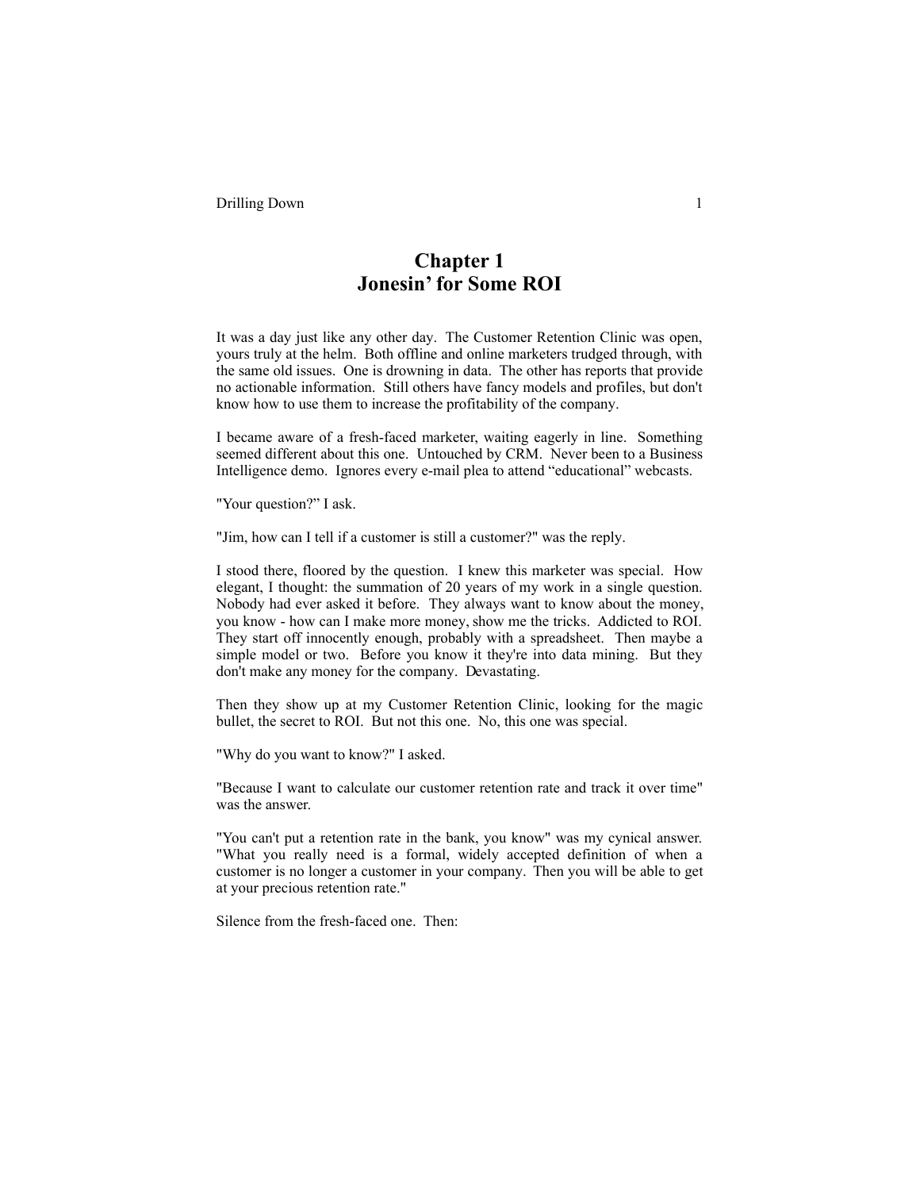# Chapter 1
# Jonesin' for Some ROI

It was a day just like any other day. The Customer Retention Clinic was open, yours truly at the helm. Both offline and online marketers trudged through, with the same old issues. One is drowning in data. The other has reports that provide no actionable information. Still others have fancy models and profiles, but don't know how to use them to increase the profitability of the company.

I became aware of a fresh-faced marketer, waiting eagerly in line. Something seemed different about this one. Untouched by CRM. Never been to a Business Intelligence demo. Ignores every e-mail plea to attend "educational" webcasts.

"Your question?" I ask.

"Jim, how can I tell if a customer is still a customer?" was the reply.

I stood there, floored by the question. I knew this marketer was special. How elegant, I thought: the summation of 20 years of my work in a single question. Nobody had ever asked it before. They always want to know about the money, you know - how can I make more money, show me the tricks. Addicted to ROI. They start off innocently enough, probably with a spreadsheet. Then maybe a simple model or two. Before you know it they're into data mining. But they don't make any money for the company. Devastating.

Then they show up at my Customer Retention Clinic, looking for the magic bullet, the secret to ROI. But not this one. No, this one was special.

"Why do you want to know?" I asked.

"Because I want to calculate our customer retention rate and track it over time" was the answer.

"You can't put a retention rate in the bank, you know" was my cynical answer. "What you really need is a formal, widely accepted definition of when a customer is no longer a customer in your company. Then you will be able to get at your precious retention rate."

Silence from the fresh-faced one. Then: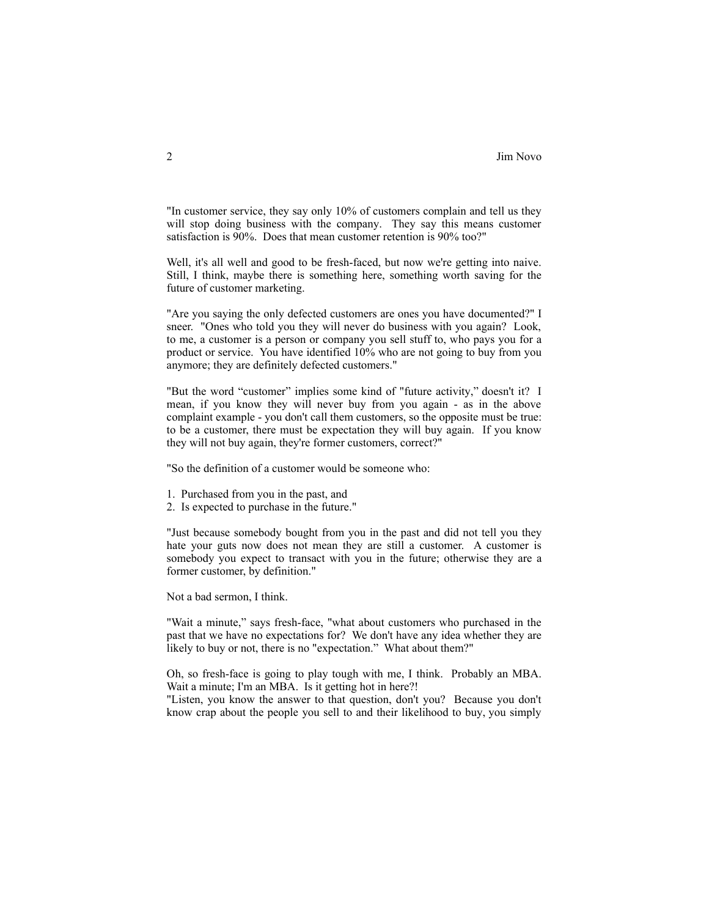"In customer service, they say only 10% of customers complain and tell us they will stop doing business with the company. They say this means customer satisfaction is 90%. Does that mean customer retention is 90% too?"

Well, it's all well and good to be fresh-faced, but now we're getting into naive. Still, I think, maybe there is something here, something worth saving for the future of customer marketing.

"Are you saying the only defected customers are ones you have documented?" I sneer. "Ones who told you they will never do business with you again? Look, to me, a customer is a person or company you sell stuff to, who pays you for a product or service. You have identified 10% who are not going to buy from you anymore; they are definitely defected customers."

"But the word "customer" implies some kind of "future activity," doesn't it? I mean, if you know they will never buy from you again - as in the above complaint example - you don't call them customers, so the opposite must be true: to be a customer, there must be expectation they will buy again. If you know they will not buy again, they're former customers, correct?"

"So the definition of a customer would be someone who:

1. Purchased from you in the past, and
2. Is expected to purchase in the future."

"Just because somebody bought from you in the past and did not tell you they hate your guts now does not mean they are still a customer. A customer is somebody you expect to transact with you in the future; otherwise they are a former customer, by definition."

Not a bad sermon, I think.

"Wait a minute," says fresh-face, "what about customers who purchased in the past that we have no expectations for? We don't have any idea whether they are likely to buy or not, there is no "expectation." What about them?"

Oh, so fresh-face is going to play tough with me, I think. Probably an MBA. Wait a minute; I'm an MBA. Is it getting hot in here?!

"Listen, you know the answer to that question, don't you? Because you don't know crap about the people you sell to and their likelihood to buy, you simply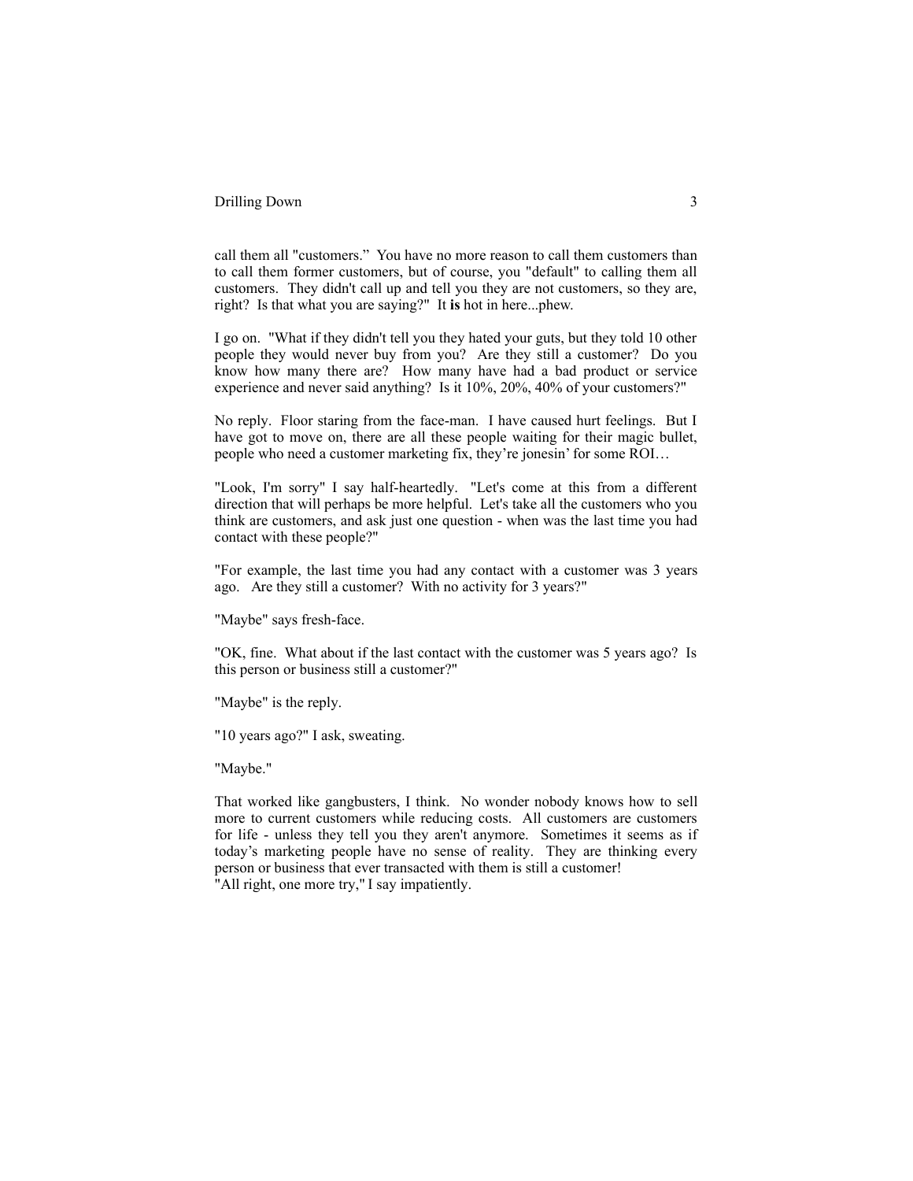call them all "customers." You have no more reason to call them customers than to call them former customers, but of course, you "default" to calling them all customers. They didn't call up and tell you they are not customers, so they are, right? Is that what you are saying?" It **is** hot in here...phew.

I go on. "What if they didn't tell you they hated your guts, but they told 10 other people they would never buy from you? Are they still a customer? Do you know how many there are? How many have had a bad product or service experience and never said anything? Is it 10%, 20%, 40% of your customers?"

No reply. Floor staring from the face-man. I have caused hurt feelings. But I have got to move on, there are all these people waiting for their magic bullet, people who need a customer marketing fix, they're jonesin' for some ROI…

"Look, I'm sorry" I say half-heartedly. "Let's come at this from a different direction that will perhaps be more helpful. Let's take all the customers who you think are customers, and ask just one question - when was the last time you had contact with these people?"

"For example, the last time you had any contact with a customer was 3 years ago. Are they still a customer? With no activity for 3 years?"

"Maybe" says fresh-face.

"OK, fine. What about if the last contact with the customer was 5 years ago? Is this person or business still a customer?"

"Maybe" is the reply.

"10 years ago?" I ask, sweating.

"Maybe."

That worked like gangbusters, I think. No wonder nobody knows how to sell more to current customers while reducing costs. All customers are customers for life - unless they tell you they aren't anymore. Sometimes it seems as if today's marketing people have no sense of reality. They are thinking every person or business that ever transacted with them is still a customer!
"All right, one more try," I say impatiently.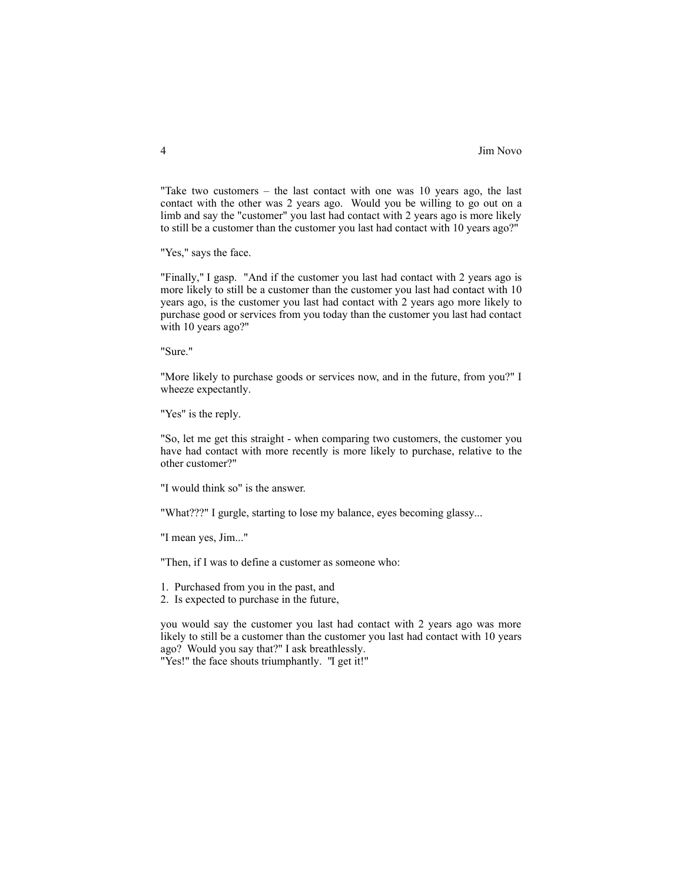"Take two customers – the last contact with one was 10 years ago, the last contact with the other was 2 years ago. Would you be willing to go out on a limb and say the "customer" you last had contact with 2 years ago is more likely to still be a customer than the customer you last had contact with 10 years ago?"

"Yes," says the face.

"Finally," I gasp. "And if the customer you last had contact with 2 years ago is more likely to still be a customer than the customer you last had contact with 10 years ago, is the customer you last had contact with 2 years ago more likely to purchase good or services from you today than the customer you last had contact with 10 years ago?"

"Sure."

"More likely to purchase goods or services now, and in the future, from you?" I wheeze expectantly.

"Yes" is the reply.

"So, let me get this straight - when comparing two customers, the customer you have had contact with more recently is more likely to purchase, relative to the other customer?"

"I would think so" is the answer.

"What???" I gurgle, starting to lose my balance, eyes becoming glassy...

"I mean yes, Jim..."

"Then, if I was to define a customer as someone who:

1. Purchased from you in the past, and
2. Is expected to purchase in the future,

you would say the customer you last had contact with 2 years ago was more likely to still be a customer than the customer you last had contact with 10 years ago? Would you say that?" I ask breathlessly.

"Yes!" the face shouts triumphantly. "I get it!"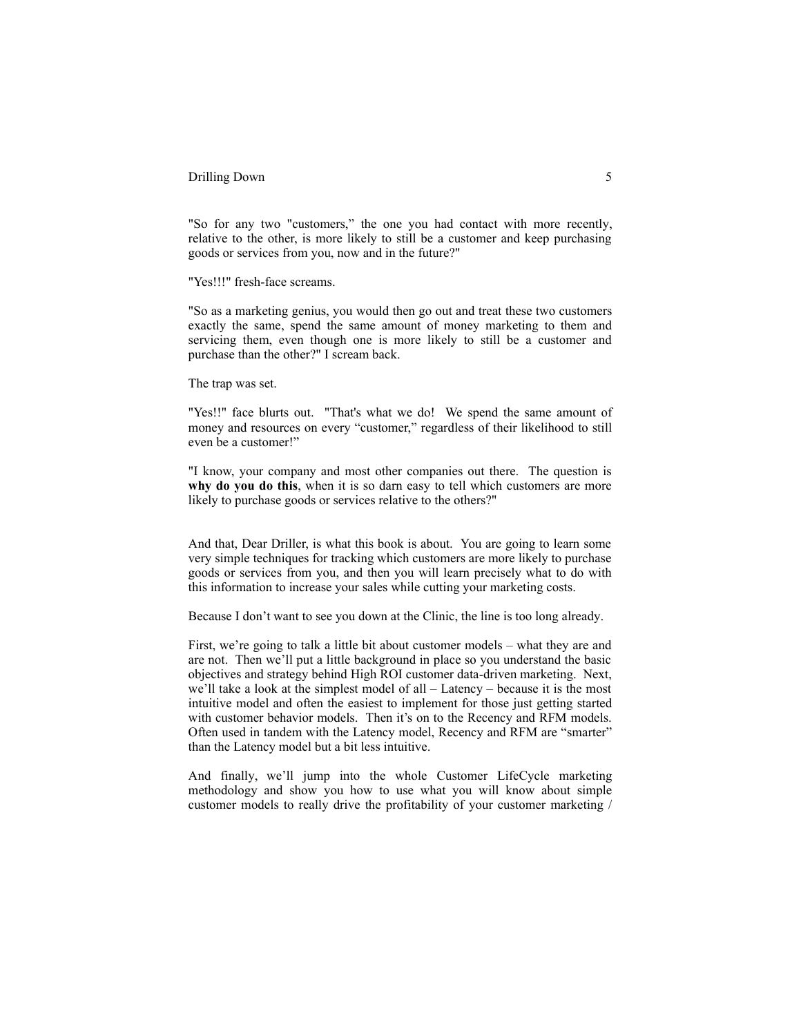"So for any two "customers," the one you had contact with more recently, relative to the other, is more likely to still be a customer and keep purchasing goods or services from you, now and in the future?"

"Yes!!!" fresh-face screams.

"So as a marketing genius, you would then go out and treat these two customers exactly the same, spend the same amount of money marketing to them and servicing them, even though one is more likely to still be a customer and purchase than the other?" I scream back.

The trap was set.

"Yes!!" face blurts out. "That's what we do! We spend the same amount of money and resources on every "customer," regardless of their likelihood to still even be a customer!"

"I know, your company and most other companies out there. The question is **why do you do this**, when it is so darn easy to tell which customers are more likely to purchase goods or services relative to the others?"

And that, Dear Driller, is what this book is about. You are going to learn some very simple techniques for tracking which customers are more likely to purchase goods or services from you, and then you will learn precisely what to do with this information to increase your sales while cutting your marketing costs.

Because I don't want to see you down at the Clinic, the line is too long already.

First, we're going to talk a little bit about customer models – what they are and are not. Then we'll put a little background in place so you understand the basic objectives and strategy behind High ROI customer data-driven marketing. Next, we'll take a look at the simplest model of all – Latency – because it is the most intuitive model and often the easiest to implement for those just getting started with customer behavior models. Then it's on to the Recency and RFM models. Often used in tandem with the Latency model, Recency and RFM are "smarter" than the Latency model but a bit less intuitive.

And finally, we'll jump into the whole Customer LifeCycle marketing methodology and show you how to use what you will know about simple customer models to really drive the profitability of your customer marketing /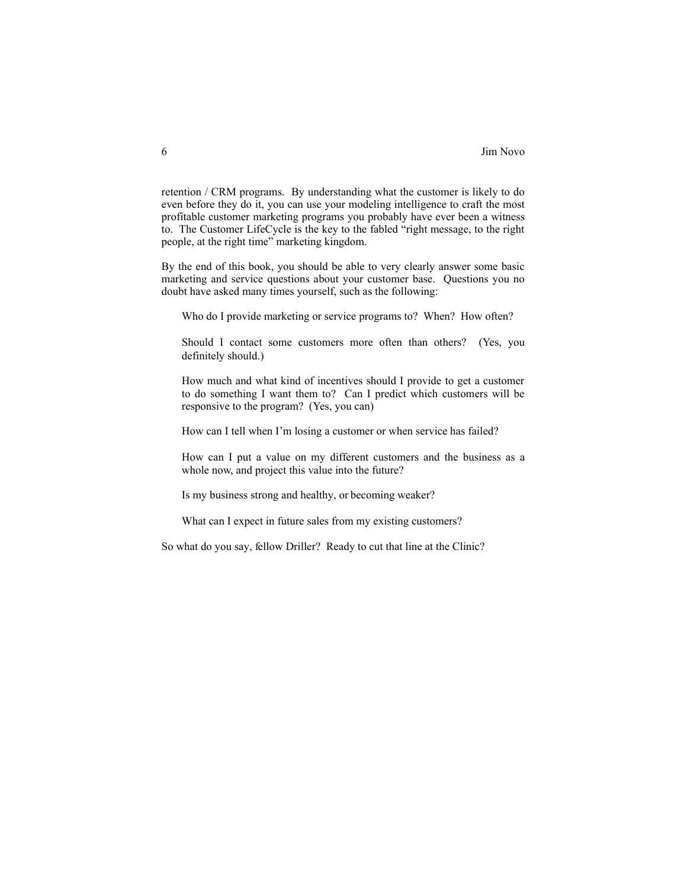retention / CRM programs. By understanding what the customer is likely to do even before they do it, you can use your modeling intelligence to craft the most profitable customer marketing programs you probably have ever been a witness to. The Customer LifeCycle is the key to the fabled "right message, to the right people, at the right time" marketing kingdom.

By the end of this book, you should be able to very clearly answer some basic marketing and service questions about your customer base. Questions you no doubt have asked many times yourself, such as the following:

> Who do I provide marketing or service programs to? When? How often?
>
> Should I contact some customers more often than others? (Yes, you definitely should.)
>
> How much and what kind of incentives should I provide to get a customer to do something I want them to? Can I predict which customers will be responsive to the program? (Yes, you can)
>
> How can I tell when I'm losing a customer or when service has failed?
>
> How can I put a value on my different customers and the business as a whole now, and project this value into the future?
>
> Is my business strong and healthy, or becoming weaker?
>
> What can I expect in future sales from my existing customers?

So what do you say, fellow Driller? Ready to cut that line at the Clinic?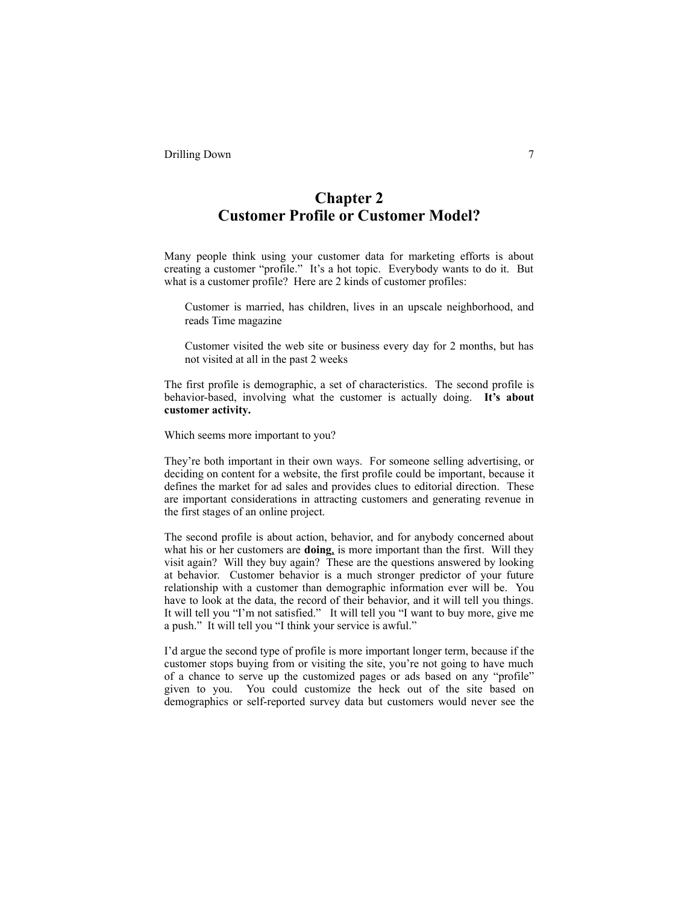# Chapter 2
# Customer Profile or Customer Model?

Many people think using your customer data for marketing efforts is about creating a customer "profile." It's a hot topic. Everybody wants to do it. But what is a customer profile? Here are 2 kinds of customer profiles:

> Customer is married, has children, lives in an upscale neighborhood, and reads Time magazine

> Customer visited the web site or business every day for 2 months, but has not visited at all in the past 2 weeks

The first profile is demographic, a set of characteristics. The second profile is behavior-based, involving what the customer is actually doing. **It's about customer activity.**

Which seems more important to you?

They're both important in their own ways. For someone selling advertising, or deciding on content for a website, the first profile could be important, because it defines the market for ad sales and provides clues to editorial direction. These are important considerations in attracting customers and generating revenue in the first stages of an online project.

The second profile is about action, behavior, and for anybody concerned about what his or her customers are **doing**, is more important than the first. Will they visit again? Will they buy again? These are the questions answered by looking at behavior. Customer behavior is a much stronger predictor of your future relationship with a customer than demographic information ever will be. You have to look at the data, the record of their behavior, and it will tell you things. It will tell you "I'm not satisfied." It will tell you "I want to buy more, give me a push." It will tell you "I think your service is awful."

I'd argue the second type of profile is more important longer term, because if the customer stops buying from or visiting the site, you're not going to have much of a chance to serve up the customized pages or ads based on any "profile" given to you. You could customize the heck out of the site based on demographics or self-reported survey data but customers would never see the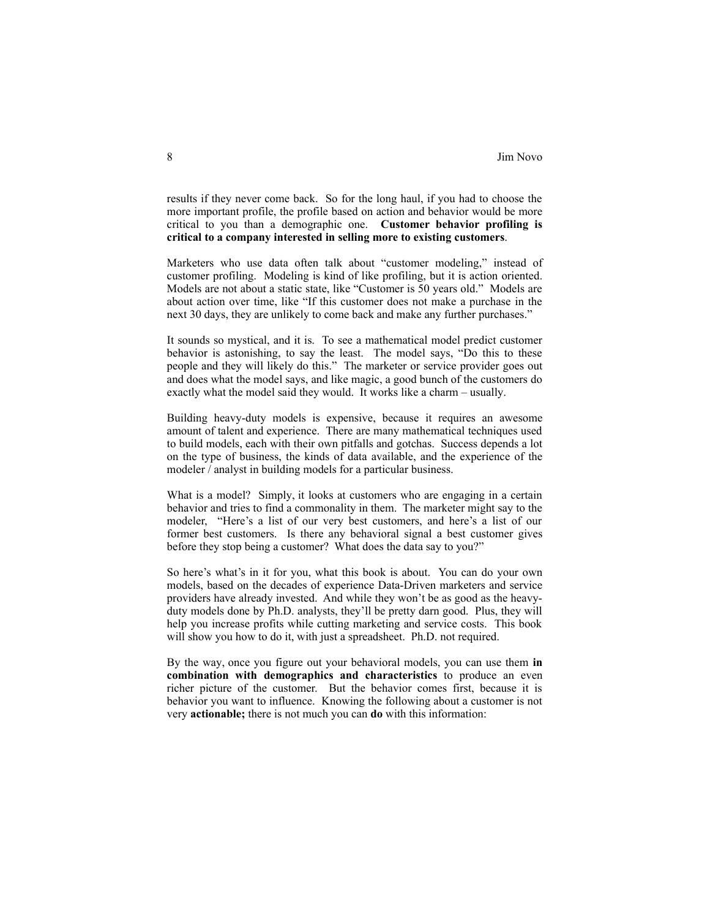results if they never come back. So for the long haul, if you had to choose the more important profile, the profile based on action and behavior would be more critical to you than a demographic one. **Customer behavior profiling is critical to a company interested in selling more to existing customers**.

Marketers who use data often talk about "customer modeling," instead of customer profiling. Modeling is kind of like profiling, but it is action oriented. Models are not about a static state, like "Customer is 50 years old." Models are about action over time, like "If this customer does not make a purchase in the next 30 days, they are unlikely to come back and make any further purchases."

It sounds so mystical, and it is. To see a mathematical model predict customer behavior is astonishing, to say the least. The model says, "Do this to these people and they will likely do this." The marketer or service provider goes out and does what the model says, and like magic, a good bunch of the customers do exactly what the model said they would. It works like a charm – usually.

Building heavy-duty models is expensive, because it requires an awesome amount of talent and experience. There are many mathematical techniques used to build models, each with their own pitfalls and gotchas. Success depends a lot on the type of business, the kinds of data available, and the experience of the modeler / analyst in building models for a particular business.

What is a model? Simply, it looks at customers who are engaging in a certain behavior and tries to find a commonality in them. The marketer might say to the modeler, "Here's a list of our very best customers, and here's a list of our former best customers. Is there any behavioral signal a best customer gives before they stop being a customer? What does the data say to you?"

So here's what's in it for you, what this book is about. You can do your own models, based on the decades of experience Data-Driven marketers and service providers have already invested. And while they won't be as good as the heavy-duty models done by Ph.D. analysts, they'll be pretty darn good. Plus, they will help you increase profits while cutting marketing and service costs. This book will show you how to do it, with just a spreadsheet. Ph.D. not required.

By the way, once you figure out your behavioral models, you can use them **in combination with demographics and characteristics** to produce an even richer picture of the customer. But the behavior comes first, because it is behavior you want to influence. Knowing the following about a customer is not very **actionable;** there is not much you can **do** with this information: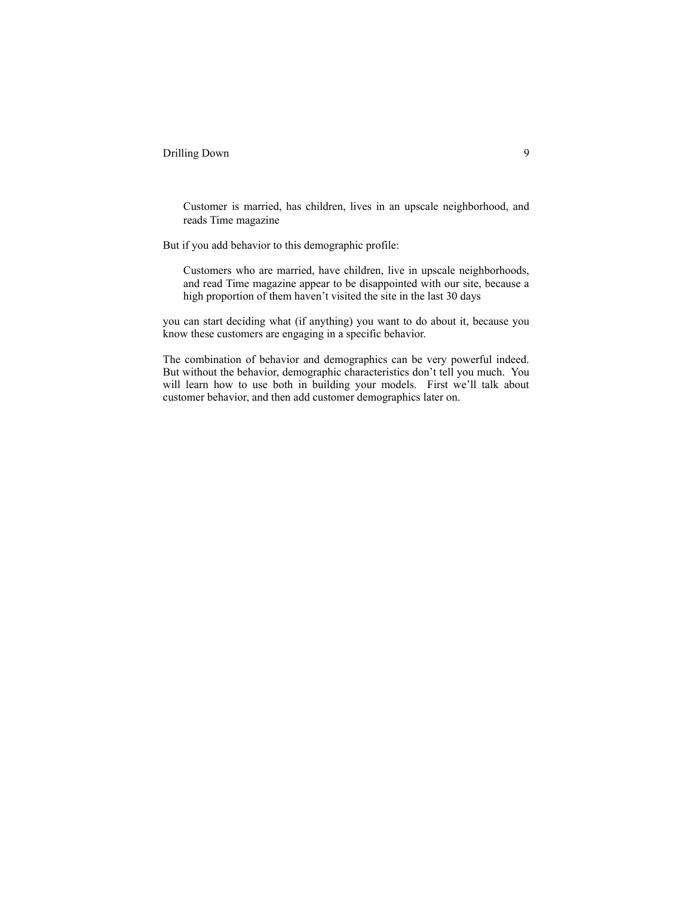> Customer is married, has children, lives in an upscale neighborhood, and reads Time magazine

But if you add behavior to this demographic profile:

> Customers who are married, have children, live in upscale neighborhoods, and read Time magazine appear to be disappointed with our site, because a high proportion of them haven’t visited the site in the last 30 days

you can start deciding what (if anything) you want to do about it, because you know these customers are engaging in a specific behavior.

The combination of behavior and demographics can be very powerful indeed. But without the behavior, demographic characteristics don’t tell you much. You will learn how to use both in building your models. First we’ll talk about customer behavior, and then add customer demographics later on.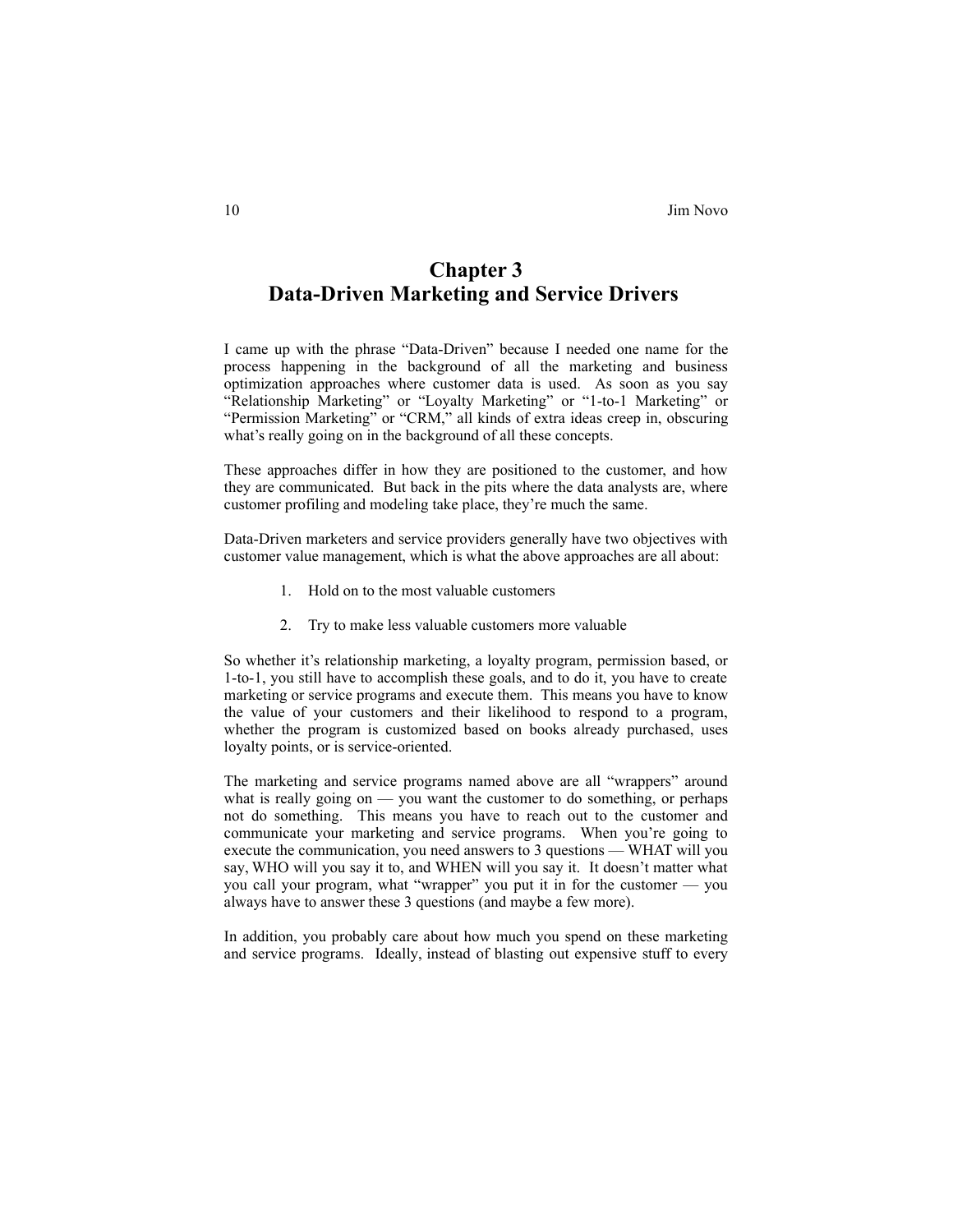# Chapter 3
# Data-Driven Marketing and Service Drivers

I came up with the phrase "Data-Driven" because I needed one name for the process happening in the background of all the marketing and business optimization approaches where customer data is used. As soon as you say "Relationship Marketing" or "Loyalty Marketing" or "1-to-1 Marketing" or "Permission Marketing" or "CRM," all kinds of extra ideas creep in, obscuring what's really going on in the background of all these concepts.

These approaches differ in how they are positioned to the customer, and how they are communicated. But back in the pits where the data analysts are, where customer profiling and modeling take place, they're much the same.

Data-Driven marketers and service providers generally have two objectives with customer value management, which is what the above approaches are all about:

1. Hold on to the most valuable customers
2. Try to make less valuable customers more valuable

So whether it's relationship marketing, a loyalty program, permission based, or 1-to-1, you still have to accomplish these goals, and to do it, you have to create marketing or service programs and execute them. This means you have to know the value of your customers and their likelihood to respond to a program, whether the program is customized based on books already purchased, uses loyalty points, or is service-oriented.

The marketing and service programs named above are all "wrappers" around what is really going on — you want the customer to do something, or perhaps not do something. This means you have to reach out to the customer and communicate your marketing and service programs. When you're going to execute the communication, you need answers to 3 questions — WHAT will you say, WHO will you say it to, and WHEN will you say it. It doesn't matter what you call your program, what "wrapper" you put it in for the customer — you always have to answer these 3 questions (and maybe a few more).

In addition, you probably care about how much you spend on these marketing and service programs. Ideally, instead of blasting out expensive stuff to every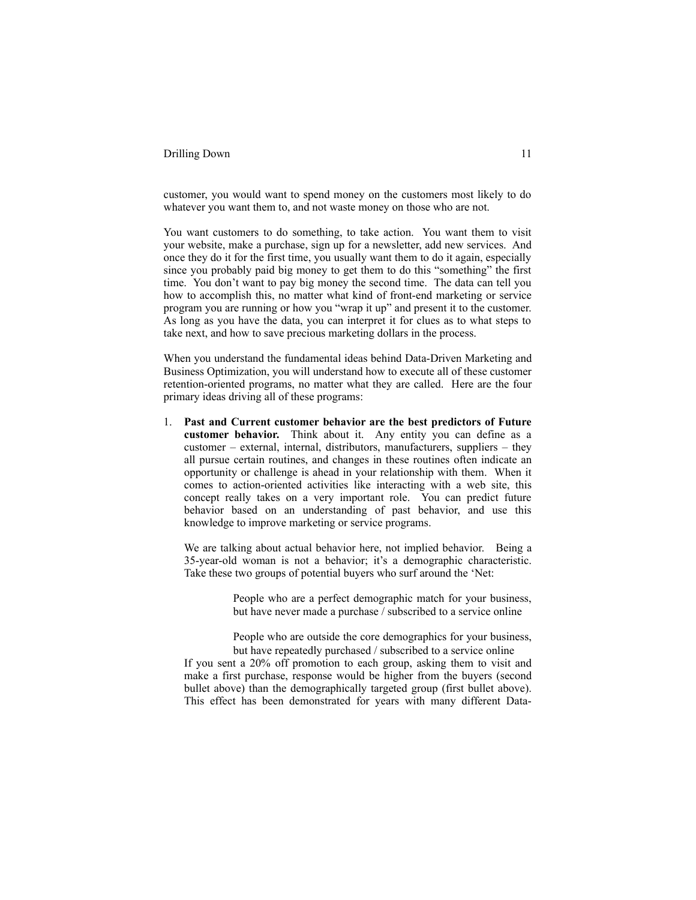customer, you would want to spend money on the customers most likely to do whatever you want them to, and not waste money on those who are not.

You want customers to do something, to take action. You want them to visit your website, make a purchase, sign up for a newsletter, add new services. And once they do it for the first time, you usually want them to do it again, especially since you probably paid big money to get them to do this "something" the first time. You don't want to pay big money the second time. The data can tell you how to accomplish this, no matter what kind of front-end marketing or service program you are running or how you "wrap it up" and present it to the customer. As long as you have the data, you can interpret it for clues as to what steps to take next, and how to save precious marketing dollars in the process.

When you understand the fundamental ideas behind Data-Driven Marketing and Business Optimization, you will understand how to execute all of these customer retention-oriented programs, no matter what they are called. Here are the four primary ideas driving all of these programs:

1. **Past and Current customer behavior are the best predictors of Future customer behavior.** Think about it. Any entity you can define as a customer – external, internal, distributors, manufacturers, suppliers – they all pursue certain routines, and changes in these routines often indicate an opportunity or challenge is ahead in your relationship with them. When it comes to action-oriented activities like interacting with a web site, this concept really takes on a very important role. You can predict future behavior based on an understanding of past behavior, and use this knowledge to improve marketing or service programs.

   We are talking about actual behavior here, not implied behavior. Being a 35-year-old woman is not a behavior; it's a demographic characteristic. Take these two groups of potential buyers who surf around the 'Net:

   > People who are a perfect demographic match for your business, but have never made a purchase / subscribed to a service online

   > People who are outside the core demographics for your business, but have repeatedly purchased / subscribed to a service online

   If you sent a 20% off promotion to each group, asking them to visit and make a first purchase, response would be higher from the buyers (second bullet above) than the demographically targeted group (first bullet above). This effect has been demonstrated for years with many different Data-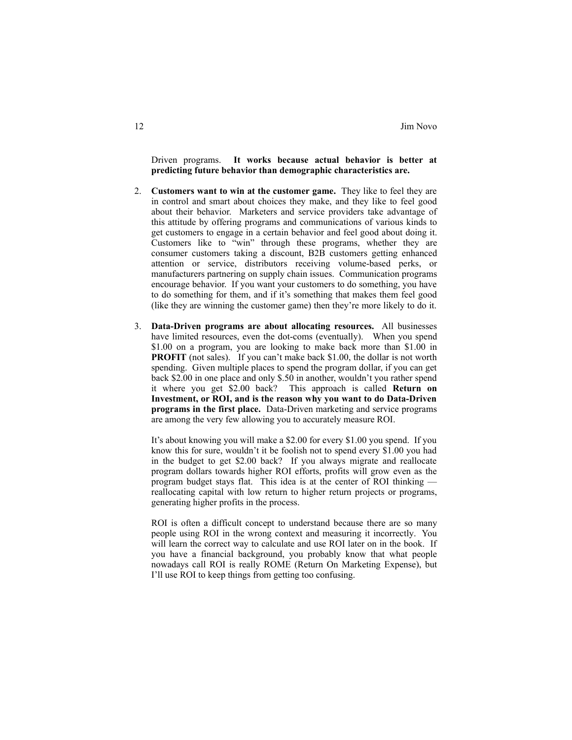Driven programs. **It works because actual behavior is better at predicting future behavior than demographic characteristics are.**

2. **Customers want to win at the customer game.** They like to feel they are in control and smart about choices they make, and they like to feel good about their behavior. Marketers and service providers take advantage of this attitude by offering programs and communications of various kinds to get customers to engage in a certain behavior and feel good about doing it. Customers like to "win" through these programs, whether they are consumer customers taking a discount, B2B customers getting enhanced attention or service, distributors receiving volume-based perks, or manufacturers partnering on supply chain issues. Communication programs encourage behavior. If you want your customers to do something, you have to do something for them, and if it's something that makes them feel good (like they are winning the customer game) then they're more likely to do it.

3. **Data-Driven programs are about allocating resources.** All businesses have limited resources, even the dot-coms (eventually). When you spend $1.00 on a program, you are looking to make back more than $1.00 in **PROFIT** (not sales). If you can't make back $1.00, the dollar is not worth spending. Given multiple places to spend the program dollar, if you can get back $2.00 in one place and only $.50 in another, wouldn't you rather spend it where you get $2.00 back? This approach is called **Return on Investment, or ROI, and is the reason why you want to do Data-Driven programs in the first place.** Data-Driven marketing and service programs are among the very few allowing you to accurately measure ROI.

   It's about knowing you will make a $2.00 for every $1.00 you spend. If you know this for sure, wouldn't it be foolish not to spend every $1.00 you had in the budget to get $2.00 back? If you always migrate and reallocate program dollars towards higher ROI efforts, profits will grow even as the program budget stays flat. This idea is at the center of ROI thinking — reallocating capital with low return to higher return projects or programs, generating higher profits in the process.

   ROI is often a difficult concept to understand because there are so many people using ROI in the wrong context and measuring it incorrectly. You will learn the correct way to calculate and use ROI later on in the book. If you have a financial background, you probably know that what people nowadays call ROI is really ROME (Return On Marketing Expense), but I'll use ROI to keep things from getting too confusing.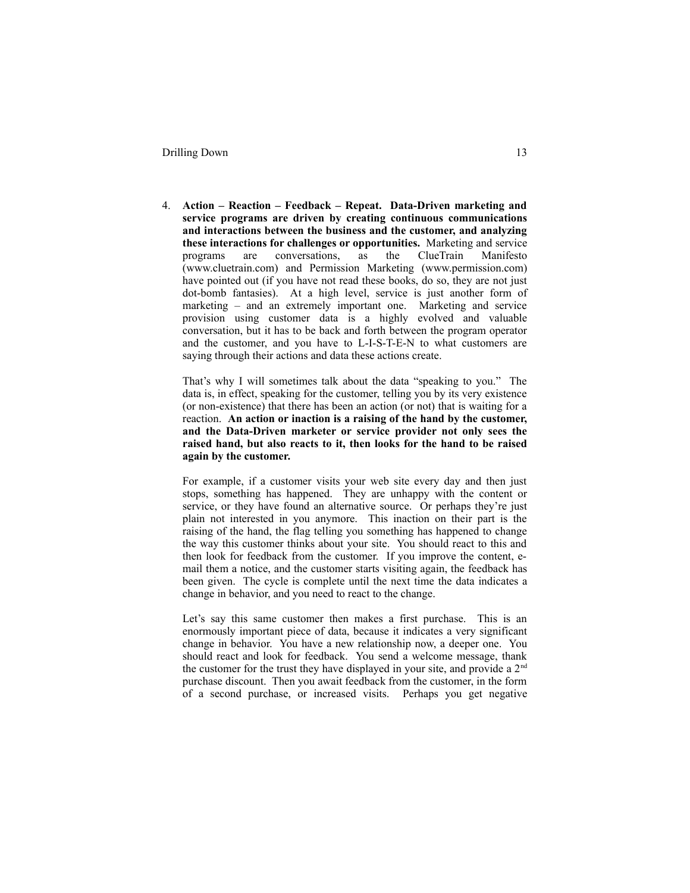4. **Action – Reaction – Feedback – Repeat. Data-Driven marketing and service programs are driven by creating continuous communications and interactions between the business and the customer, and analyzing these interactions for challenges or opportunities.** Marketing and service programs are conversations, as the ClueTrain Manifesto (www.cluetrain.com) and Permission Marketing (www.permission.com) have pointed out (if you have not read these books, do so, they are not just dot-bomb fantasies). At a high level, service is just another form of marketing – and an extremely important one. Marketing and service provision using customer data is a highly evolved and valuable conversation, but it has to be back and forth between the program operator and the customer, and you have to L-I-S-T-E-N to what customers are saying through their actions and data these actions create.

   That's why I will sometimes talk about the data "speaking to you." The data is, in effect, speaking for the customer, telling you by its very existence (or non-existence) that there has been an action (or not) that is waiting for a reaction. **An action or inaction is a raising of the hand by the customer, and the Data-Driven marketer or service provider not only sees the raised hand, but also reacts to it, then looks for the hand to be raised again by the customer.**

   For example, if a customer visits your web site every day and then just stops, something has happened. They are unhappy with the content or service, or they have found an alternative source. Or perhaps they're just plain not interested in you anymore. This inaction on their part is the raising of the hand, the flag telling you something has happened to change the way this customer thinks about your site. You should react to this and then look for feedback from the customer. If you improve the content, e-mail them a notice, and the customer starts visiting again, the feedback has been given. The cycle is complete until the next time the data indicates a change in behavior, and you need to react to the change.

   Let's say this same customer then makes a first purchase. This is an enormously important piece of data, because it indicates a very significant change in behavior. You have a new relationship now, a deeper one. You should react and look for feedback. You send a welcome message, thank the customer for the trust they have displayed in your site, and provide a 2nd purchase discount. Then you await feedback from the customer, in the form of a second purchase, or increased visits. Perhaps you get negative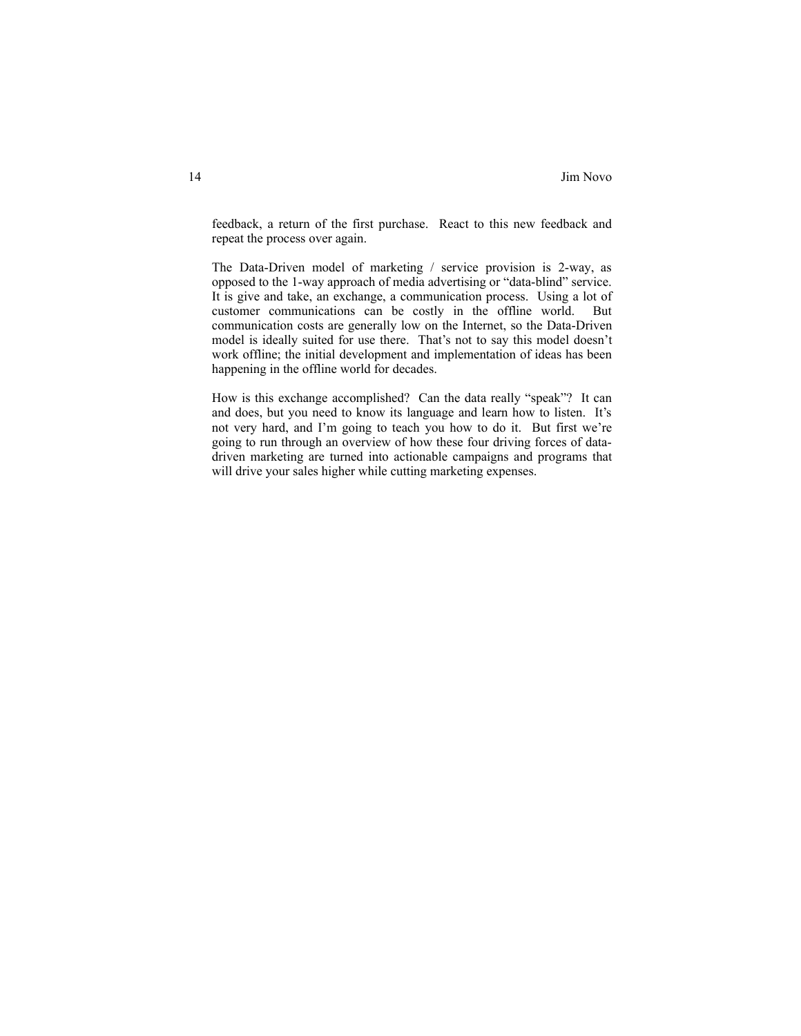feedback, a return of the first purchase. React to this new feedback and repeat the process over again.

The Data-Driven model of marketing / service provision is 2-way, as opposed to the 1-way approach of media advertising or "data-blind" service. It is give and take, an exchange, a communication process. Using a lot of customer communications can be costly in the offline world. But communication costs are generally low on the Internet, so the Data-Driven model is ideally suited for use there. That's not to say this model doesn't work offline; the initial development and implementation of ideas has been happening in the offline world for decades.

How is this exchange accomplished? Can the data really "speak"? It can and does, but you need to know its language and learn how to listen. It's not very hard, and I'm going to teach you how to do it. But first we're going to run through an overview of how these four driving forces of data-driven marketing are turned into actionable campaigns and programs that will drive your sales higher while cutting marketing expenses.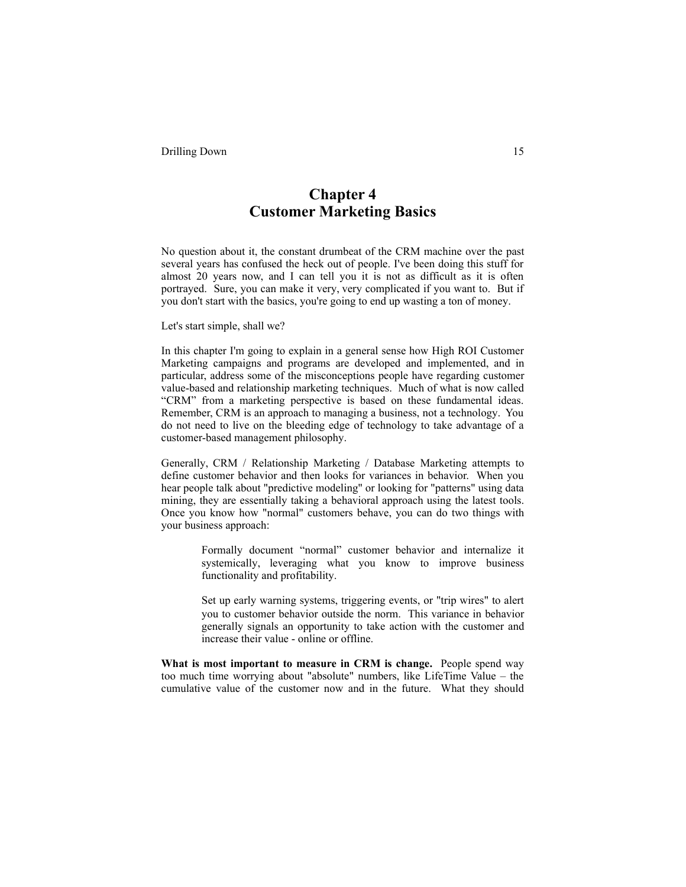# Chapter 4
# Customer Marketing Basics

No question about it, the constant drumbeat of the CRM machine over the past several years has confused the heck out of people. I've been doing this stuff for almost 20 years now, and I can tell you it is not as difficult as it is often portrayed. Sure, you can make it very, very complicated if you want to. But if you don't start with the basics, you're going to end up wasting a ton of money.

Let's start simple, shall we?

In this chapter I'm going to explain in a general sense how High ROI Customer Marketing campaigns and programs are developed and implemented, and in particular, address some of the misconceptions people have regarding customer value-based and relationship marketing techniques. Much of what is now called "CRM" from a marketing perspective is based on these fundamental ideas. Remember, CRM is an approach to managing a business, not a technology. You do not need to live on the bleeding edge of technology to take advantage of a customer-based management philosophy.

Generally, CRM / Relationship Marketing / Database Marketing attempts to define customer behavior and then looks for variances in behavior. When you hear people talk about "predictive modeling" or looking for "patterns" using data mining, they are essentially taking a behavioral approach using the latest tools. Once you know how "normal" customers behave, you can do two things with your business approach:

> Formally document "normal" customer behavior and internalize it systemically, leveraging what you know to improve business functionality and profitability.
>
> Set up early warning systems, triggering events, or "trip wires" to alert you to customer behavior outside the norm. This variance in behavior generally signals an opportunity to take action with the customer and increase their value - online or offline.

**What is most important to measure in CRM is change.** People spend way too much time worrying about "absolute" numbers, like LifeTime Value – the cumulative value of the customer now and in the future. What they should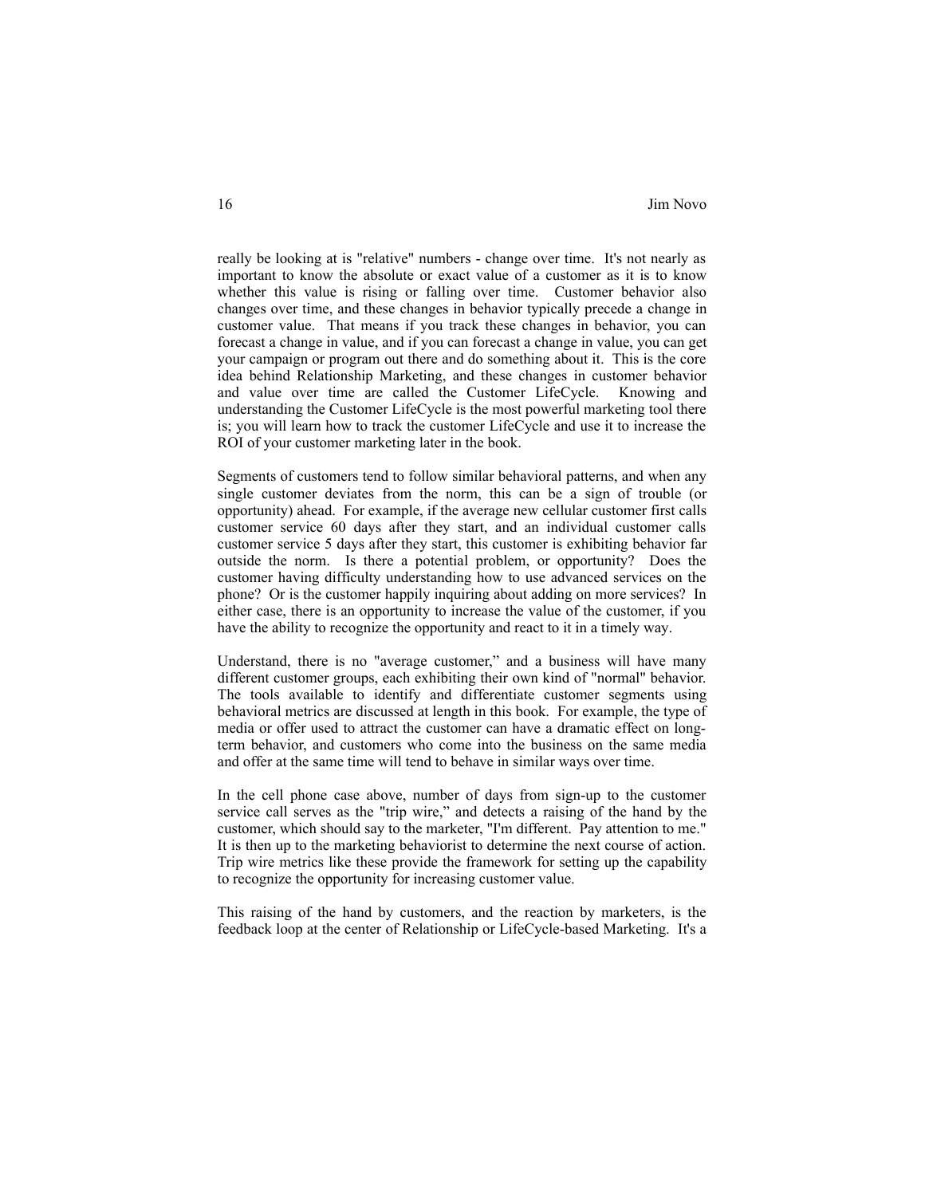really be looking at is "relative" numbers - change over time. It's not nearly as important to know the absolute or exact value of a customer as it is to know whether this value is rising or falling over time. Customer behavior also changes over time, and these changes in behavior typically precede a change in customer value. That means if you track these changes in behavior, you can forecast a change in value, and if you can forecast a change in value, you can get your campaign or program out there and do something about it. This is the core idea behind Relationship Marketing, and these changes in customer behavior and value over time are called the Customer LifeCycle. Knowing and understanding the Customer LifeCycle is the most powerful marketing tool there is; you will learn how to track the customer LifeCycle and use it to increase the ROI of your customer marketing later in the book.

Segments of customers tend to follow similar behavioral patterns, and when any single customer deviates from the norm, this can be a sign of trouble (or opportunity) ahead. For example, if the average new cellular customer first calls customer service 60 days after they start, and an individual customer calls customer service 5 days after they start, this customer is exhibiting behavior far outside the norm. Is there a potential problem, or opportunity? Does the customer having difficulty understanding how to use advanced services on the phone? Or is the customer happily inquiring about adding on more services? In either case, there is an opportunity to increase the value of the customer, if you have the ability to recognize the opportunity and react to it in a timely way.

Understand, there is no "average customer," and a business will have many different customer groups, each exhibiting their own kind of "normal" behavior. The tools available to identify and differentiate customer segments using behavioral metrics are discussed at length in this book. For example, the type of media or offer used to attract the customer can have a dramatic effect on long-term behavior, and customers who come into the business on the same media and offer at the same time will tend to behave in similar ways over time.

In the cell phone case above, number of days from sign-up to the customer service call serves as the "trip wire," and detects a raising of the hand by the customer, which should say to the marketer, "I'm different. Pay attention to me." It is then up to the marketing behaviorist to determine the next course of action. Trip wire metrics like these provide the framework for setting up the capability to recognize the opportunity for increasing customer value.

This raising of the hand by customers, and the reaction by marketers, is the feedback loop at the center of Relationship or LifeCycle-based Marketing. It's a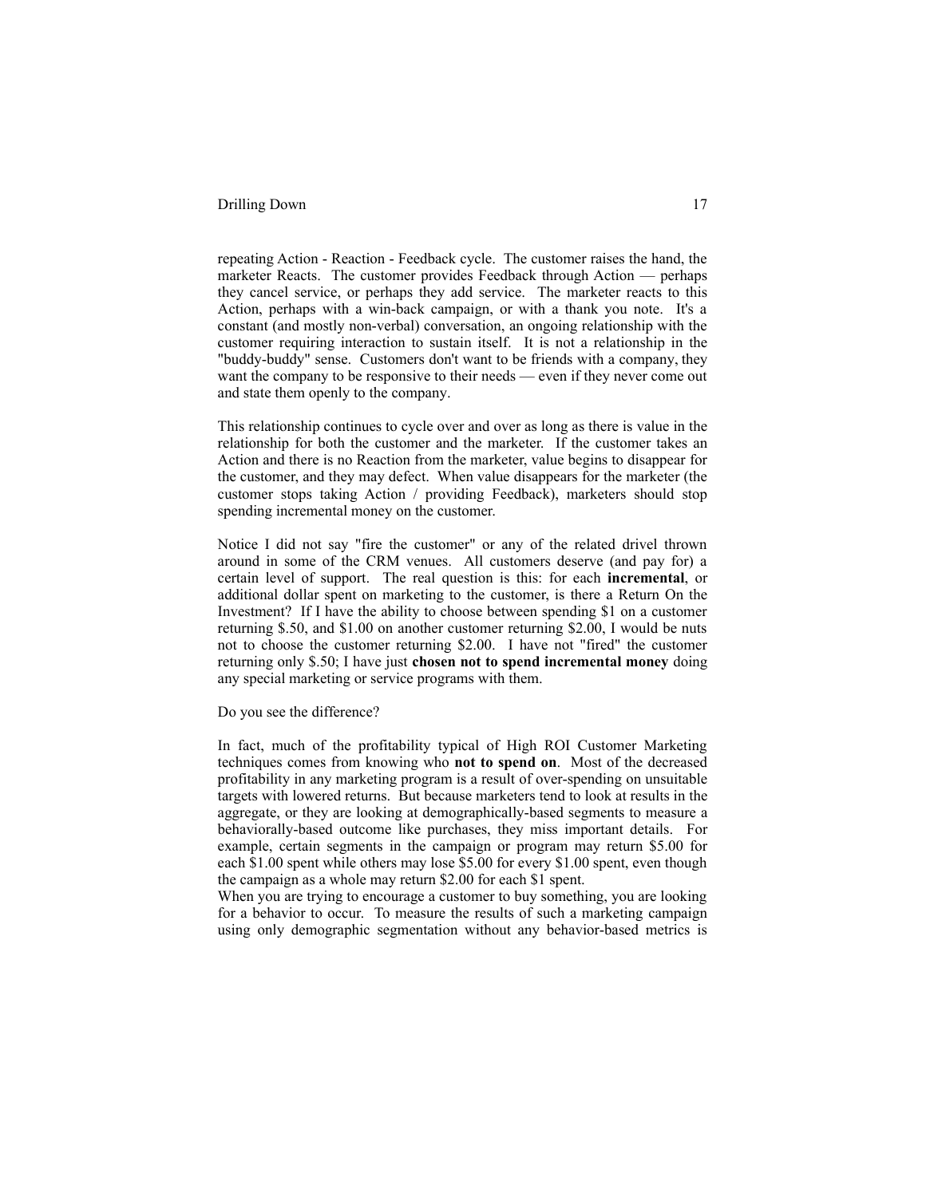repeating Action - Reaction - Feedback cycle. The customer raises the hand, the marketer Reacts. The customer provides Feedback through Action — perhaps they cancel service, or perhaps they add service. The marketer reacts to this Action, perhaps with a win-back campaign, or with a thank you note. It's a constant (and mostly non-verbal) conversation, an ongoing relationship with the customer requiring interaction to sustain itself. It is not a relationship in the "buddy-buddy" sense. Customers don't want to be friends with a company, they want the company to be responsive to their needs — even if they never come out and state them openly to the company.

This relationship continues to cycle over and over as long as there is value in the relationship for both the customer and the marketer. If the customer takes an Action and there is no Reaction from the marketer, value begins to disappear for the customer, and they may defect. When value disappears for the marketer (the customer stops taking Action / providing Feedback), marketers should stop spending incremental money on the customer.

Notice I did not say "fire the customer" or any of the related drivel thrown around in some of the CRM venues. All customers deserve (and pay for) a certain level of support. The real question is this: for each **incremental**, or additional dollar spent on marketing to the customer, is there a Return On the Investment? If I have the ability to choose between spending $1 on a customer returning $.50, and $1.00 on another customer returning $2.00, I would be nuts not to choose the customer returning $2.00. I have not "fired" the customer returning only $.50; I have just **chosen not to spend incremental money** doing any special marketing or service programs with them.

Do you see the difference?

In fact, much of the profitability typical of High ROI Customer Marketing techniques comes from knowing who **not to spend on**. Most of the decreased profitability in any marketing program is a result of over-spending on unsuitable targets with lowered returns. But because marketers tend to look at results in the aggregate, or they are looking at demographically-based segments to measure a behaviorally-based outcome like purchases, they miss important details. For example, certain segments in the campaign or program may return $5.00 for each $1.00 spent while others may lose $5.00 for every $1.00 spent, even though the campaign as a whole may return $2.00 for each $1 spent.

When you are trying to encourage a customer to buy something, you are looking for a behavior to occur. To measure the results of such a marketing campaign using only demographic segmentation without any behavior-based metrics is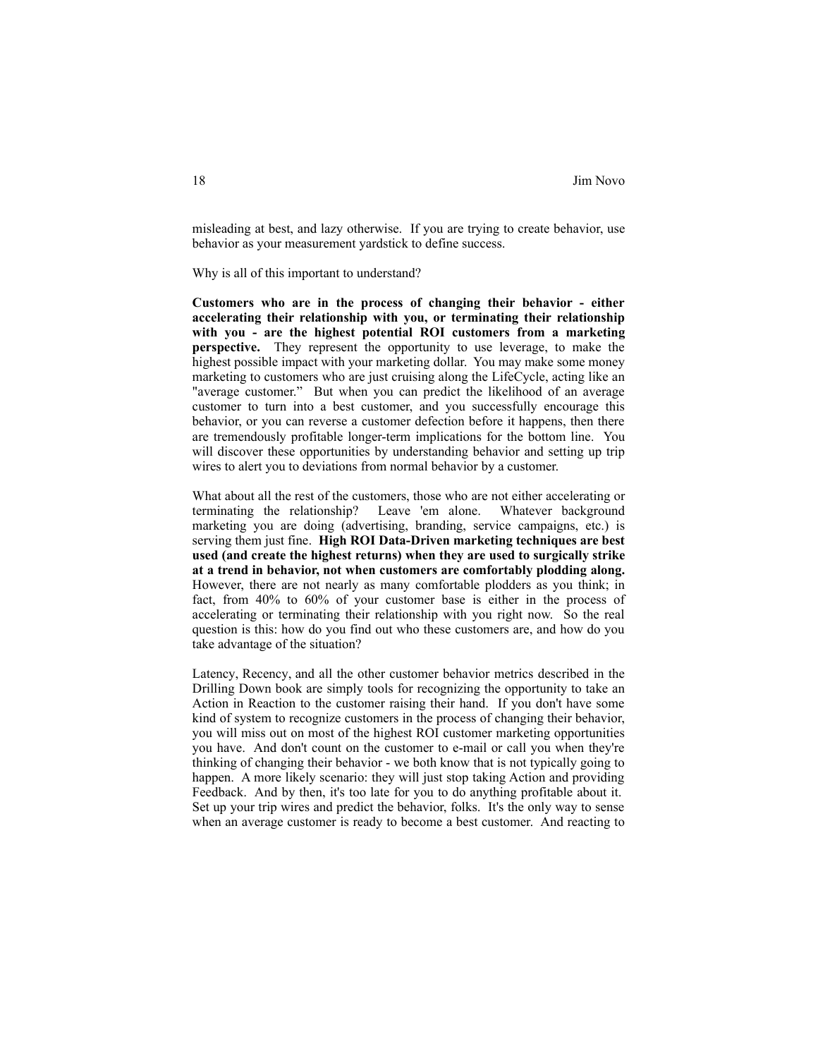misleading at best, and lazy otherwise. If you are trying to create behavior, use behavior as your measurement yardstick to define success.

Why is all of this important to understand?

**Customers who are in the process of changing their behavior - either accelerating their relationship with you, or terminating their relationship with you - are the highest potential ROI customers from a marketing perspective.** They represent the opportunity to use leverage, to make the highest possible impact with your marketing dollar. You may make some money marketing to customers who are just cruising along the LifeCycle, acting like an "average customer." But when you can predict the likelihood of an average customer to turn into a best customer, and you successfully encourage this behavior, or you can reverse a customer defection before it happens, then there are tremendously profitable longer-term implications for the bottom line. You will discover these opportunities by understanding behavior and setting up trip wires to alert you to deviations from normal behavior by a customer.

What about all the rest of the customers, those who are not either accelerating or terminating the relationship? Leave 'em alone. Whatever background marketing you are doing (advertising, branding, service campaigns, etc.) is serving them just fine. **High ROI Data-Driven marketing techniques are best used (and create the highest returns) when they are used to surgically strike at a trend in behavior, not when customers are comfortably plodding along.** However, there are not nearly as many comfortable plodders as you think; in fact, from 40% to 60% of your customer base is either in the process of accelerating or terminating their relationship with you right now. So the real question is this: how do you find out who these customers are, and how do you take advantage of the situation?

Latency, Recency, and all the other customer behavior metrics described in the Drilling Down book are simply tools for recognizing the opportunity to take an Action in Reaction to the customer raising their hand. If you don't have some kind of system to recognize customers in the process of changing their behavior, you will miss out on most of the highest ROI customer marketing opportunities you have. And don't count on the customer to e-mail or call you when they're thinking of changing their behavior - we both know that is not typically going to happen. A more likely scenario: they will just stop taking Action and providing Feedback. And by then, it's too late for you to do anything profitable about it. Set up your trip wires and predict the behavior, folks. It's the only way to sense when an average customer is ready to become a best customer. And reacting to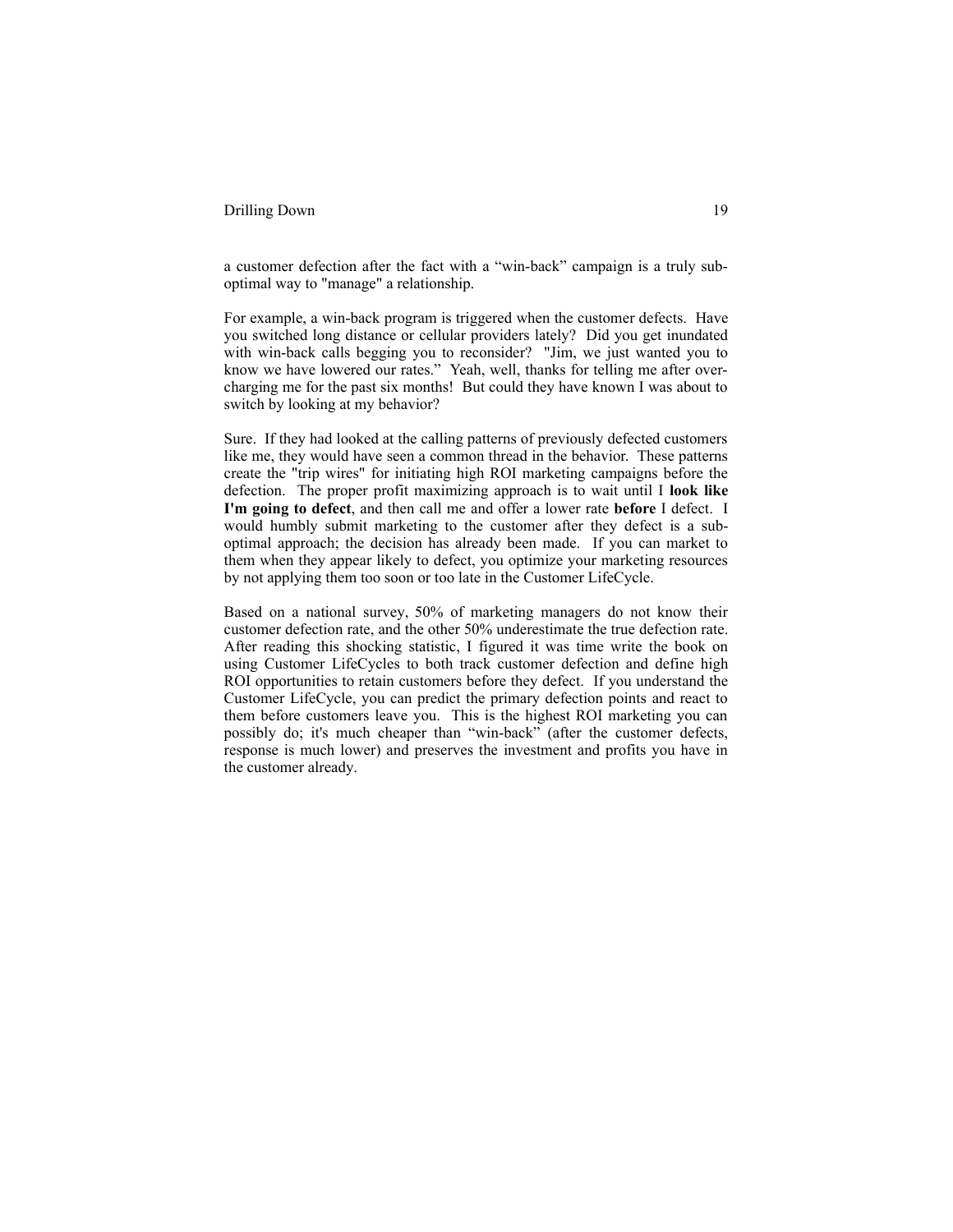a customer defection after the fact with a “win-back” campaign is a truly sub-optimal way to "manage" a relationship.

For example, a win-back program is triggered when the customer defects. Have you switched long distance or cellular providers lately? Did you get inundated with win-back calls begging you to reconsider? "Jim, we just wanted you to know we have lowered our rates.” Yeah, well, thanks for telling me after over-charging me for the past six months! But could they have known I was about to switch by looking at my behavior?

Sure. If they had looked at the calling patterns of previously defected customers like me, they would have seen a common thread in the behavior. These patterns create the "trip wires" for initiating high ROI marketing campaigns before the defection. The proper profit maximizing approach is to wait until I **look like I'm going to defect**, and then call me and offer a lower rate **before** I defect. I would humbly submit marketing to the customer after they defect is a sub-optimal approach; the decision has already been made. If you can market to them when they appear likely to defect, you optimize your marketing resources by not applying them too soon or too late in the Customer LifeCycle.

Based on a national survey, 50% of marketing managers do not know their customer defection rate, and the other 50% underestimate the true defection rate. After reading this shocking statistic, I figured it was time write the book on using Customer LifeCycles to both track customer defection and define high ROI opportunities to retain customers before they defect. If you understand the Customer LifeCycle, you can predict the primary defection points and react to them before customers leave you. This is the highest ROI marketing you can possibly do; it's much cheaper than “win-back” (after the customer defects, response is much lower) and preserves the investment and profits you have in the customer already.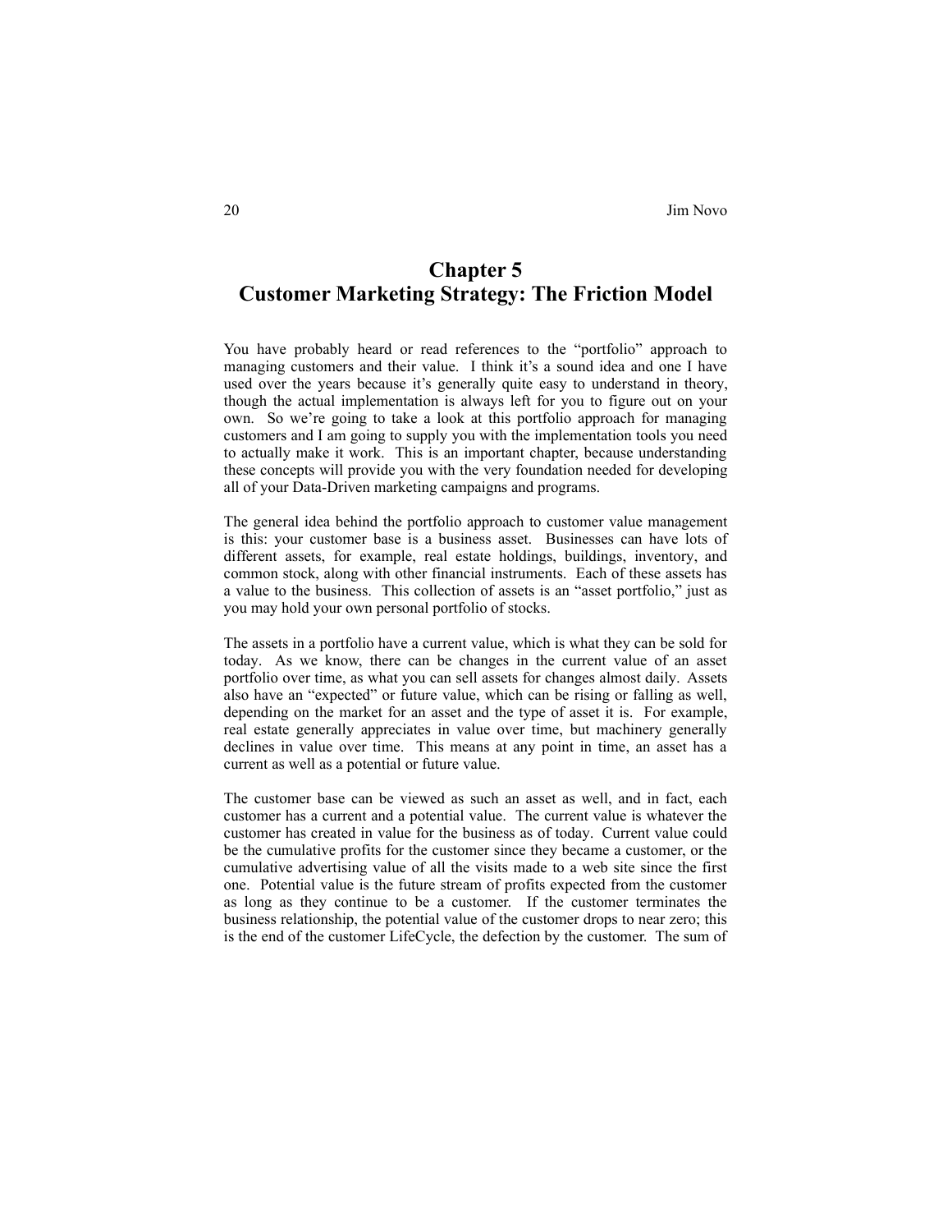# Chapter 5
# Customer Marketing Strategy: The Friction Model

You have probably heard or read references to the "portfolio" approach to managing customers and their value. I think it's a sound idea and one I have used over the years because it's generally quite easy to understand in theory, though the actual implementation is always left for you to figure out on your own. So we're going to take a look at this portfolio approach for managing customers and I am going to supply you with the implementation tools you need to actually make it work. This is an important chapter, because understanding these concepts will provide you with the very foundation needed for developing all of your Data-Driven marketing campaigns and programs.

The general idea behind the portfolio approach to customer value management is this: your customer base is a business asset. Businesses can have lots of different assets, for example, real estate holdings, buildings, inventory, and common stock, along with other financial instruments. Each of these assets has a value to the business. This collection of assets is an "asset portfolio," just as you may hold your own personal portfolio of stocks.

The assets in a portfolio have a current value, which is what they can be sold for today. As we know, there can be changes in the current value of an asset portfolio over time, as what you can sell assets for changes almost daily. Assets also have an "expected" or future value, which can be rising or falling as well, depending on the market for an asset and the type of asset it is. For example, real estate generally appreciates in value over time, but machinery generally declines in value over time. This means at any point in time, an asset has a current as well as a potential or future value.

The customer base can be viewed as such an asset as well, and in fact, each customer has a current and a potential value. The current value is whatever the customer has created in value for the business as of today. Current value could be the cumulative profits for the customer since they became a customer, or the cumulative advertising value of all the visits made to a web site since the first one. Potential value is the future stream of profits expected from the customer as long as they continue to be a customer. If the customer terminates the business relationship, the potential value of the customer drops to near zero; this is the end of the customer LifeCycle, the defection by the customer. The sum of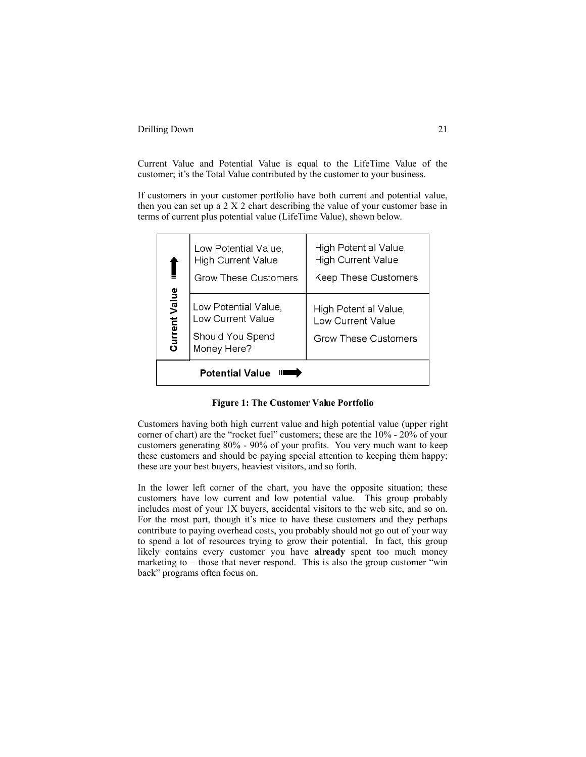Current Value and Potential Value is equal to the LifeTime Value of the customer; it's the Total Value contributed by the customer to your business.

If customers in your customer portfolio have both current and potential value, then you can set up a 2 X 2 chart describing the value of your customer base in terms of current plus potential value (LifeTime Value), shown below.

| Current Value ⬆ | | |
|---|---|---|
| | Low Potential Value, High Current Value<br>Grow These Customers | High Potential Value, High Current Value<br>Keep These Customers |
| | Low Potential Value, Low Current Value<br>Should You Spend Money Here? | High Potential Value, Low Current Value<br>Grow These Customers |
| **Potential Value ➡** | | |

**Figure 1: The Customer Value Portfolio**

Customers having both high current value and high potential value (upper right corner of chart) are the "rocket fuel" customers; these are the 10% - 20% of your customers generating 80% - 90% of your profits. You very much want to keep these customers and should be paying special attention to keeping them happy; these are your best buyers, heaviest visitors, and so forth.

In the lower left corner of the chart, you have the opposite situation; these customers have low current and low potential value. This group probably includes most of your 1X buyers, accidental visitors to the web site, and so on. For the most part, though it's nice to have these customers and they perhaps contribute to paying overhead costs, you probably should not go out of your way to spend a lot of resources trying to grow their potential. In fact, this group likely contains every customer you have **already** spent too much money marketing to – those that never respond. This is also the group customer "win back" programs often focus on.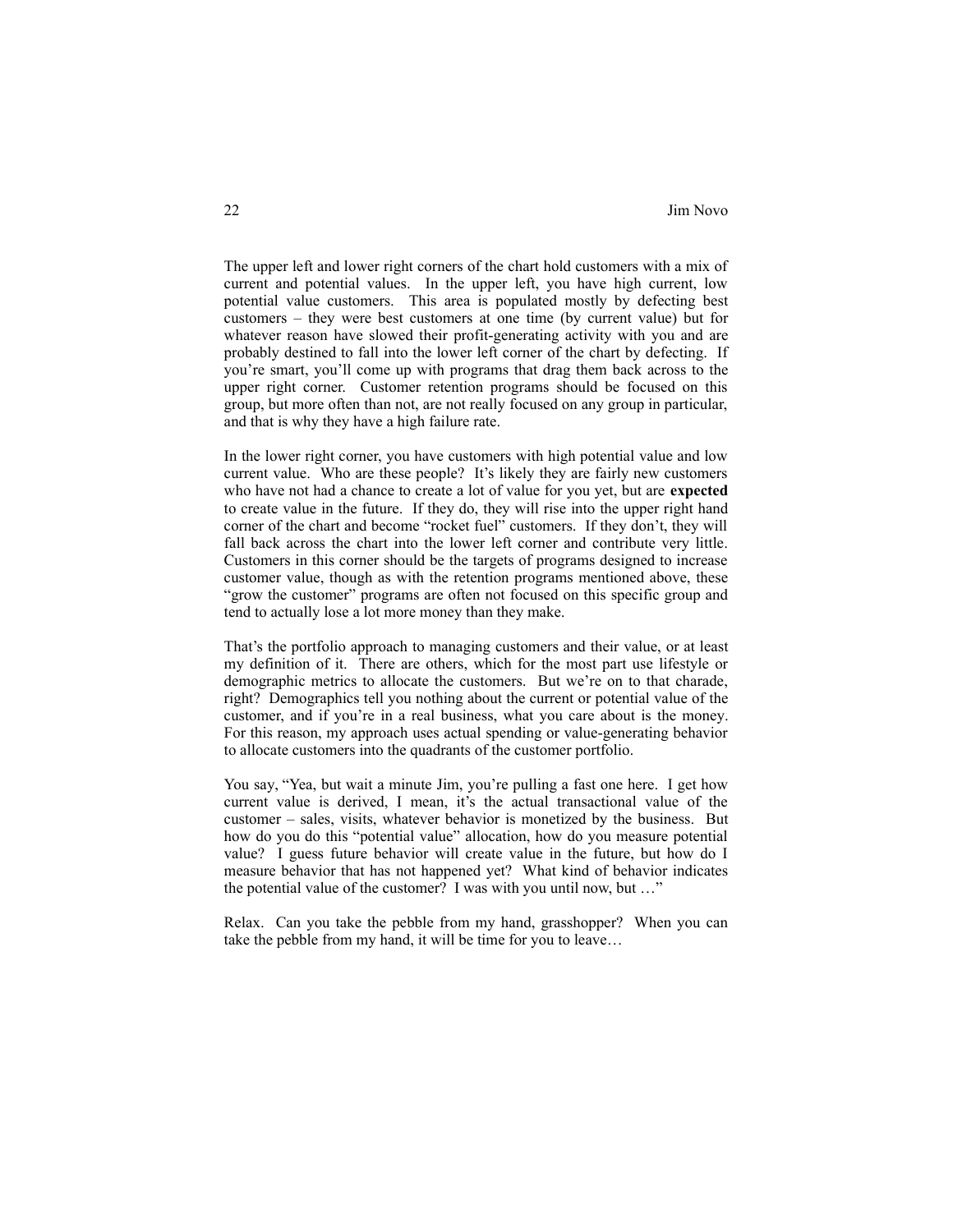The upper left and lower right corners of the chart hold customers with a mix of current and potential values. In the upper left, you have high current, low potential value customers. This area is populated mostly by defecting best customers – they were best customers at one time (by current value) but for whatever reason have slowed their profit-generating activity with you and are probably destined to fall into the lower left corner of the chart by defecting. If you're smart, you'll come up with programs that drag them back across to the upper right corner. Customer retention programs should be focused on this group, but more often than not, are not really focused on any group in particular, and that is why they have a high failure rate.

In the lower right corner, you have customers with high potential value and low current value. Who are these people? It's likely they are fairly new customers who have not had a chance to create a lot of value for you yet, but are **expected** to create value in the future. If they do, they will rise into the upper right hand corner of the chart and become "rocket fuel" customers. If they don't, they will fall back across the chart into the lower left corner and contribute very little. Customers in this corner should be the targets of programs designed to increase customer value, though as with the retention programs mentioned above, these "grow the customer" programs are often not focused on this specific group and tend to actually lose a lot more money than they make.

That's the portfolio approach to managing customers and their value, or at least my definition of it. There are others, which for the most part use lifestyle or demographic metrics to allocate the customers. But we're on to that charade, right? Demographics tell you nothing about the current or potential value of the customer, and if you're in a real business, what you care about is the money. For this reason, my approach uses actual spending or value-generating behavior to allocate customers into the quadrants of the customer portfolio.

You say, "Yea, but wait a minute Jim, you're pulling a fast one here. I get how current value is derived, I mean, it's the actual transactional value of the customer – sales, visits, whatever behavior is monetized by the business. But how do you do this "potential value" allocation, how do you measure potential value? I guess future behavior will create value in the future, but how do I measure behavior that has not happened yet? What kind of behavior indicates the potential value of the customer? I was with you until now, but …"

Relax. Can you take the pebble from my hand, grasshopper? When you can take the pebble from my hand, it will be time for you to leave…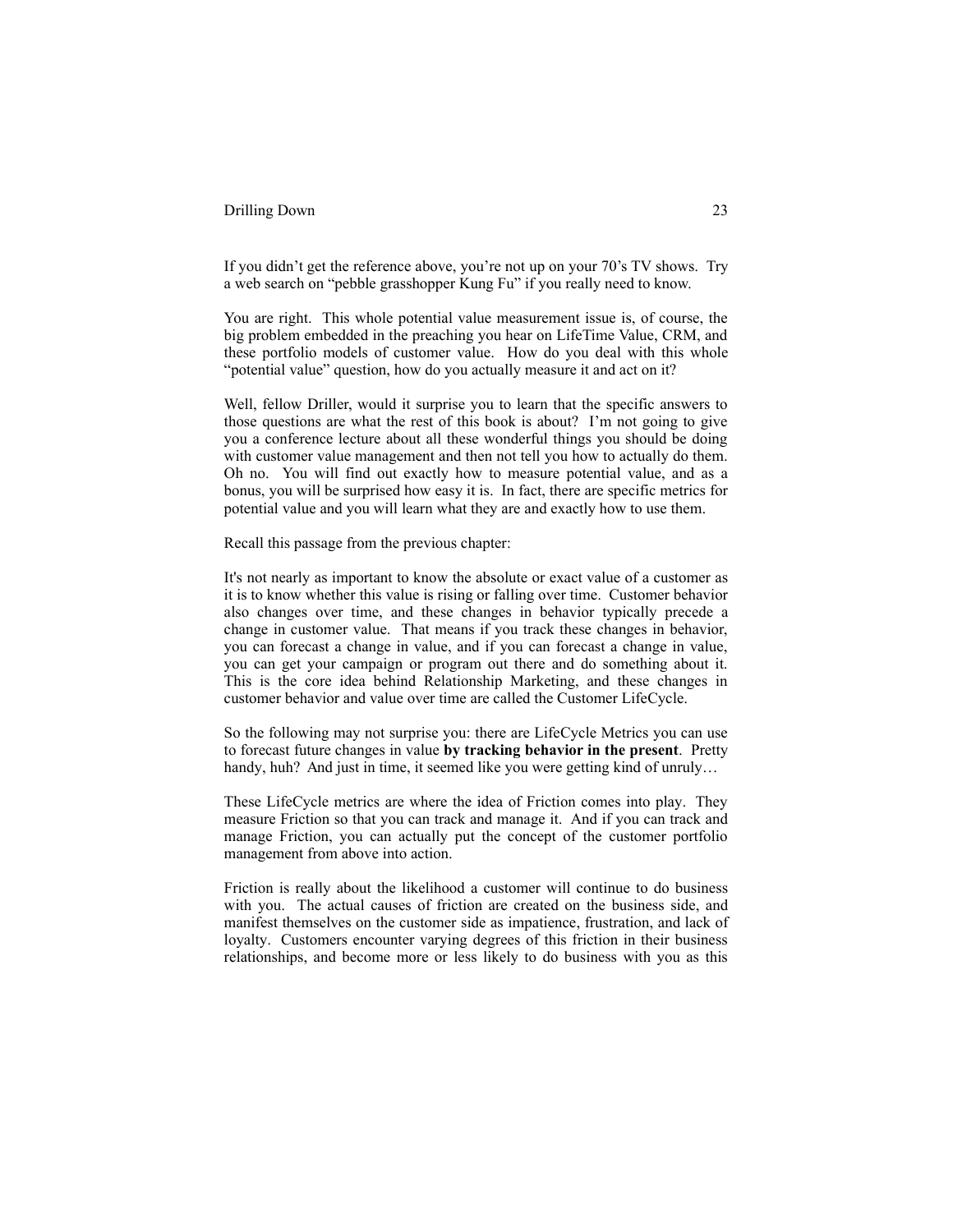If you didn't get the reference above, you're not up on your 70's TV shows. Try a web search on "pebble grasshopper Kung Fu" if you really need to know.

You are right. This whole potential value measurement issue is, of course, the big problem embedded in the preaching you hear on LifeTime Value, CRM, and these portfolio models of customer value. How do you deal with this whole "potential value" question, how do you actually measure it and act on it?

Well, fellow Driller, would it surprise you to learn that the specific answers to those questions are what the rest of this book is about? I'm not going to give you a conference lecture about all these wonderful things you should be doing with customer value management and then not tell you how to actually do them. Oh no. You will find out exactly how to measure potential value, and as a bonus, you will be surprised how easy it is. In fact, there are specific metrics for potential value and you will learn what they are and exactly how to use them.

Recall this passage from the previous chapter:

It's not nearly as important to know the absolute or exact value of a customer as it is to know whether this value is rising or falling over time. Customer behavior also changes over time, and these changes in behavior typically precede a change in customer value. That means if you track these changes in behavior, you can forecast a change in value, and if you can forecast a change in value, you can get your campaign or program out there and do something about it. This is the core idea behind Relationship Marketing, and these changes in customer behavior and value over time are called the Customer LifeCycle.

So the following may not surprise you: there are LifeCycle Metrics you can use to forecast future changes in value **by tracking behavior in the present**. Pretty handy, huh? And just in time, it seemed like you were getting kind of unruly…

These LifeCycle metrics are where the idea of Friction comes into play. They measure Friction so that you can track and manage it. And if you can track and manage Friction, you can actually put the concept of the customer portfolio management from above into action.

Friction is really about the likelihood a customer will continue to do business with you. The actual causes of friction are created on the business side, and manifest themselves on the customer side as impatience, frustration, and lack of loyalty. Customers encounter varying degrees of this friction in their business relationships, and become more or less likely to do business with you as this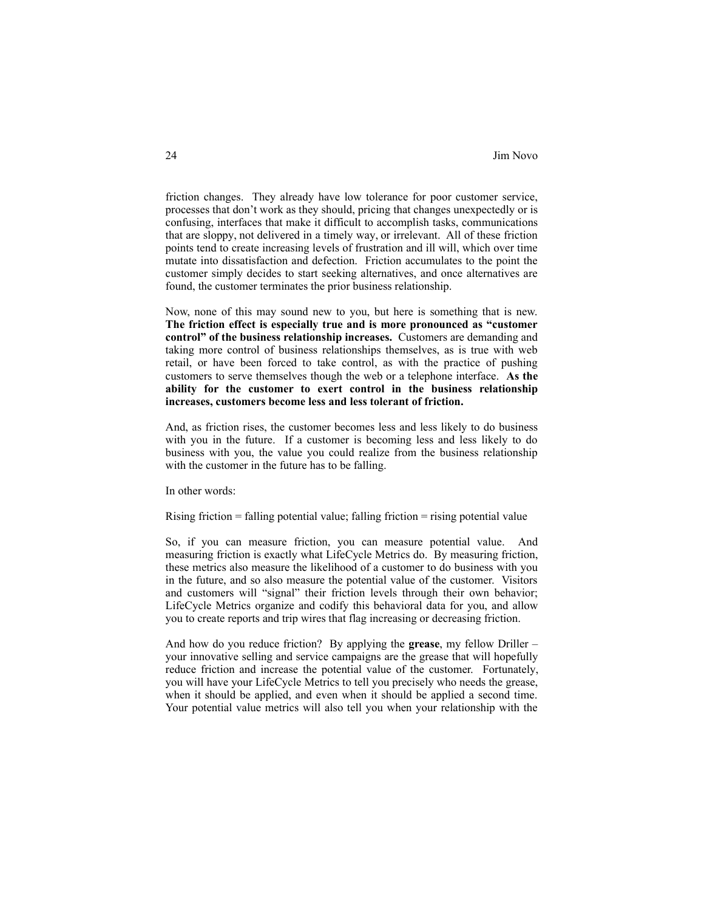friction changes. They already have low tolerance for poor customer service, processes that don't work as they should, pricing that changes unexpectedly or is confusing, interfaces that make it difficult to accomplish tasks, communications that are sloppy, not delivered in a timely way, or irrelevant. All of these friction points tend to create increasing levels of frustration and ill will, which over time mutate into dissatisfaction and defection. Friction accumulates to the point the customer simply decides to start seeking alternatives, and once alternatives are found, the customer terminates the prior business relationship.

Now, none of this may sound new to you, but here is something that is new. **The friction effect is especially true and is more pronounced as "customer control" of the business relationship increases.** Customers are demanding and taking more control of business relationships themselves, as is true with web retail, or have been forced to take control, as with the practice of pushing customers to serve themselves though the web or a telephone interface. **As the ability for the customer to exert control in the business relationship increases, customers become less and less tolerant of friction.**

And, as friction rises, the customer becomes less and less likely to do business with you in the future. If a customer is becoming less and less likely to do business with you, the value you could realize from the business relationship with the customer in the future has to be falling.

In other words:

Rising friction = falling potential value; falling friction = rising potential value

So, if you can measure friction, you can measure potential value. And measuring friction is exactly what LifeCycle Metrics do. By measuring friction, these metrics also measure the likelihood of a customer to do business with you in the future, and so also measure the potential value of the customer. Visitors and customers will "signal" their friction levels through their own behavior; LifeCycle Metrics organize and codify this behavioral data for you, and allow you to create reports and trip wires that flag increasing or decreasing friction.

And how do you reduce friction? By applying the **grease**, my fellow Driller – your innovative selling and service campaigns are the grease that will hopefully reduce friction and increase the potential value of the customer. Fortunately, you will have your LifeCycle Metrics to tell you precisely who needs the grease, when it should be applied, and even when it should be applied a second time. Your potential value metrics will also tell you when your relationship with the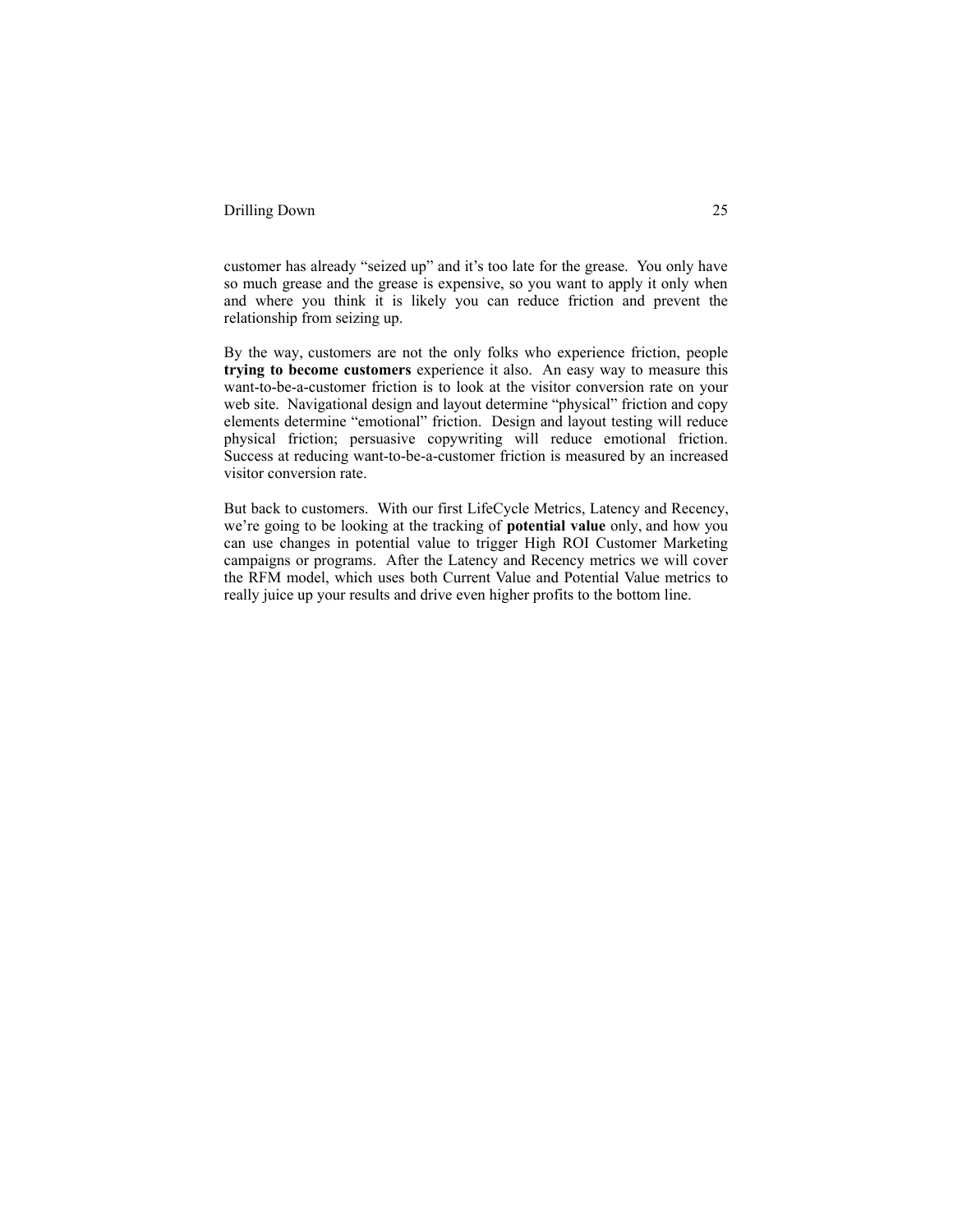customer has already “seized up” and it’s too late for the grease. You only have so much grease and the grease is expensive, so you want to apply it only when and where you think it is likely you can reduce friction and prevent the relationship from seizing up.

By the way, customers are not the only folks who experience friction, people **trying to become customers** experience it also. An easy way to measure this want-to-be-a-customer friction is to look at the visitor conversion rate on your web site. Navigational design and layout determine “physical” friction and copy elements determine “emotional” friction. Design and layout testing will reduce physical friction; persuasive copywriting will reduce emotional friction. Success at reducing want-to-be-a-customer friction is measured by an increased visitor conversion rate.

But back to customers. With our first LifeCycle Metrics, Latency and Recency, we’re going to be looking at the tracking of **potential value** only, and how you can use changes in potential value to trigger High ROI Customer Marketing campaigns or programs. After the Latency and Recency metrics we will cover the RFM model, which uses both Current Value and Potential Value metrics to really juice up your results and drive even higher profits to the bottom line.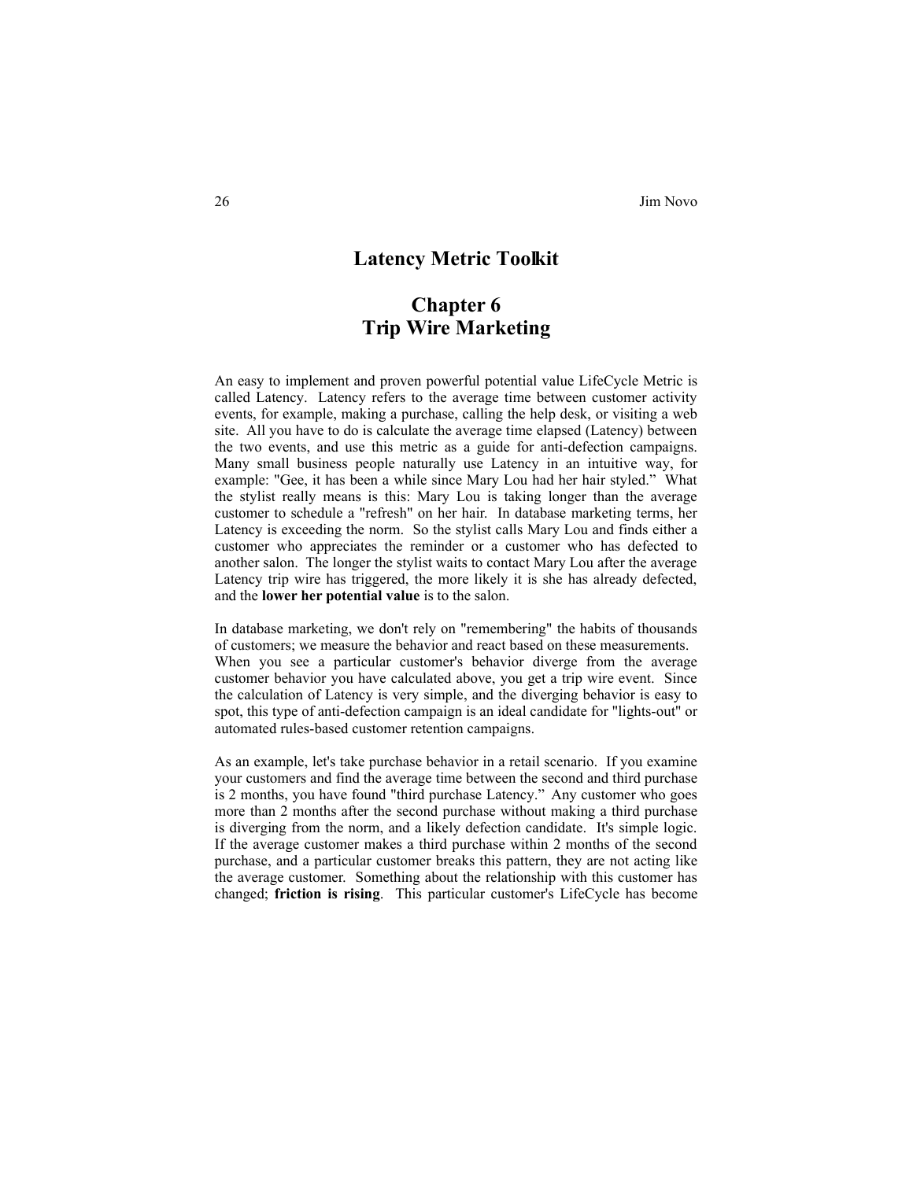# Latency Metric Toolkit

## Chapter 6
## Trip Wire Marketing

An easy to implement and proven powerful potential value LifeCycle Metric is called Latency. Latency refers to the average time between customer activity events, for example, making a purchase, calling the help desk, or visiting a web site. All you have to do is calculate the average time elapsed (Latency) between the two events, and use this metric as a guide for anti-defection campaigns. Many small business people naturally use Latency in an intuitive way, for example: "Gee, it has been a while since Mary Lou had her hair styled." What the stylist really means is this: Mary Lou is taking longer than the average customer to schedule a "refresh" on her hair. In database marketing terms, her Latency is exceeding the norm. So the stylist calls Mary Lou and finds either a customer who appreciates the reminder or a customer who has defected to another salon. The longer the stylist waits to contact Mary Lou after the average Latency trip wire has triggered, the more likely it is she has already defected, and the **lower her potential value** is to the salon.

In database marketing, we don't rely on "remembering" the habits of thousands of customers; we measure the behavior and react based on these measurements. When you see a particular customer's behavior diverge from the average customer behavior you have calculated above, you get a trip wire event. Since the calculation of Latency is very simple, and the diverging behavior is easy to spot, this type of anti-defection campaign is an ideal candidate for "lights-out" or automated rules-based customer retention campaigns.

As an example, let's take purchase behavior in a retail scenario. If you examine your customers and find the average time between the second and third purchase is 2 months, you have found "third purchase Latency." Any customer who goes more than 2 months after the second purchase without making a third purchase is diverging from the norm, and a likely defection candidate. It's simple logic. If the average customer makes a third purchase within 2 months of the second purchase, and a particular customer breaks this pattern, they are not acting like the average customer. Something about the relationship with this customer has changed; **friction is rising**. This particular customer's LifeCycle has become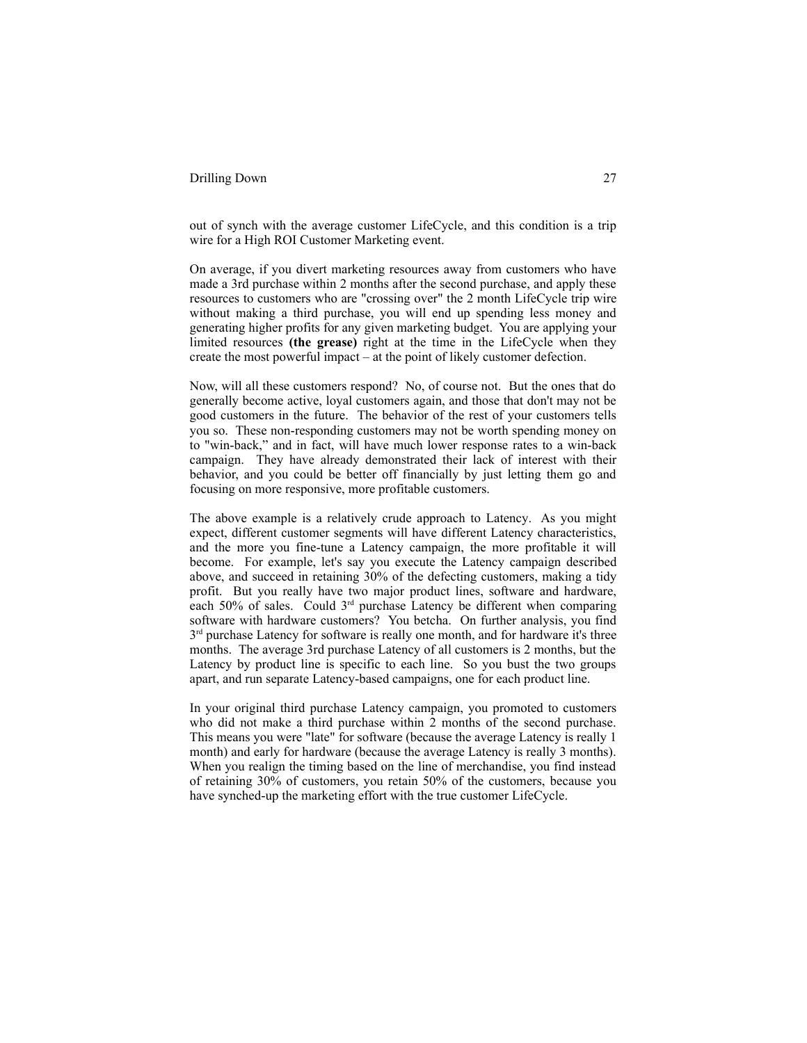out of synch with the average customer LifeCycle, and this condition is a trip wire for a High ROI Customer Marketing event.

On average, if you divert marketing resources away from customers who have made a 3rd purchase within 2 months after the second purchase, and apply these resources to customers who are "crossing over" the 2 month LifeCycle trip wire without making a third purchase, you will end up spending less money and generating higher profits for any given marketing budget. You are applying your limited resources **(the grease)** right at the time in the LifeCycle when they create the most powerful impact – at the point of likely customer defection.

Now, will all these customers respond? No, of course not. But the ones that do generally become active, loyal customers again, and those that don't may not be good customers in the future. The behavior of the rest of your customers tells you so. These non-responding customers may not be worth spending money on to "win-back," and in fact, will have much lower response rates to a win-back campaign. They have already demonstrated their lack of interest with their behavior, and you could be better off financially by just letting them go and focusing on more responsive, more profitable customers.

The above example is a relatively crude approach to Latency. As you might expect, different customer segments will have different Latency characteristics, and the more you fine-tune a Latency campaign, the more profitable it will become. For example, let's say you execute the Latency campaign described above, and succeed in retaining 30% of the defecting customers, making a tidy profit. But you really have two major product lines, software and hardware, each 50% of sales. Could 3rd purchase Latency be different when comparing software with hardware customers? You betcha. On further analysis, you find 3rd purchase Latency for software is really one month, and for hardware it's three months. The average 3rd purchase Latency of all customers is 2 months, but the Latency by product line is specific to each line. So you bust the two groups apart, and run separate Latency-based campaigns, one for each product line.

In your original third purchase Latency campaign, you promoted to customers who did not make a third purchase within 2 months of the second purchase. This means you were "late" for software (because the average Latency is really 1 month) and early for hardware (because the average Latency is really 3 months). When you realign the timing based on the line of merchandise, you find instead of retaining 30% of customers, you retain 50% of the customers, because you have synched-up the marketing effort with the true customer LifeCycle.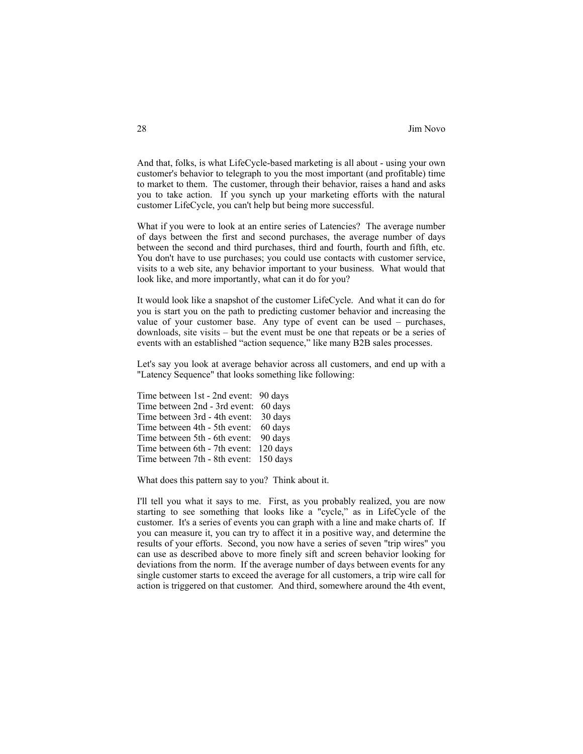And that, folks, is what LifeCycle-based marketing is all about - using your own customer's behavior to telegraph to you the most important (and profitable) time to market to them. The customer, through their behavior, raises a hand and asks you to take action. If you synch up your marketing efforts with the natural customer LifeCycle, you can't help but being more successful.

What if you were to look at an entire series of Latencies? The average number of days between the first and second purchases, the average number of days between the second and third purchases, third and fourth, fourth and fifth, etc. You don't have to use purchases; you could use contacts with customer service, visits to a web site, any behavior important to your business. What would that look like, and more importantly, what can it do for you?

It would look like a snapshot of the customer LifeCycle. And what it can do for you is start you on the path to predicting customer behavior and increasing the value of your customer base. Any type of event can be used – purchases, downloads, site visits – but the event must be one that repeats or be a series of events with an established "action sequence," like many B2B sales processes.

Let's say you look at average behavior across all customers, and end up with a "Latency Sequence" that looks something like following:

Time between 1st - 2nd event: 90 days
Time between 2nd - 3rd event: 60 days
Time between 3rd - 4th event: 30 days
Time between 4th - 5th event: 60 days
Time between 5th - 6th event: 90 days
Time between 6th - 7th event: 120 days
Time between 7th - 8th event: 150 days

What does this pattern say to you? Think about it.

I'll tell you what it says to me. First, as you probably realized, you are now starting to see something that looks like a "cycle," as in LifeCycle of the customer. It's a series of events you can graph with a line and make charts of. If you can measure it, you can try to affect it in a positive way, and determine the results of your efforts. Second, you now have a series of seven "trip wires" you can use as described above to more finely sift and screen behavior looking for deviations from the norm. If the average number of days between events for any single customer starts to exceed the average for all customers, a trip wire call for action is triggered on that customer. And third, somewhere around the 4th event,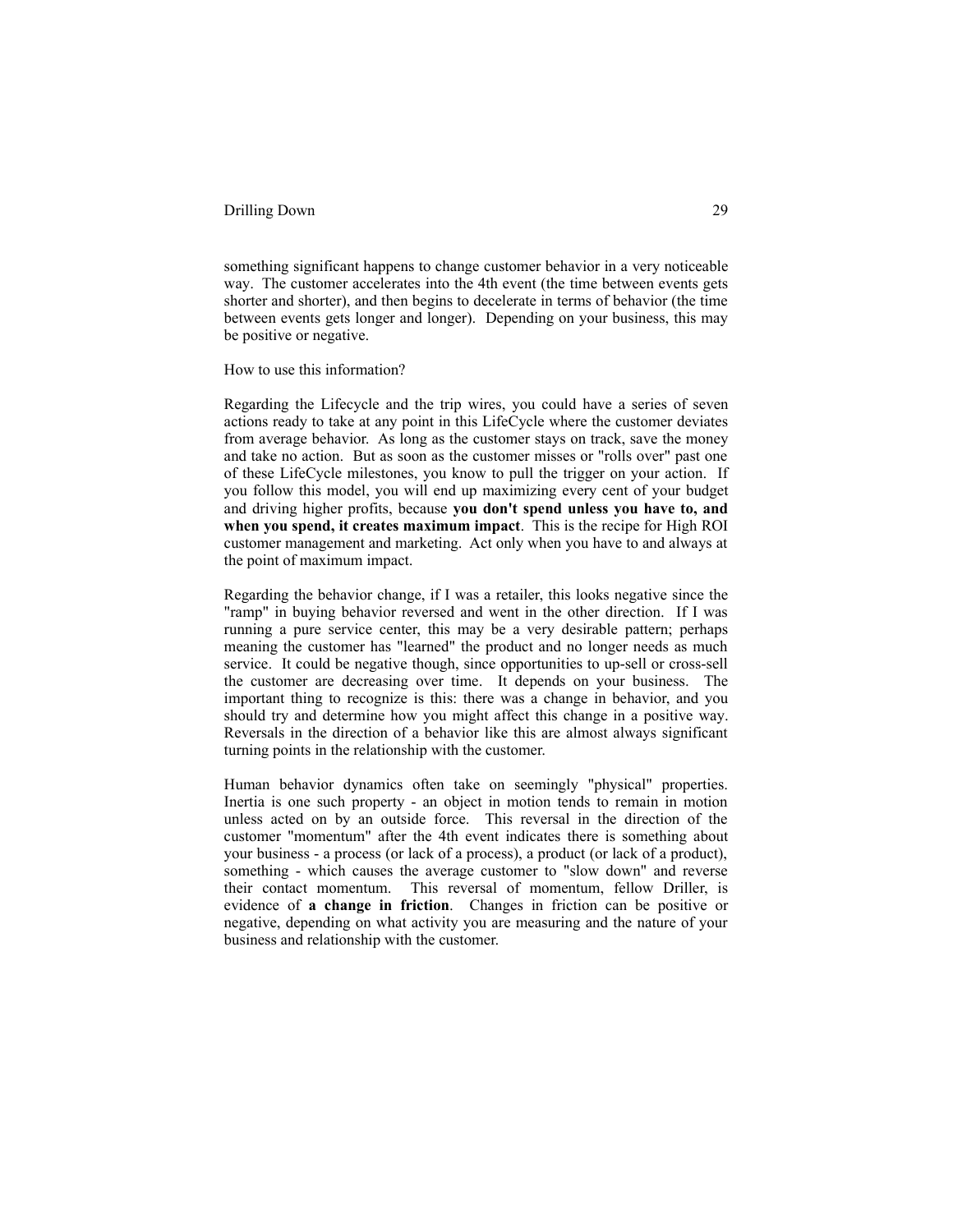something significant happens to change customer behavior in a very noticeable way. The customer accelerates into the 4th event (the time between events gets shorter and shorter), and then begins to decelerate in terms of behavior (the time between events gets longer and longer). Depending on your business, this may be positive or negative.

How to use this information?

Regarding the Lifecycle and the trip wires, you could have a series of seven actions ready to take at any point in this LifeCycle where the customer deviates from average behavior. As long as the customer stays on track, save the money and take no action. But as soon as the customer misses or "rolls over" past one of these LifeCycle milestones, you know to pull the trigger on your action. If you follow this model, you will end up maximizing every cent of your budget and driving higher profits, because **you don't spend unless you have to, and when you spend, it creates maximum impact**. This is the recipe for High ROI customer management and marketing. Act only when you have to and always at the point of maximum impact.

Regarding the behavior change, if I was a retailer, this looks negative since the "ramp" in buying behavior reversed and went in the other direction. If I was running a pure service center, this may be a very desirable pattern; perhaps meaning the customer has "learned" the product and no longer needs as much service. It could be negative though, since opportunities to up-sell or cross-sell the customer are decreasing over time. It depends on your business. The important thing to recognize is this: there was a change in behavior, and you should try and determine how you might affect this change in a positive way. Reversals in the direction of a behavior like this are almost always significant turning points in the relationship with the customer.

Human behavior dynamics often take on seemingly "physical" properties. Inertia is one such property - an object in motion tends to remain in motion unless acted on by an outside force. This reversal in the direction of the customer "momentum" after the 4th event indicates there is something about your business - a process (or lack of a process), a product (or lack of a product), something - which causes the average customer to "slow down" and reverse their contact momentum. This reversal of momentum, fellow Driller, is evidence of **a change in friction**. Changes in friction can be positive or negative, depending on what activity you are measuring and the nature of your business and relationship with the customer.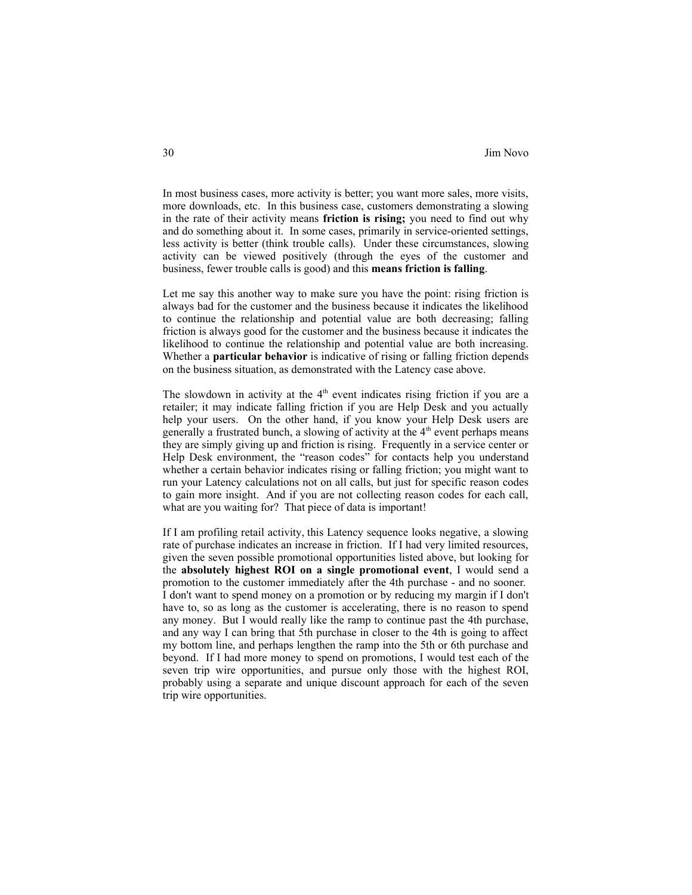In most business cases, more activity is better; you want more sales, more visits, more downloads, etc. In this business case, customers demonstrating a slowing in the rate of their activity means **friction is rising;** you need to find out why and do something about it. In some cases, primarily in service-oriented settings, less activity is better (think trouble calls). Under these circumstances, slowing activity can be viewed positively (through the eyes of the customer and business, fewer trouble calls is good) and this **means friction is falling**.

Let me say this another way to make sure you have the point: rising friction is always bad for the customer and the business because it indicates the likelihood to continue the relationship and potential value are both decreasing; falling friction is always good for the customer and the business because it indicates the likelihood to continue the relationship and potential value are both increasing. Whether a **particular behavior** is indicative of rising or falling friction depends on the business situation, as demonstrated with the Latency case above.

The slowdown in activity at the 4th event indicates rising friction if you are a retailer; it may indicate falling friction if you are Help Desk and you actually help your users. On the other hand, if you know your Help Desk users are generally a frustrated bunch, a slowing of activity at the 4th event perhaps means they are simply giving up and friction is rising. Frequently in a service center or Help Desk environment, the "reason codes" for contacts help you understand whether a certain behavior indicates rising or falling friction; you might want to run your Latency calculations not on all calls, but just for specific reason codes to gain more insight. And if you are not collecting reason codes for each call, what are you waiting for? That piece of data is important!

If I am profiling retail activity, this Latency sequence looks negative, a slowing rate of purchase indicates an increase in friction. If I had very limited resources, given the seven possible promotional opportunities listed above, but looking for the **absolutely highest ROI on a single promotional event**, I would send a promotion to the customer immediately after the 4th purchase - and no sooner. I don't want to spend money on a promotion or by reducing my margin if I don't have to, so as long as the customer is accelerating, there is no reason to spend any money. But I would really like the ramp to continue past the 4th purchase, and any way I can bring that 5th purchase in closer to the 4th is going to affect my bottom line, and perhaps lengthen the ramp into the 5th or 6th purchase and beyond. If I had more money to spend on promotions, I would test each of the seven trip wire opportunities, and pursue only those with the highest ROI, probably using a separate and unique discount approach for each of the seven trip wire opportunities.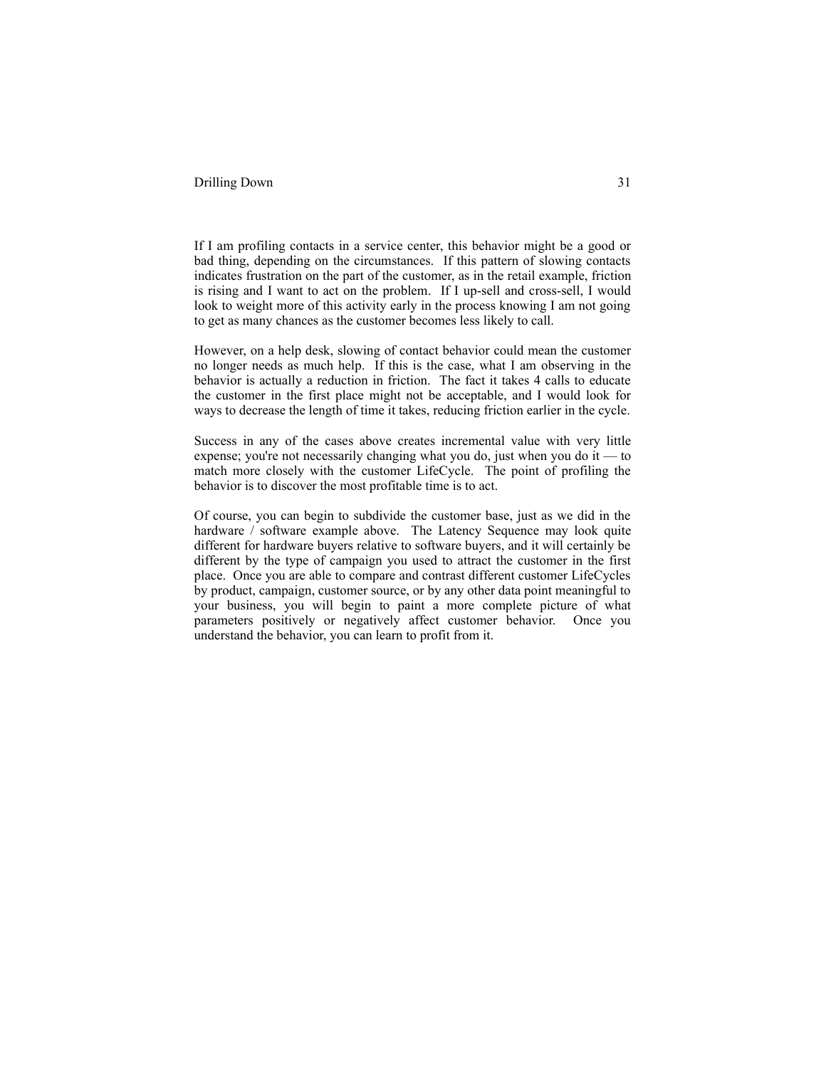If I am profiling contacts in a service center, this behavior might be a good or bad thing, depending on the circumstances. If this pattern of slowing contacts indicates frustration on the part of the customer, as in the retail example, friction is rising and I want to act on the problem. If I up-sell and cross-sell, I would look to weight more of this activity early in the process knowing I am not going to get as many chances as the customer becomes less likely to call.

However, on a help desk, slowing of contact behavior could mean the customer no longer needs as much help. If this is the case, what I am observing in the behavior is actually a reduction in friction. The fact it takes 4 calls to educate the customer in the first place might not be acceptable, and I would look for ways to decrease the length of time it takes, reducing friction earlier in the cycle.

Success in any of the cases above creates incremental value with very little expense; you're not necessarily changing what you do, just when you do it — to match more closely with the customer LifeCycle. The point of profiling the behavior is to discover the most profitable time is to act.

Of course, you can begin to subdivide the customer base, just as we did in the hardware / software example above. The Latency Sequence may look quite different for hardware buyers relative to software buyers, and it will certainly be different by the type of campaign you used to attract the customer in the first place. Once you are able to compare and contrast different customer LifeCycles by product, campaign, customer source, or by any other data point meaningful to your business, you will begin to paint a more complete picture of what parameters positively or negatively affect customer behavior. Once you understand the behavior, you can learn to profit from it.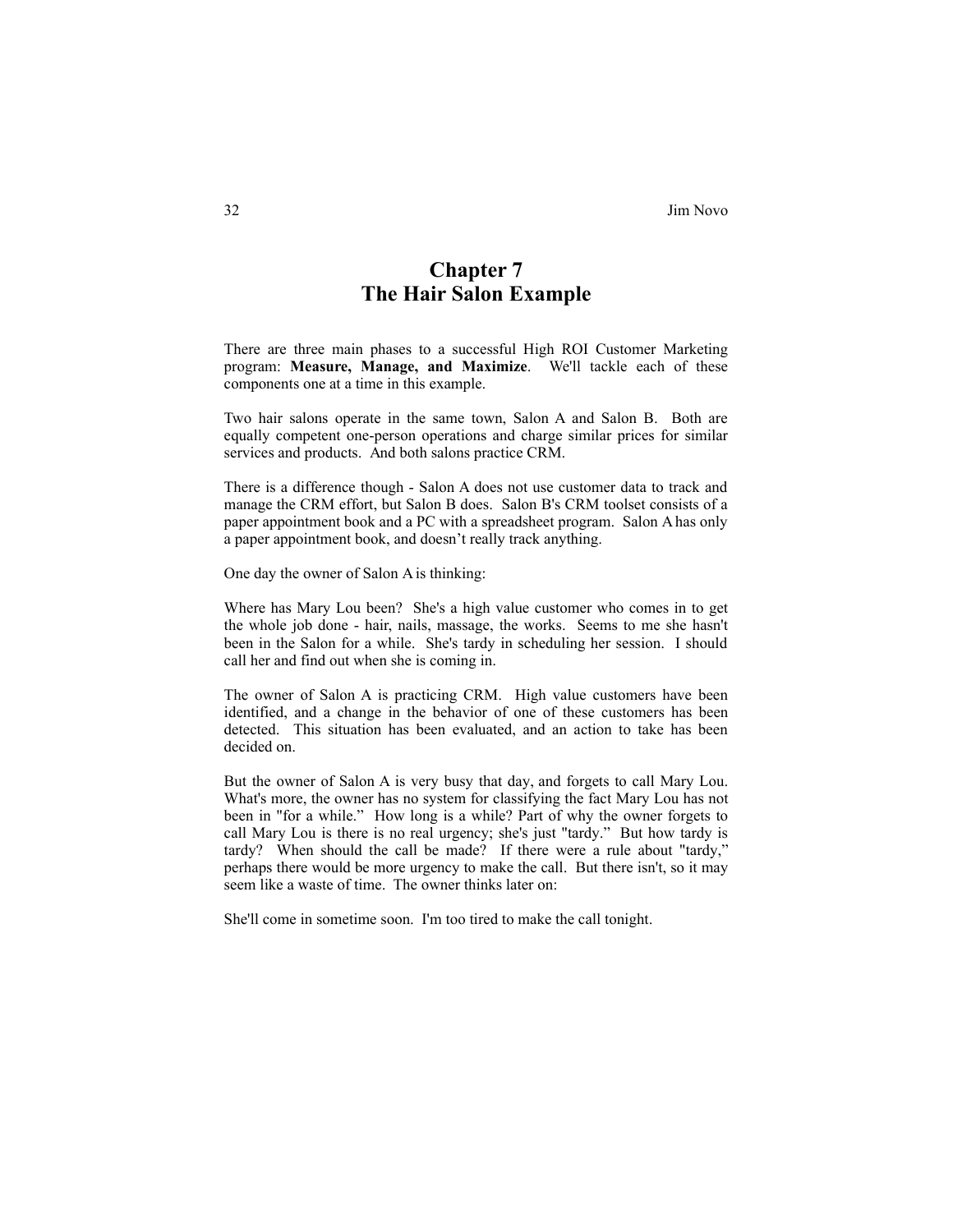# Chapter 7
# The Hair Salon Example

There are three main phases to a successful High ROI Customer Marketing program: **Measure, Manage, and Maximize**. We'll tackle each of these components one at a time in this example.

Two hair salons operate in the same town, Salon A and Salon B. Both are equally competent one-person operations and charge similar prices for similar services and products. And both salons practice CRM.

There is a difference though - Salon A does not use customer data to track and manage the CRM effort, but Salon B does. Salon B's CRM toolset consists of a paper appointment book and a PC with a spreadsheet program. Salon A has only a paper appointment book, and doesn't really track anything.

One day the owner of Salon A is thinking:

Where has Mary Lou been? She's a high value customer who comes in to get the whole job done - hair, nails, massage, the works. Seems to me she hasn't been in the Salon for a while. She's tardy in scheduling her session. I should call her and find out when she is coming in.

The owner of Salon A is practicing CRM. High value customers have been identified, and a change in the behavior of one of these customers has been detected. This situation has been evaluated, and an action to take has been decided on.

But the owner of Salon A is very busy that day, and forgets to call Mary Lou. What's more, the owner has no system for classifying the fact Mary Lou has not been in "for a while." How long is a while? Part of why the owner forgets to call Mary Lou is there is no real urgency; she's just "tardy." But how tardy is tardy? When should the call be made? If there were a rule about "tardy," perhaps there would be more urgency to make the call. But there isn't, so it may seem like a waste of time. The owner thinks later on:

She'll come in sometime soon. I'm too tired to make the call tonight.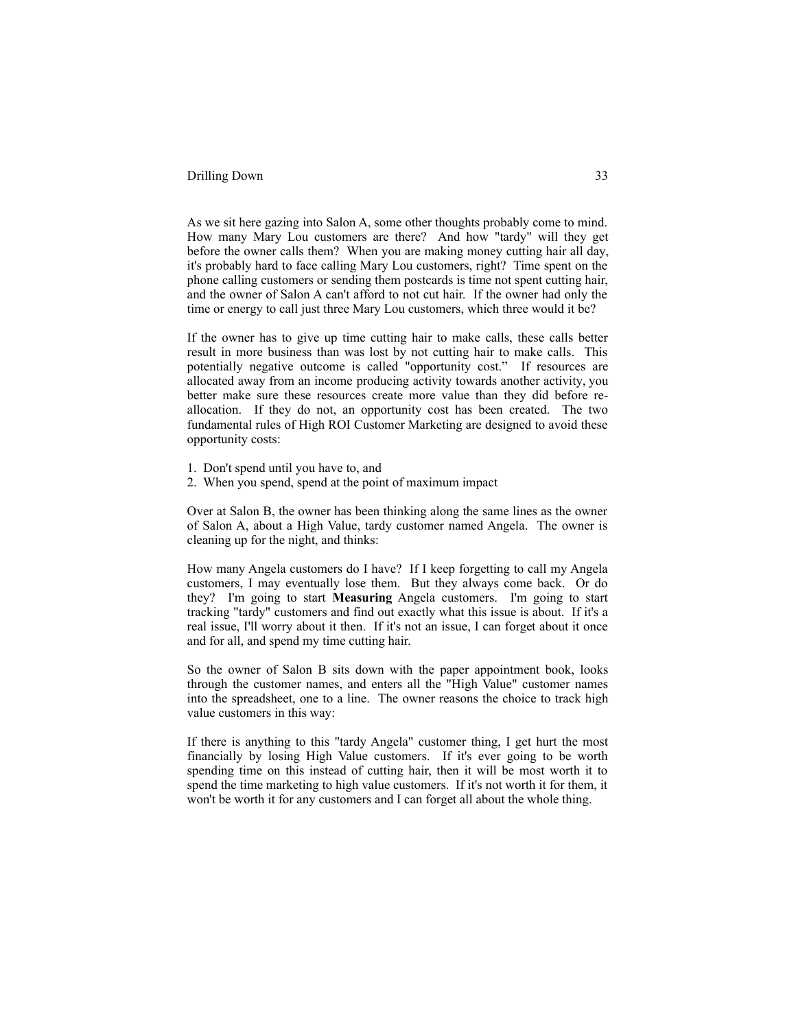As we sit here gazing into Salon A, some other thoughts probably come to mind. How many Mary Lou customers are there? And how "tardy" will they get before the owner calls them? When you are making money cutting hair all day, it's probably hard to face calling Mary Lou customers, right? Time spent on the phone calling customers or sending them postcards is time not spent cutting hair, and the owner of Salon A can't afford to not cut hair. If the owner had only the time or energy to call just three Mary Lou customers, which three would it be?

If the owner has to give up time cutting hair to make calls, these calls better result in more business than was lost by not cutting hair to make calls. This potentially negative outcome is called "opportunity cost." If resources are allocated away from an income producing activity towards another activity, you better make sure these resources create more value than they did before re-allocation. If they do not, an opportunity cost has been created. The two fundamental rules of High ROI Customer Marketing are designed to avoid these opportunity costs:

1. Don't spend until you have to, and
2. When you spend, spend at the point of maximum impact

Over at Salon B, the owner has been thinking along the same lines as the owner of Salon A, about a High Value, tardy customer named Angela. The owner is cleaning up for the night, and thinks:

How many Angela customers do I have? If I keep forgetting to call my Angela customers, I may eventually lose them. But they always come back. Or do they? I'm going to start **Measuring** Angela customers. I'm going to start tracking "tardy" customers and find out exactly what this issue is about. If it's a real issue, I'll worry about it then. If it's not an issue, I can forget about it once and for all, and spend my time cutting hair.

So the owner of Salon B sits down with the paper appointment book, looks through the customer names, and enters all the "High Value" customer names into the spreadsheet, one to a line. The owner reasons the choice to track high value customers in this way:

If there is anything to this "tardy Angela" customer thing, I get hurt the most financially by losing High Value customers. If it's ever going to be worth spending time on this instead of cutting hair, then it will be most worth it to spend the time marketing to high value customers. If it's not worth it for them, it won't be worth it for any customers and I can forget all about the whole thing.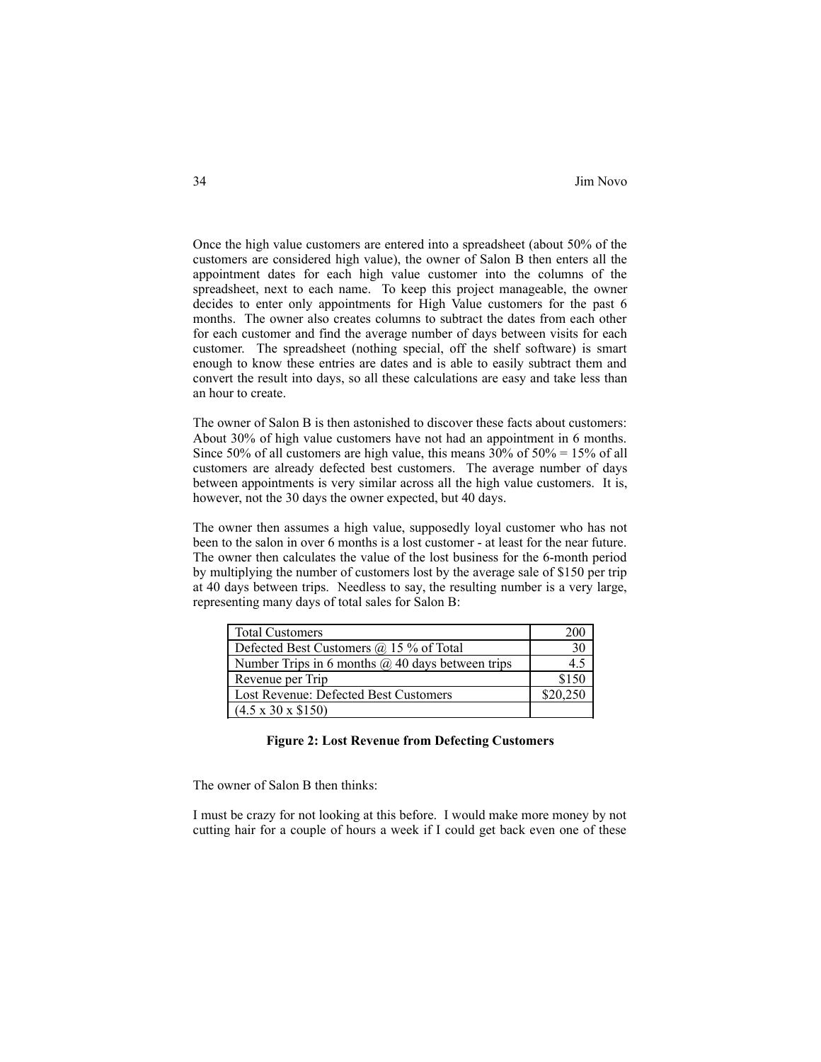Once the high value customers are entered into a spreadsheet (about 50% of the customers are considered high value), the owner of Salon B then enters all the appointment dates for each high value customer into the columns of the spreadsheet, next to each name. To keep this project manageable, the owner decides to enter only appointments for High Value customers for the past 6 months. The owner also creates columns to subtract the dates from each other for each customer and find the average number of days between visits for each customer. The spreadsheet (nothing special, off the shelf software) is smart enough to know these entries are dates and is able to easily subtract them and convert the result into days, so all these calculations are easy and take less than an hour to create.

The owner of Salon B is then astonished to discover these facts about customers: About 30% of high value customers have not had an appointment in 6 months. Since 50% of all customers are high value, this means 30% of 50% = 15% of all customers are already defected best customers. The average number of days between appointments is very similar across all the high value customers. It is, however, not the 30 days the owner expected, but 40 days.

The owner then assumes a high value, supposedly loyal customer who has not been to the salon in over 6 months is a lost customer - at least for the near future. The owner then calculates the value of the lost business for the 6-month period by multiplying the number of customers lost by the average sale of $150 per trip at 40 days between trips. Needless to say, the resulting number is a very large, representing many days of total sales for Salon B:

| | |
|---|---|
| Total Customers | 200 |
| Defected Best Customers @ 15 % of Total | 30 |
| Number Trips in 6 months @ 40 days between trips | 4.5 |
| Revenue per Trip | $150 |
| Lost Revenue: Defected Best Customers | $20,250 |
| (4.5 x 30 x $150) | |

**Figure 2: Lost Revenue from Defecting Customers**

The owner of Salon B then thinks:

I must be crazy for not looking at this before. I would make more money by not cutting hair for a couple of hours a week if I could get back even one of these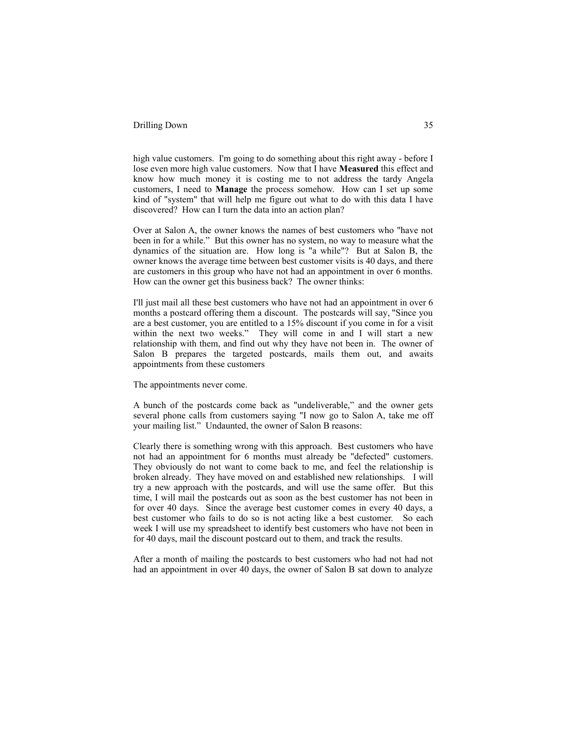high value customers. I'm going to do something about this right away - before I lose even more high value customers. Now that I have **Measured** this effect and know how much money it is costing me to not address the tardy Angela customers, I need to **Manage** the process somehow. How can I set up some kind of "system" that will help me figure out what to do with this data I have discovered? How can I turn the data into an action plan?

Over at Salon A, the owner knows the names of best customers who "have not been in for a while." But this owner has no system, no way to measure what the dynamics of the situation are. How long is "a while"? But at Salon B, the owner knows the average time between best customer visits is 40 days, and there are customers in this group who have not had an appointment in over 6 months. How can the owner get this business back? The owner thinks:

I'll just mail all these best customers who have not had an appointment in over 6 months a postcard offering them a discount. The postcards will say, "Since you are a best customer, you are entitled to a 15% discount if you come in for a visit within the next two weeks." They will come in and I will start a new relationship with them, and find out why they have not been in. The owner of Salon B prepares the targeted postcards, mails them out, and awaits appointments from these customers

The appointments never come.

A bunch of the postcards come back as "undeliverable," and the owner gets several phone calls from customers saying "I now go to Salon A, take me off your mailing list." Undaunted, the owner of Salon B reasons:

Clearly there is something wrong with this approach. Best customers who have not had an appointment for 6 months must already be "defected" customers. They obviously do not want to come back to me, and feel the relationship is broken already. They have moved on and established new relationships. I will try a new approach with the postcards, and will use the same offer. But this time, I will mail the postcards out as soon as the best customer has not been in for over 40 days. Since the average best customer comes in every 40 days, a best customer who fails to do so is not acting like a best customer. So each week I will use my spreadsheet to identify best customers who have not been in for 40 days, mail the discount postcard out to them, and track the results.

After a month of mailing the postcards to best customers who had not had not had an appointment in over 40 days, the owner of Salon B sat down to analyze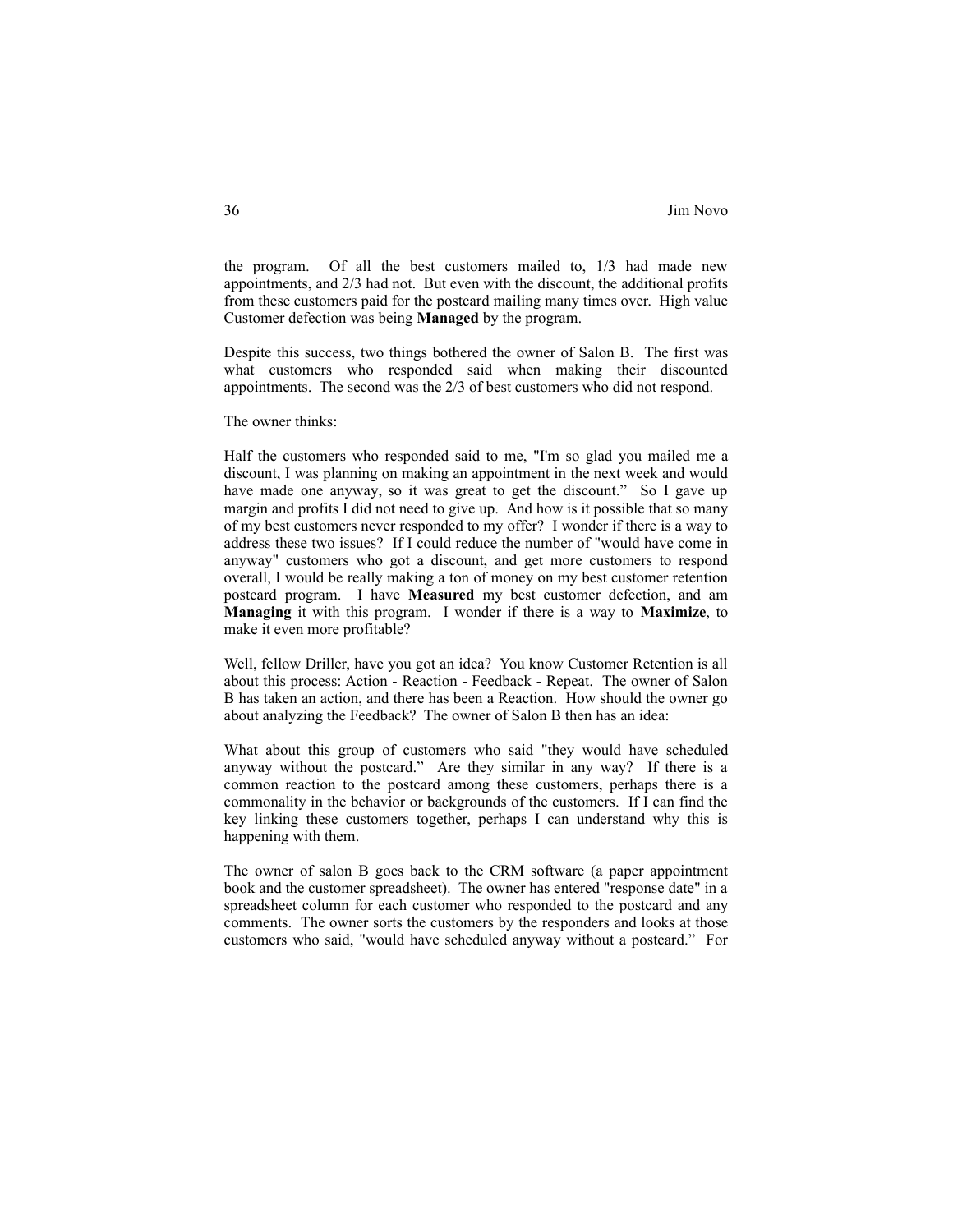the program. Of all the best customers mailed to, 1/3 had made new appointments, and 2/3 had not. But even with the discount, the additional profits from these customers paid for the postcard mailing many times over. High value Customer defection was being **Managed** by the program.

Despite this success, two things bothered the owner of Salon B. The first was what customers who responded said when making their discounted appointments. The second was the 2/3 of best customers who did not respond.

The owner thinks:

Half the customers who responded said to me, "I'm so glad you mailed me a discount, I was planning on making an appointment in the next week and would have made one anyway, so it was great to get the discount." So I gave up margin and profits I did not need to give up. And how is it possible that so many of my best customers never responded to my offer? I wonder if there is a way to address these two issues? If I could reduce the number of "would have come in anyway" customers who got a discount, and get more customers to respond overall, I would be really making a ton of money on my best customer retention postcard program. I have **Measured** my best customer defection, and am **Managing** it with this program. I wonder if there is a way to **Maximize**, to make it even more profitable?

Well, fellow Driller, have you got an idea? You know Customer Retention is all about this process: Action - Reaction - Feedback - Repeat. The owner of Salon B has taken an action, and there has been a Reaction. How should the owner go about analyzing the Feedback? The owner of Salon B then has an idea:

What about this group of customers who said "they would have scheduled anyway without the postcard." Are they similar in any way? If there is a common reaction to the postcard among these customers, perhaps there is a commonality in the behavior or backgrounds of the customers. If I can find the key linking these customers together, perhaps I can understand why this is happening with them.

The owner of salon B goes back to the CRM software (a paper appointment book and the customer spreadsheet). The owner has entered "response date" in a spreadsheet column for each customer who responded to the postcard and any comments. The owner sorts the customers by the responders and looks at those customers who said, "would have scheduled anyway without a postcard." For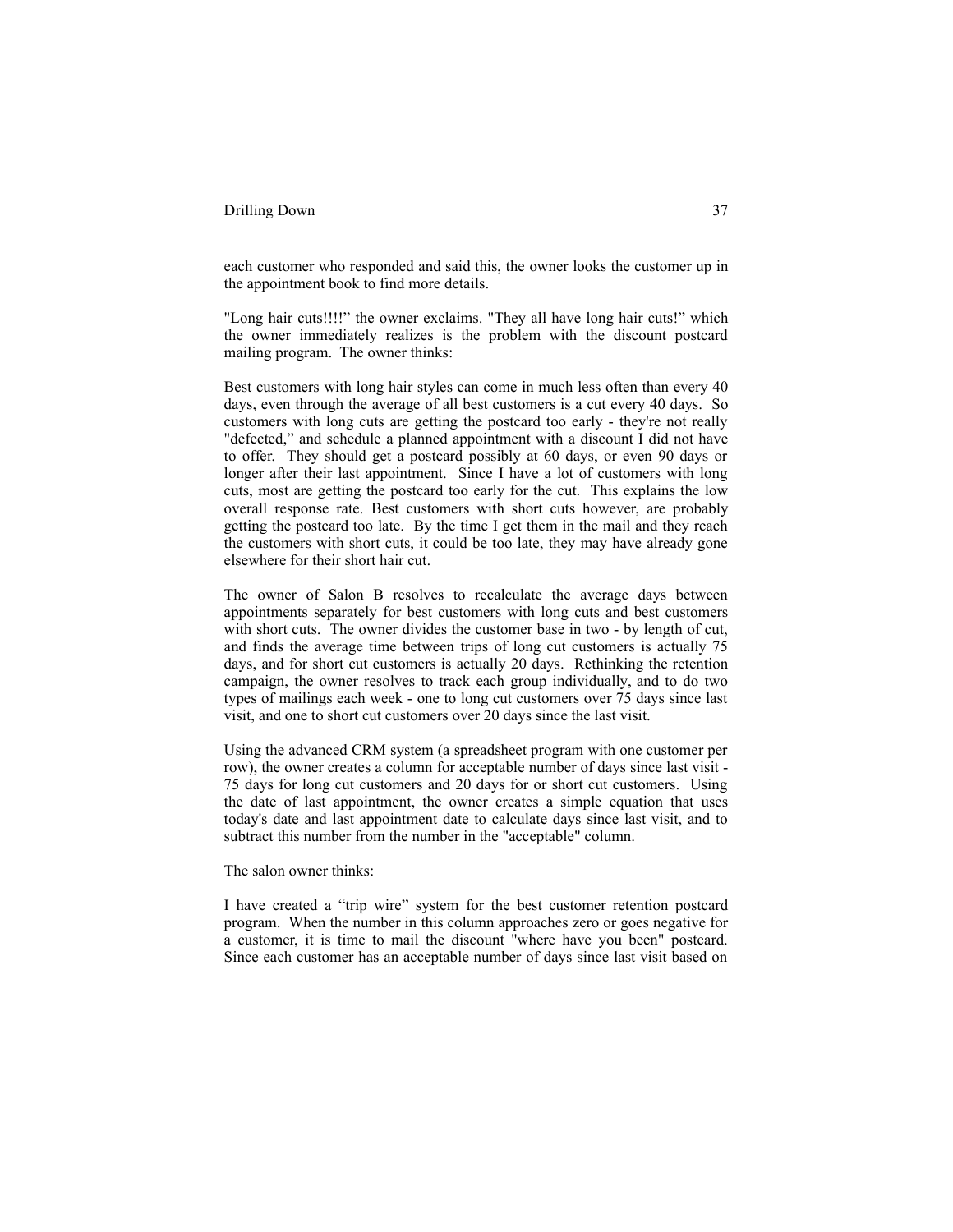each customer who responded and said this, the owner looks the customer up in the appointment book to find more details.

"Long hair cuts!!!!" the owner exclaims. "They all have long hair cuts!" which the owner immediately realizes is the problem with the discount postcard mailing program. The owner thinks:

Best customers with long hair styles can come in much less often than every 40 days, even through the average of all best customers is a cut every 40 days. So customers with long cuts are getting the postcard too early - they're not really "defected," and schedule a planned appointment with a discount I did not have to offer. They should get a postcard possibly at 60 days, or even 90 days or longer after their last appointment. Since I have a lot of customers with long cuts, most are getting the postcard too early for the cut. This explains the low overall response rate. Best customers with short cuts however, are probably getting the postcard too late. By the time I get them in the mail and they reach the customers with short cuts, it could be too late, they may have already gone elsewhere for their short hair cut.

The owner of Salon B resolves to recalculate the average days between appointments separately for best customers with long cuts and best customers with short cuts. The owner divides the customer base in two - by length of cut, and finds the average time between trips of long cut customers is actually 75 days, and for short cut customers is actually 20 days. Rethinking the retention campaign, the owner resolves to track each group individually, and to do two types of mailings each week - one to long cut customers over 75 days since last visit, and one to short cut customers over 20 days since the last visit.

Using the advanced CRM system (a spreadsheet program with one customer per row), the owner creates a column for acceptable number of days since last visit - 75 days for long cut customers and 20 days for or short cut customers. Using the date of last appointment, the owner creates a simple equation that uses today's date and last appointment date to calculate days since last visit, and to subtract this number from the number in the "acceptable" column.

The salon owner thinks:

I have created a "trip wire" system for the best customer retention postcard program. When the number in this column approaches zero or goes negative for a customer, it is time to mail the discount "where have you been" postcard. Since each customer has an acceptable number of days since last visit based on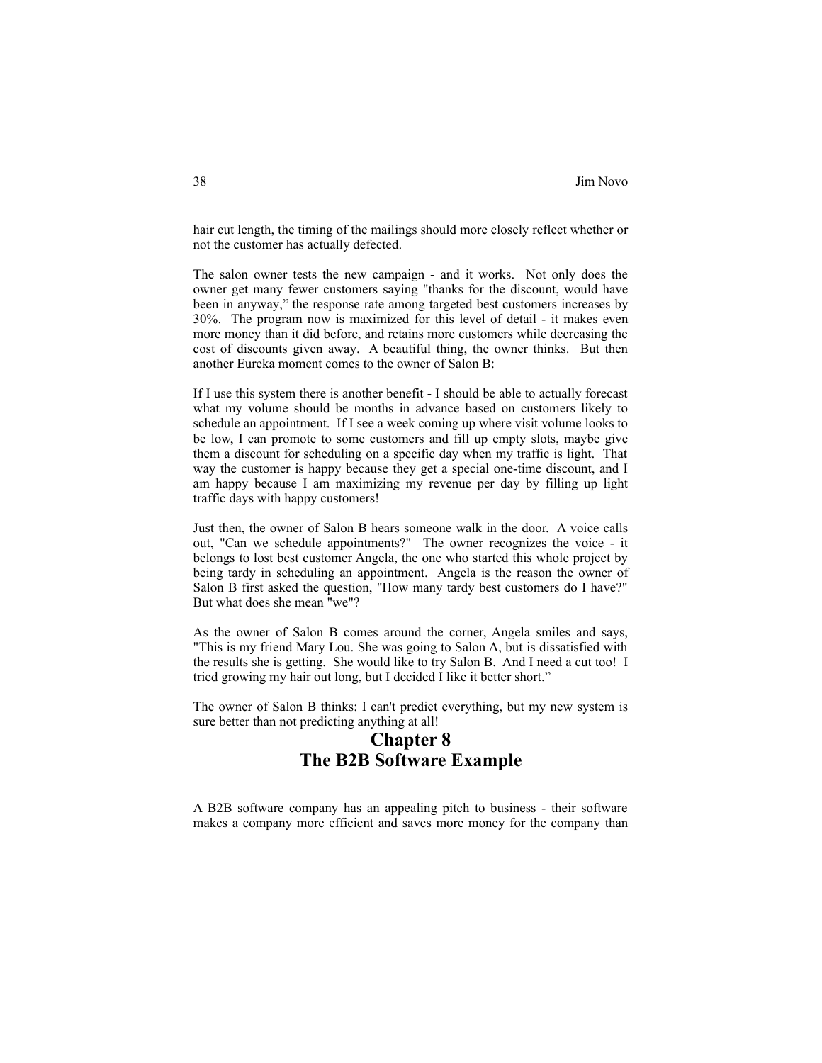hair cut length, the timing of the mailings should more closely reflect whether or not the customer has actually defected.

The salon owner tests the new campaign - and it works. Not only does the owner get many fewer customers saying "thanks for the discount, would have been in anyway," the response rate among targeted best customers increases by 30%. The program now is maximized for this level of detail - it makes even more money than it did before, and retains more customers while decreasing the cost of discounts given away. A beautiful thing, the owner thinks. But then another Eureka moment comes to the owner of Salon B:

If I use this system there is another benefit - I should be able to actually forecast what my volume should be months in advance based on customers likely to schedule an appointment. If I see a week coming up where visit volume looks to be low, I can promote to some customers and fill up empty slots, maybe give them a discount for scheduling on a specific day when my traffic is light. That way the customer is happy because they get a special one-time discount, and I am happy because I am maximizing my revenue per day by filling up light traffic days with happy customers!

Just then, the owner of Salon B hears someone walk in the door. A voice calls out, "Can we schedule appointments?" The owner recognizes the voice - it belongs to lost best customer Angela, the one who started this whole project by being tardy in scheduling an appointment. Angela is the reason the owner of Salon B first asked the question, "How many tardy best customers do I have?" But what does she mean "we"?

As the owner of Salon B comes around the corner, Angela smiles and says, "This is my friend Mary Lou. She was going to Salon A, but is dissatisfied with the results she is getting. She would like to try Salon B. And I need a cut too! I tried growing my hair out long, but I decided I like it better short."

The owner of Salon B thinks: I can't predict everything, but my new system is sure better than not predicting anything at all!

# Chapter 8
# The B2B Software Example

A B2B software company has an appealing pitch to business - their software makes a company more efficient and saves more money for the company than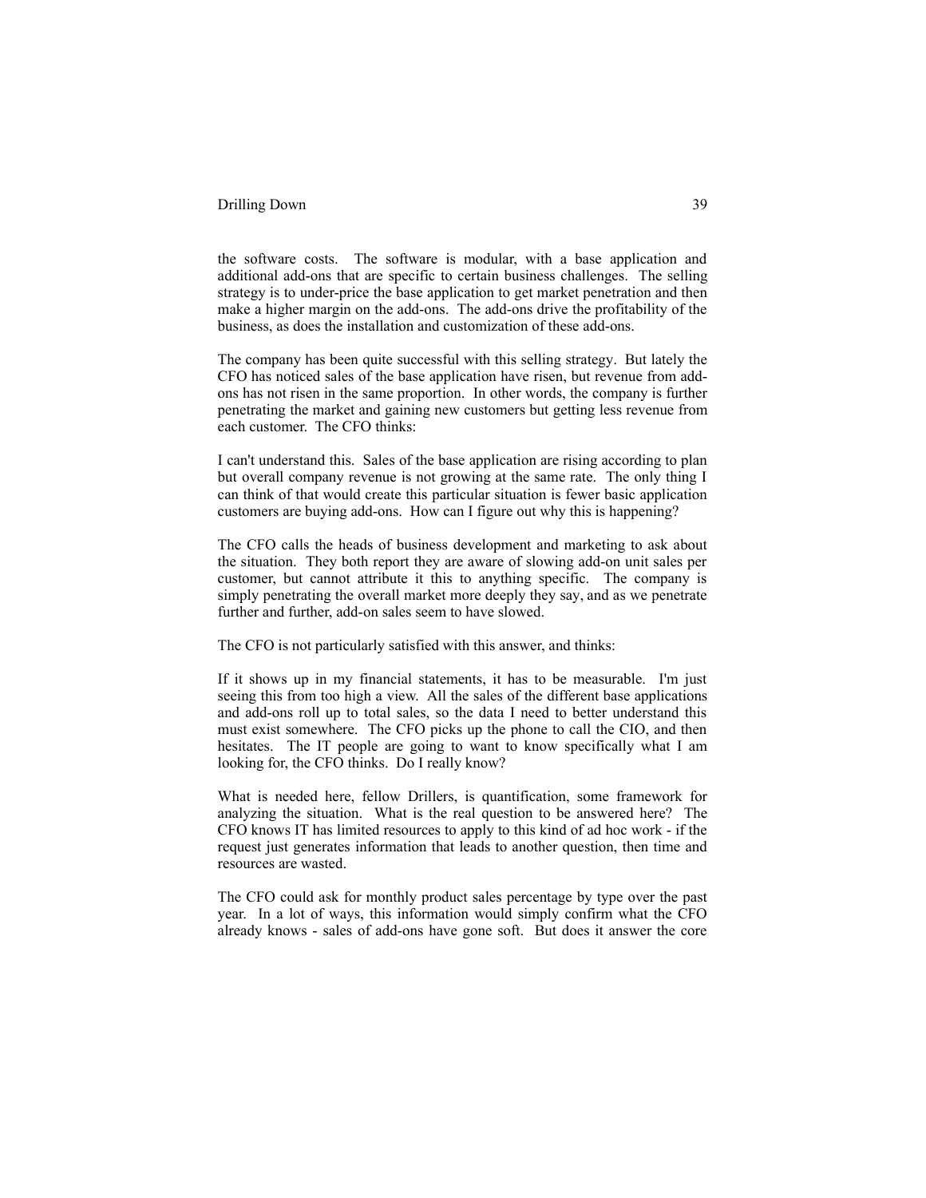the software costs. The software is modular, with a base application and additional add-ons that are specific to certain business challenges. The selling strategy is to under-price the base application to get market penetration and then make a higher margin on the add-ons. The add-ons drive the profitability of the business, as does the installation and customization of these add-ons.

The company has been quite successful with this selling strategy. But lately the CFO has noticed sales of the base application have risen, but revenue from add-ons has not risen in the same proportion. In other words, the company is further penetrating the market and gaining new customers but getting less revenue from each customer. The CFO thinks:

I can't understand this. Sales of the base application are rising according to plan but overall company revenue is not growing at the same rate. The only thing I can think of that would create this particular situation is fewer basic application customers are buying add-ons. How can I figure out why this is happening?

The CFO calls the heads of business development and marketing to ask about the situation. They both report they are aware of slowing add-on unit sales per customer, but cannot attribute it this to anything specific. The company is simply penetrating the overall market more deeply they say, and as we penetrate further and further, add-on sales seem to have slowed.

The CFO is not particularly satisfied with this answer, and thinks:

If it shows up in my financial statements, it has to be measurable. I'm just seeing this from too high a view. All the sales of the different base applications and add-ons roll up to total sales, so the data I need to better understand this must exist somewhere. The CFO picks up the phone to call the CIO, and then hesitates. The IT people are going to want to know specifically what I am looking for, the CFO thinks. Do I really know?

What is needed here, fellow Drillers, is quantification, some framework for analyzing the situation. What is the real question to be answered here? The CFO knows IT has limited resources to apply to this kind of ad hoc work - if the request just generates information that leads to another question, then time and resources are wasted.

The CFO could ask for monthly product sales percentage by type over the past year. In a lot of ways, this information would simply confirm what the CFO already knows - sales of add-ons have gone soft. But does it answer the core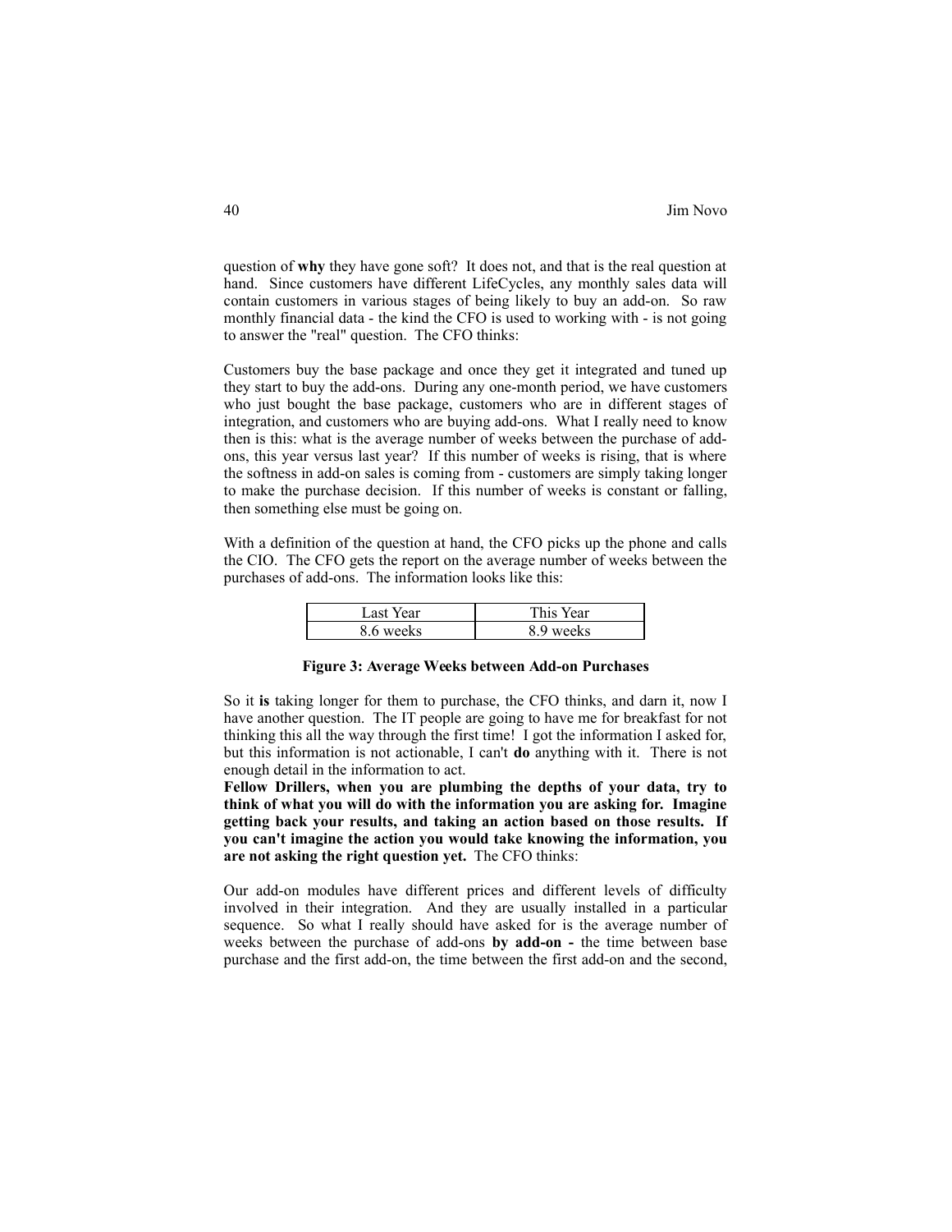question of **why** they have gone soft? It does not, and that is the real question at hand. Since customers have different LifeCycles, any monthly sales data will contain customers in various stages of being likely to buy an add-on. So raw monthly financial data - the kind the CFO is used to working with - is not going to answer the "real" question. The CFO thinks:

Customers buy the base package and once they get it integrated and tuned up they start to buy the add-ons. During any one-month period, we have customers who just bought the base package, customers who are in different stages of integration, and customers who are buying add-ons. What I really need to know then is this: what is the average number of weeks between the purchase of add-ons, this year versus last year? If this number of weeks is rising, that is where the softness in add-on sales is coming from - customers are simply taking longer to make the purchase decision. If this number of weeks is constant or falling, then something else must be going on.

With a definition of the question at hand, the CFO picks up the phone and calls the CIO. The CFO gets the report on the average number of weeks between the purchases of add-ons. The information looks like this:

| Last Year | This Year |
|---|---|
| 8.6 weeks | 8.9 weeks |

**Figure 3: Average Weeks between Add-on Purchases**

So it **is** taking longer for them to purchase, the CFO thinks, and darn it, now I have another question. The IT people are going to have me for breakfast for not thinking this all the way through the first time! I got the information I asked for, but this information is not actionable, I can't **do** anything with it. There is not enough detail in the information to act.

**Fellow Drillers, when you are plumbing the depths of your data, try to think of what you will do with the information you are asking for. Imagine getting back your results, and taking an action based on those results. If you can't imagine the action you would take knowing the information, you are not asking the right question yet.** The CFO thinks:

Our add-on modules have different prices and different levels of difficulty involved in their integration. And they are usually installed in a particular sequence. So what I really should have asked for is the average number of weeks between the purchase of add-ons **by add-on -** the time between base purchase and the first add-on, the time between the first add-on and the second,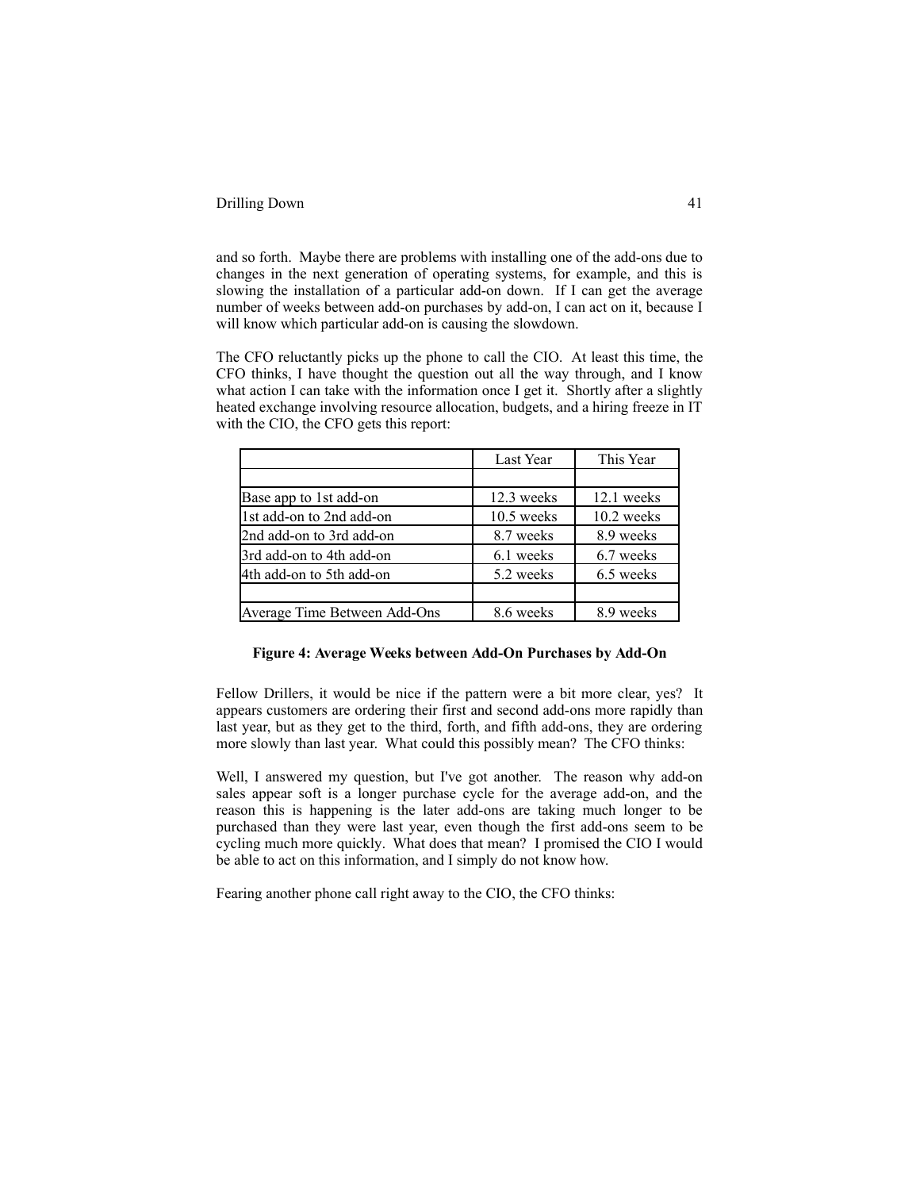and so forth. Maybe there are problems with installing one of the add-ons due to changes in the next generation of operating systems, for example, and this is slowing the installation of a particular add-on down. If I can get the average number of weeks between add-on purchases by add-on, I can act on it, because I will know which particular add-on is causing the slowdown.

The CFO reluctantly picks up the phone to call the CIO. At least this time, the CFO thinks, I have thought the question out all the way through, and I know what action I can take with the information once I get it. Shortly after a slightly heated exchange involving resource allocation, budgets, and a hiring freeze in IT with the CIO, the CFO gets this report:

| | Last Year | This Year |
|---|---|---|
| | | |
| Base app to 1st add-on | 12.3 weeks | 12.1 weeks |
| 1st add-on to 2nd add-on | 10.5 weeks | 10.2 weeks |
| 2nd add-on to 3rd add-on | 8.7 weeks | 8.9 weeks |
| 3rd add-on to 4th add-on | 6.1 weeks | 6.7 weeks |
| 4th add-on to 5th add-on | 5.2 weeks | 6.5 weeks |
| | | |
| Average Time Between Add-Ons | 8.6 weeks | 8.9 weeks |

**Figure 4: Average Weeks between Add-On Purchases by Add-On**

Fellow Drillers, it would be nice if the pattern were a bit more clear, yes? It appears customers are ordering their first and second add-ons more rapidly than last year, but as they get to the third, forth, and fifth add-ons, they are ordering more slowly than last year. What could this possibly mean? The CFO thinks:

Well, I answered my question, but I've got another. The reason why add-on sales appear soft is a longer purchase cycle for the average add-on, and the reason this is happening is the later add-ons are taking much longer to be purchased than they were last year, even though the first add-ons seem to be cycling much more quickly. What does that mean? I promised the CIO I would be able to act on this information, and I simply do not know how.

Fearing another phone call right away to the CIO, the CFO thinks: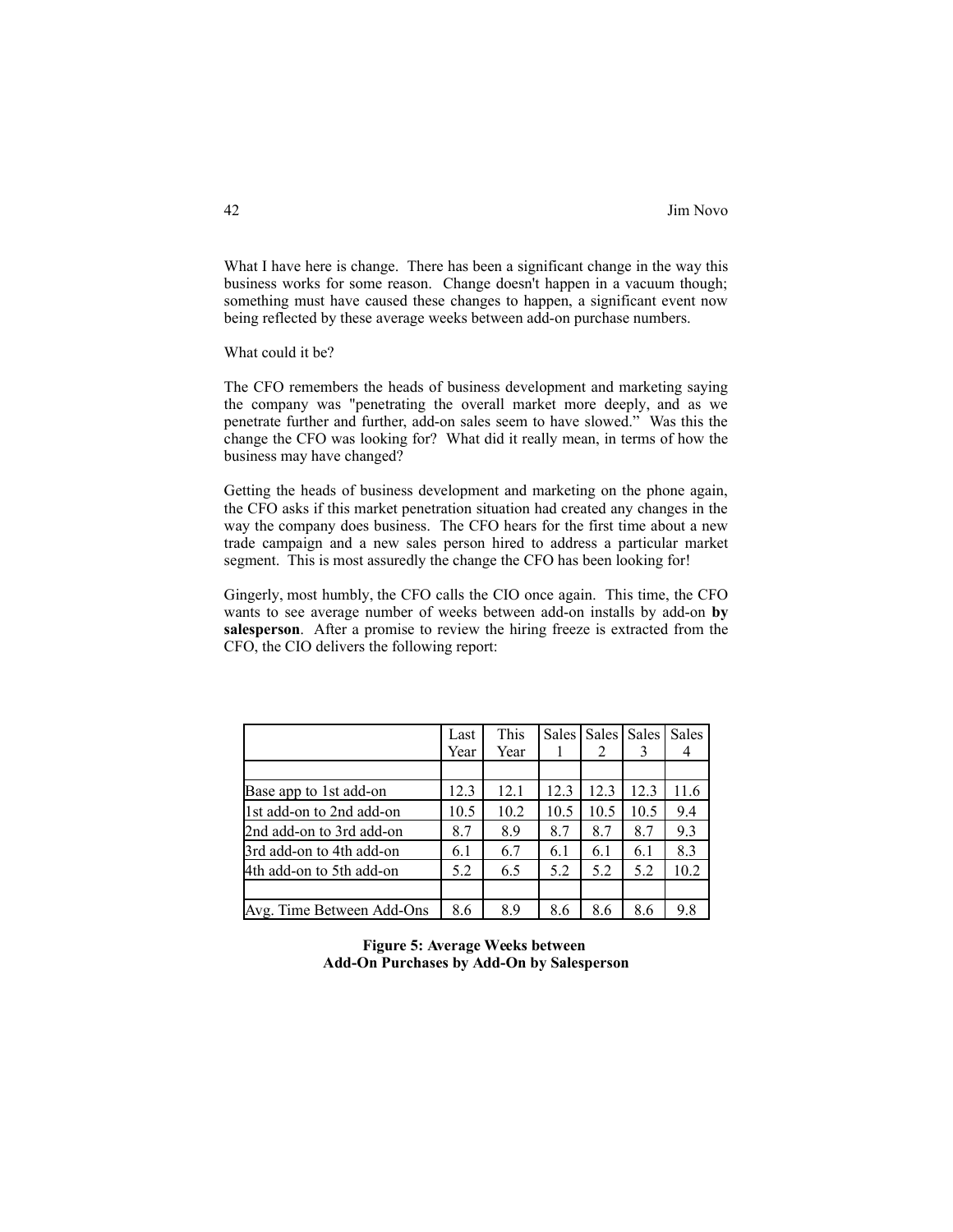What I have here is change. There has been a significant change in the way this business works for some reason. Change doesn't happen in a vacuum though; something must have caused these changes to happen, a significant event now being reflected by these average weeks between add-on purchase numbers.

What could it be?

The CFO remembers the heads of business development and marketing saying the company was "penetrating the overall market more deeply, and as we penetrate further and further, add-on sales seem to have slowed." Was this the change the CFO was looking for? What did it really mean, in terms of how the business may have changed?

Getting the heads of business development and marketing on the phone again, the CFO asks if this market penetration situation had created any changes in the way the company does business. The CFO hears for the first time about a new trade campaign and a new sales person hired to address a particular market segment. This is most assuredly the change the CFO has been looking for!

Gingerly, most humbly, the CFO calls the CIO once again. This time, the CFO wants to see average number of weeks between add-on installs by add-on **by salesperson**. After a promise to review the hiring freeze is extracted from the CFO, the CIO delivers the following report:

| | Last Year | This Year | Sales 1 | Sales 2 | Sales 3 | Sales 4 |
|---|---|---|---|---|---|---|
| | | | | | | |
| Base app to 1st add-on | 12.3 | 12.1 | 12.3 | 12.3 | 12.3 | 11.6 |
| 1st add-on to 2nd add-on | 10.5 | 10.2 | 10.5 | 10.5 | 10.5 | 9.4 |
| 2nd add-on to 3rd add-on | 8.7 | 8.9 | 8.7 | 8.7 | 8.7 | 9.3 |
| 3rd add-on to 4th add-on | 6.1 | 6.7 | 6.1 | 6.1 | 6.1 | 8.3 |
| 4th add-on to 5th add-on | 5.2 | 6.5 | 5.2 | 5.2 | 5.2 | 10.2 |
| | | | | | | |
| Avg. Time Between Add-Ons | 8.6 | 8.9 | 8.6 | 8.6 | 8.6 | 9.8 |

**Figure 5: Average Weeks between Add-On Purchases by Add-On by Salesperson**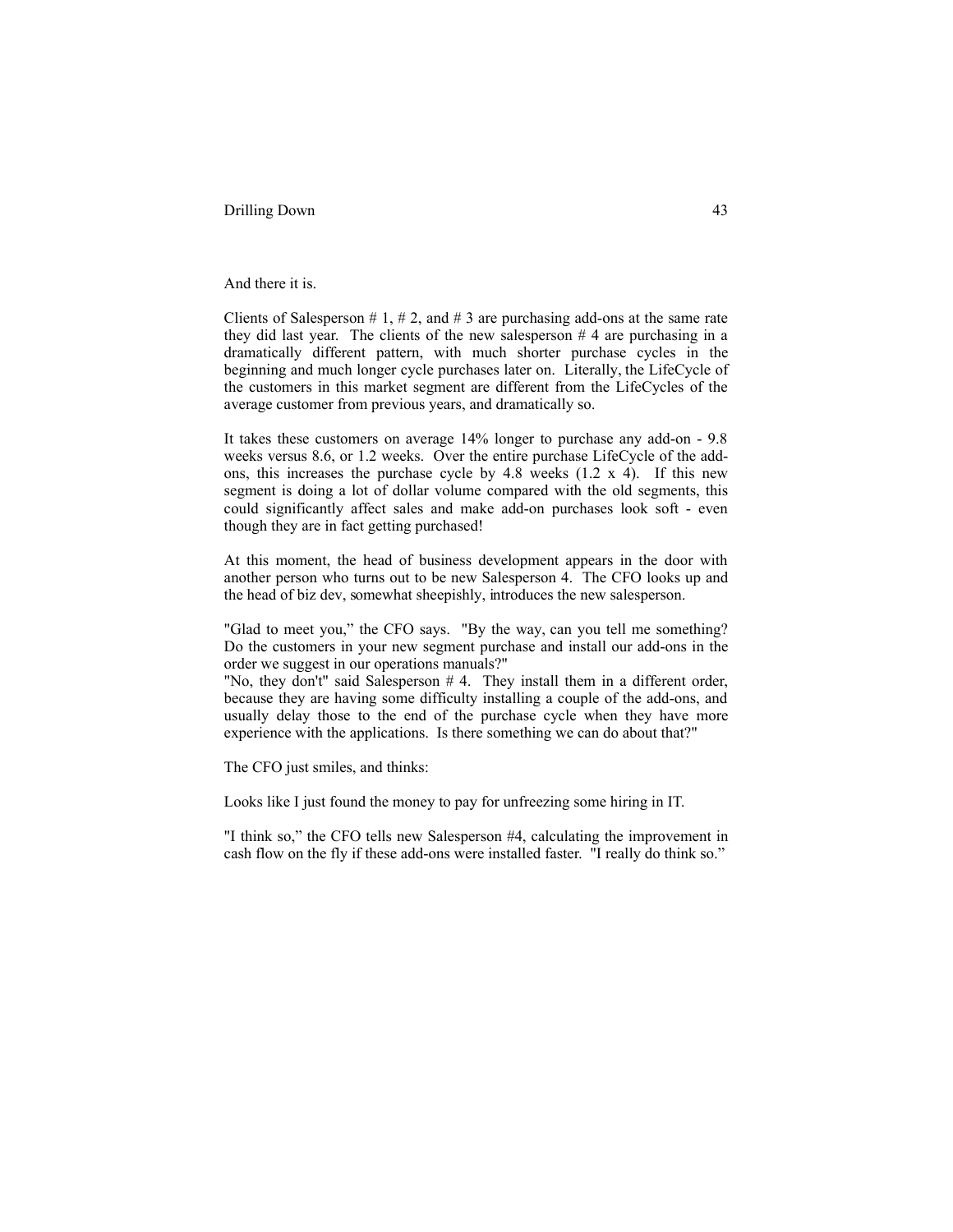And there it is.

Clients of Salesperson # 1, # 2, and # 3 are purchasing add-ons at the same rate they did last year. The clients of the new salesperson # 4 are purchasing in a dramatically different pattern, with much shorter purchase cycles in the beginning and much longer cycle purchases later on. Literally, the LifeCycle of the customers in this market segment are different from the LifeCycles of the average customer from previous years, and dramatically so.

It takes these customers on average 14% longer to purchase any add-on - 9.8 weeks versus 8.6, or 1.2 weeks. Over the entire purchase LifeCycle of the add-ons, this increases the purchase cycle by 4.8 weeks (1.2 x 4). If this new segment is doing a lot of dollar volume compared with the old segments, this could significantly affect sales and make add-on purchases look soft - even though they are in fact getting purchased!

At this moment, the head of business development appears in the door with another person who turns out to be new Salesperson 4. The CFO looks up and the head of biz dev, somewhat sheepishly, introduces the new salesperson.

"Glad to meet you," the CFO says. "By the way, can you tell me something? Do the customers in your new segment purchase and install our add-ons in the order we suggest in our operations manuals?"
"No, they don't" said Salesperson # 4. They install them in a different order, because they are having some difficulty installing a couple of the add-ons, and usually delay those to the end of the purchase cycle when they have more experience with the applications. Is there something we can do about that?"

The CFO just smiles, and thinks:

Looks like I just found the money to pay for unfreezing some hiring in IT.

"I think so," the CFO tells new Salesperson #4, calculating the improvement in cash flow on the fly if these add-ons were installed faster. "I really do think so."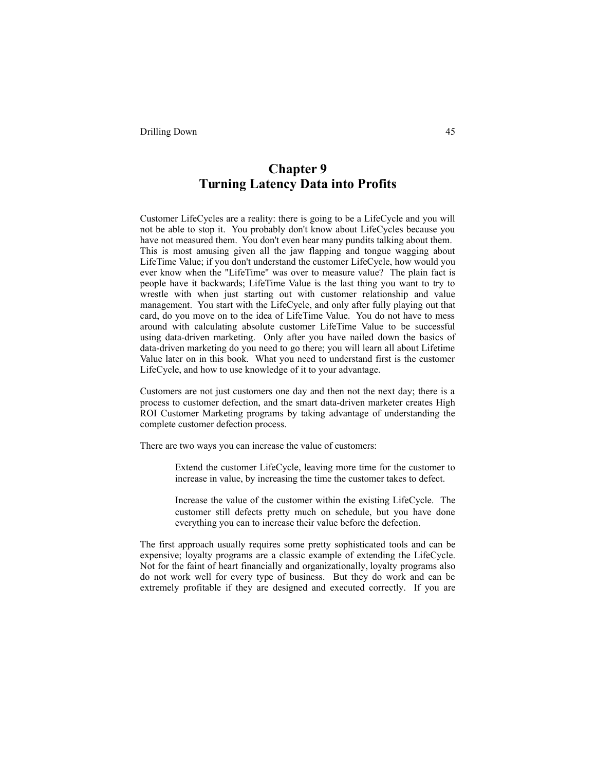# Chapter 9
# Turning Latency Data into Profits

Customer LifeCycles are a reality: there is going to be a LifeCycle and you will not be able to stop it. You probably don't know about LifeCycles because you have not measured them. You don't even hear many pundits talking about them. This is most amusing given all the jaw flapping and tongue wagging about LifeTime Value; if you don't understand the customer LifeCycle, how would you ever know when the "LifeTime" was over to measure value? The plain fact is people have it backwards; LifeTime Value is the last thing you want to try to wrestle with when just starting out with customer relationship and value management. You start with the LifeCycle, and only after fully playing out that card, do you move on to the idea of LifeTime Value. You do not have to mess around with calculating absolute customer LifeTime Value to be successful using data-driven marketing. Only after you have nailed down the basics of data-driven marketing do you need to go there; you will learn all about Lifetime Value later on in this book. What you need to understand first is the customer LifeCycle, and how to use knowledge of it to your advantage.

Customers are not just customers one day and then not the next day; there is a process to customer defection, and the smart data-driven marketer creates High ROI Customer Marketing programs by taking advantage of understanding the complete customer defection process.

There are two ways you can increase the value of customers:

> Extend the customer LifeCycle, leaving more time for the customer to increase in value, by increasing the time the customer takes to defect.
>
> Increase the value of the customer within the existing LifeCycle. The customer still defects pretty much on schedule, but you have done everything you can to increase their value before the defection.

The first approach usually requires some pretty sophisticated tools and can be expensive; loyalty programs are a classic example of extending the LifeCycle. Not for the faint of heart financially and organizationally, loyalty programs also do not work well for every type of business. But they do work and can be extremely profitable if they are designed and executed correctly. If you are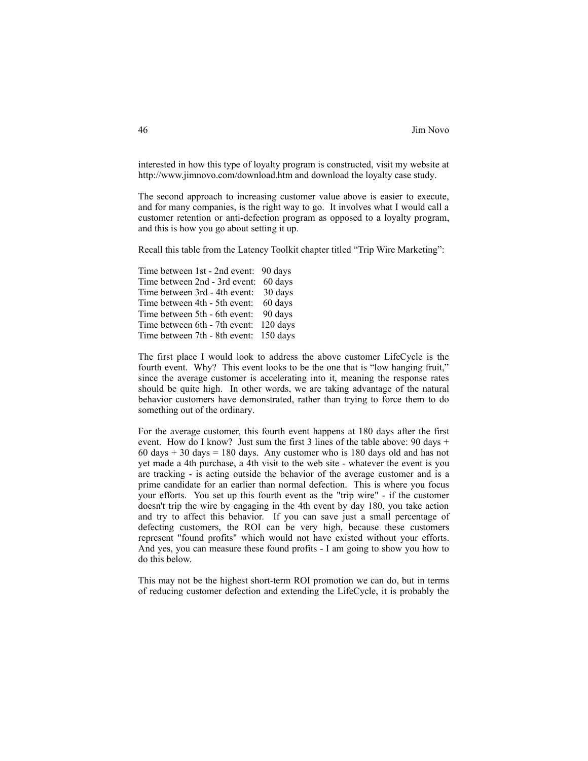interested in how this type of loyalty program is constructed, visit my website at http://www.jimnovo.com/download.htm and download the loyalty case study.

The second approach to increasing customer value above is easier to execute, and for many companies, is the right way to go. It involves what I would call a customer retention or anti-defection program as opposed to a loyalty program, and this is how you go about setting it up.

Recall this table from the Latency Toolkit chapter titled "Trip Wire Marketing":

| | |
|---|---|
| Time between 1st - 2nd event: | 90 days |
| Time between 2nd - 3rd event: | 60 days |
| Time between 3rd - 4th event: | 30 days |
| Time between 4th - 5th event: | 60 days |
| Time between 5th - 6th event: | 90 days |
| Time between 6th - 7th event: | 120 days |
| Time between 7th - 8th event: | 150 days |

The first place I would look to address the above customer LifeCycle is the fourth event. Why? This event looks to be the one that is "low hanging fruit," since the average customer is accelerating into it, meaning the response rates should be quite high. In other words, we are taking advantage of the natural behavior customers have demonstrated, rather than trying to force them to do something out of the ordinary.

For the average customer, this fourth event happens at 180 days after the first event. How do I know? Just sum the first 3 lines of the table above: 90 days + 60 days + 30 days = 180 days. Any customer who is 180 days old and has not yet made a 4th purchase, a 4th visit to the web site - whatever the event is you are tracking - is acting outside the behavior of the average customer and is a prime candidate for an earlier than normal defection. This is where you focus your efforts. You set up this fourth event as the "trip wire" - if the customer doesn't trip the wire by engaging in the 4th event by day 180, you take action and try to affect this behavior. If you can save just a small percentage of defecting customers, the ROI can be very high, because these customers represent "found profits" which would not have existed without your efforts. And yes, you can measure these found profits - I am going to show you how to do this below.

This may not be the highest short-term ROI promotion we can do, but in terms of reducing customer defection and extending the LifeCycle, it is probably the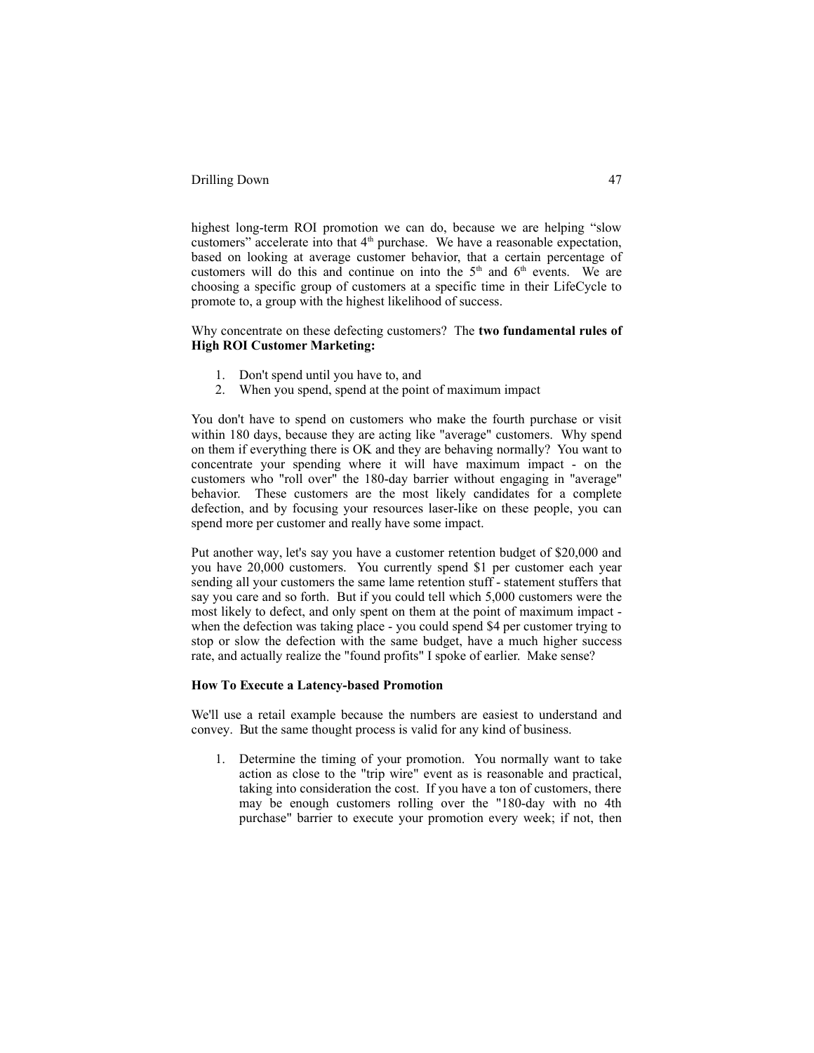highest long-term ROI promotion we can do, because we are helping "slow customers" accelerate into that 4th purchase. We have a reasonable expectation, based on looking at average customer behavior, that a certain percentage of customers will do this and continue on into the 5th and 6th events. We are choosing a specific group of customers at a specific time in their LifeCycle to promote to, a group with the highest likelihood of success.

Why concentrate on these defecting customers? The **two fundamental rules of High ROI Customer Marketing:**

1. Don't spend until you have to, and
2. When you spend, spend at the point of maximum impact

You don't have to spend on customers who make the fourth purchase or visit within 180 days, because they are acting like "average" customers. Why spend on them if everything there is OK and they are behaving normally? You want to concentrate your spending where it will have maximum impact - on the customers who "roll over" the 180-day barrier without engaging in "average" behavior. These customers are the most likely candidates for a complete defection, and by focusing your resources laser-like on these people, you can spend more per customer and really have some impact.

Put another way, let's say you have a customer retention budget of $20,000 and you have 20,000 customers. You currently spend $1 per customer each year sending all your customers the same lame retention stuff - statement stuffers that say you care and so forth. But if you could tell which 5,000 customers were the most likely to defect, and only spent on them at the point of maximum impact - when the defection was taking place - you could spend $4 per customer trying to stop or slow the defection with the same budget, have a much higher success rate, and actually realize the "found profits" I spoke of earlier. Make sense?

**How To Execute a Latency-based Promotion**

We'll use a retail example because the numbers are easiest to understand and convey. But the same thought process is valid for any kind of business.

1. Determine the timing of your promotion. You normally want to take action as close to the "trip wire" event as is reasonable and practical, taking into consideration the cost. If you have a ton of customers, there may be enough customers rolling over the "180-day with no 4th purchase" barrier to execute your promotion every week; if not, then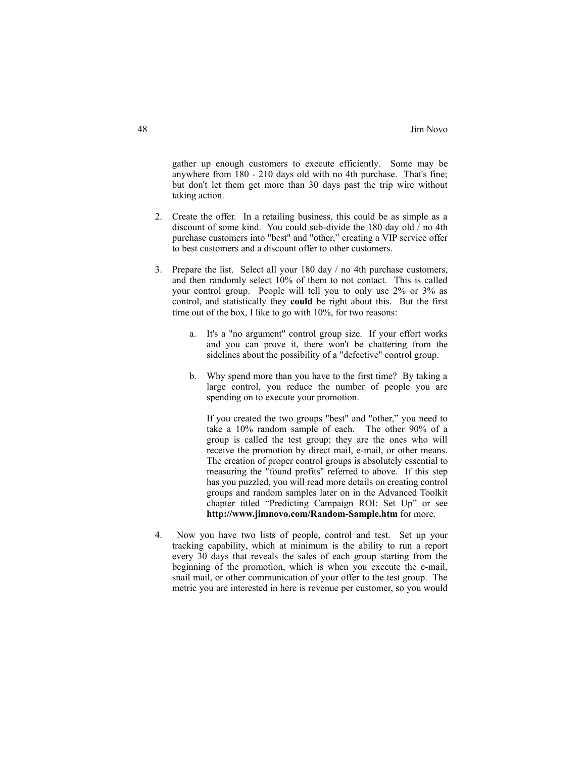gather up enough customers to execute efficiently. Some may be anywhere from 180 - 210 days old with no 4th purchase. That's fine; but don't let them get more than 30 days past the trip wire without taking action.

2. Create the offer. In a retailing business, this could be as simple as a discount of some kind. You could sub-divide the 180 day old / no 4th purchase customers into "best" and "other," creating a VIP service offer to best customers and a discount offer to other customers.

3. Prepare the list. Select all your 180 day / no 4th purchase customers, and then randomly select 10% of them to not contact. This is called your control group. People will tell you to only use 2% or 3% as control, and statistically they **could** be right about this. But the first time out of the box, I like to go with 10%, for two reasons:

    a. It's a "no argument" control group size. If your effort works and you can prove it, there won't be chattering from the sidelines about the possibility of a "defective" control group.

    b. Why spend more than you have to the first time? By taking a large control, you reduce the number of people you are spending on to execute your promotion.

    If you created the two groups "best" and "other," you need to take a 10% random sample of each. The other 90% of a group is called the test group; they are the ones who will receive the promotion by direct mail, e-mail, or other means. The creation of proper control groups is absolutely essential to measuring the "found profits" referred to above. If this step has you puzzled, you will read more details on creating control groups and random samples later on in the Advanced Toolkit chapter titled "Predicting Campaign ROI: Set Up" or see **http://www.jimnovo.com/Random-Sample.htm** for more.

4. Now you have two lists of people, control and test. Set up your tracking capability, which at minimum is the ability to run a report every 30 days that reveals the sales of each group starting from the beginning of the promotion, which is when you execute the e-mail, snail mail, or other communication of your offer to the test group. The metric you are interested in here is revenue per customer, so you would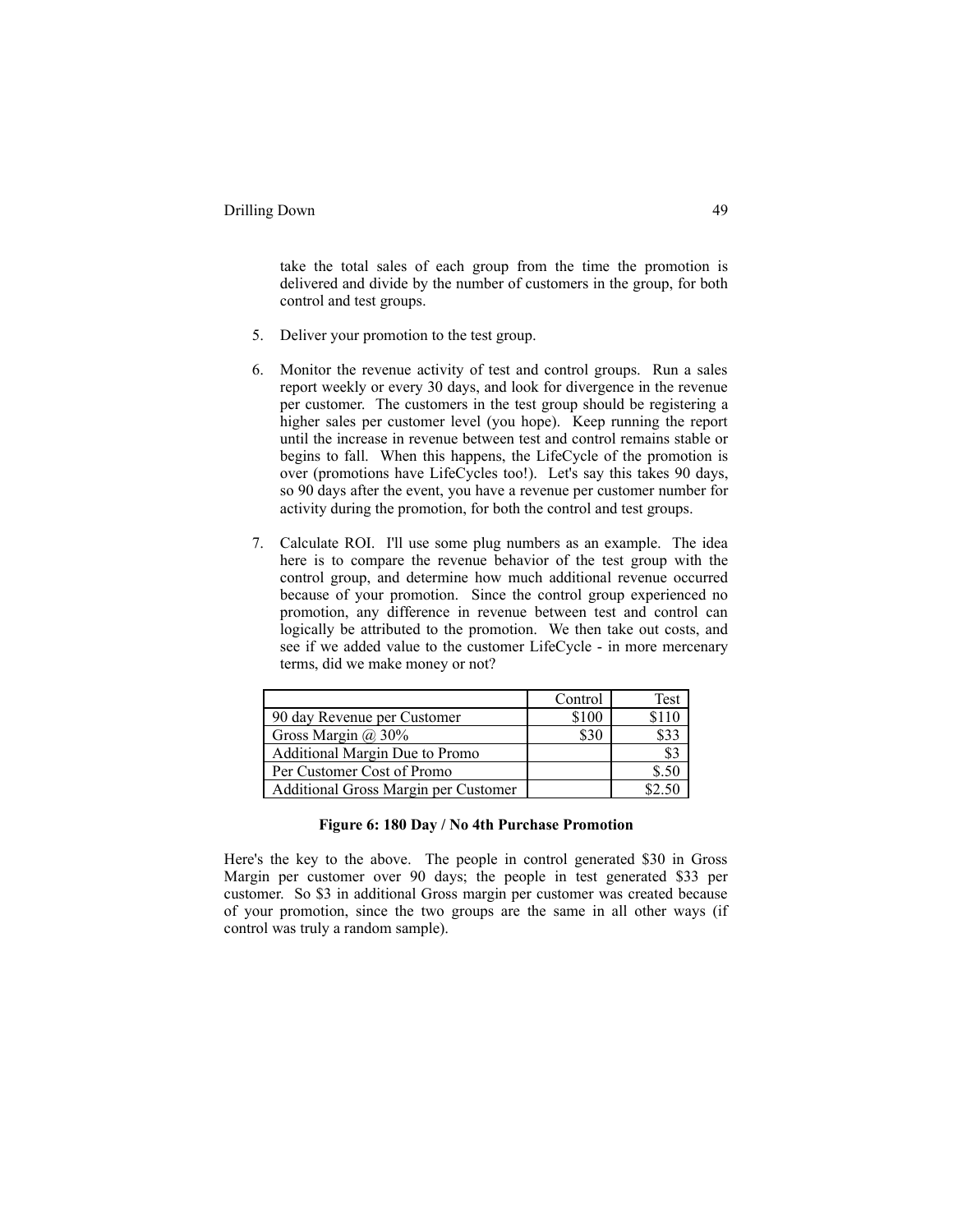take the total sales of each group from the time the promotion is delivered and divide by the number of customers in the group, for both control and test groups.

5. Deliver your promotion to the test group.

6. Monitor the revenue activity of test and control groups. Run a sales report weekly or every 30 days, and look for divergence in the revenue per customer. The customers in the test group should be registering a higher sales per customer level (you hope). Keep running the report until the increase in revenue between test and control remains stable or begins to fall. When this happens, the LifeCycle of the promotion is over (promotions have LifeCycles too!). Let's say this takes 90 days, so 90 days after the event, you have a revenue per customer number for activity during the promotion, for both the control and test groups.

7. Calculate ROI. I'll use some plug numbers as an example. The idea here is to compare the revenue behavior of the test group with the control group, and determine how much additional revenue occurred because of your promotion. Since the control group experienced no promotion, any difference in revenue between test and control can logically be attributed to the promotion. We then take out costs, and see if we added value to the customer LifeCycle - in more mercenary terms, did we make money or not?

| | Control | Test |
|---|---|---|
| 90 day Revenue per Customer | $100 | $110 |
| Gross Margin @ 30% | $30 | $33 |
| Additional Margin Due to Promo | | $3 |
| Per Customer Cost of Promo | | $.50 |
| Additional Gross Margin per Customer | | $2.50 |

**Figure 6: 180 Day / No 4th Purchase Promotion**

Here's the key to the above. The people in control generated $30 in Gross Margin per customer over 90 days; the people in test generated $33 per customer. So $3 in additional Gross margin per customer was created because of your promotion, since the two groups are the same in all other ways (if control was truly a random sample).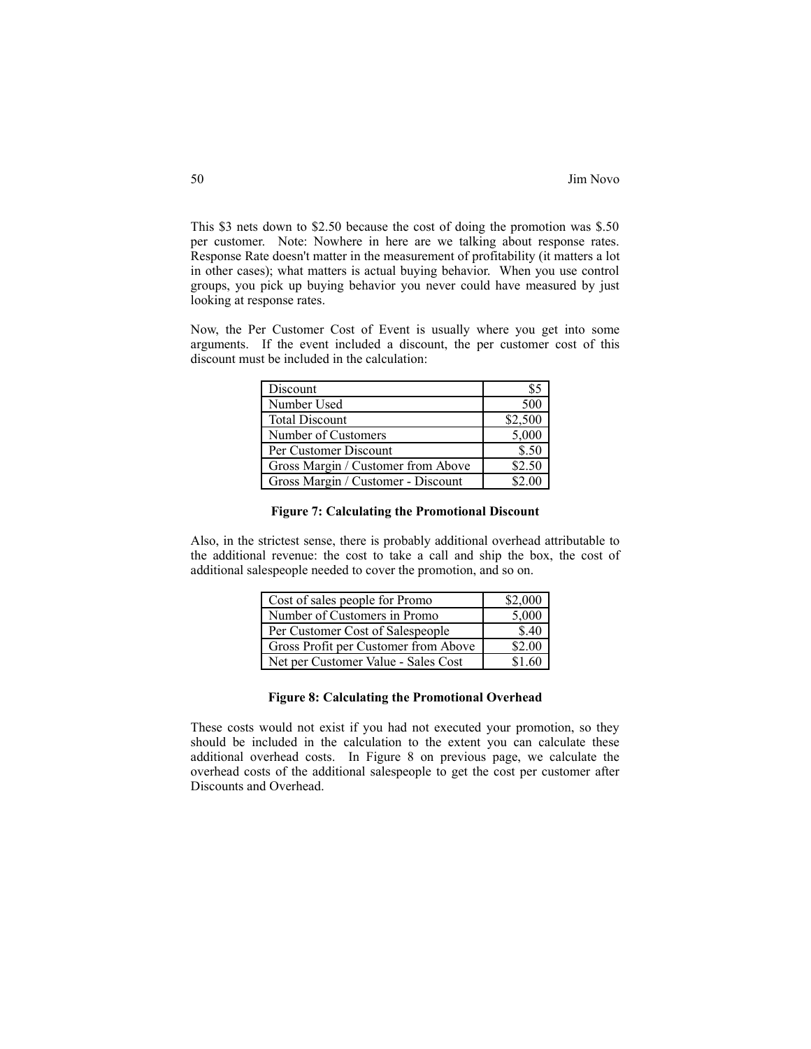This $3 nets down to $2.50 because the cost of doing the promotion was $.50 per customer. Note: Nowhere in here are we talking about response rates. Response Rate doesn't matter in the measurement of profitability (it matters a lot in other cases); what matters is actual buying behavior. When you use control groups, you pick up buying behavior you never could have measured by just looking at response rates.

Now, the Per Customer Cost of Event is usually where you get into some arguments. If the event included a discount, the per customer cost of this discount must be included in the calculation:

| | |
|---|---:|
| Discount | $5 |
| Number Used | 500 |
| Total Discount | $2,500 |
| Number of Customers | 5,000 |
| Per Customer Discount | $.50 |
| Gross Margin / Customer from Above | $2.50 |
| Gross Margin / Customer - Discount | $2.00 |

**Figure 7: Calculating the Promotional Discount**

Also, in the strictest sense, there is probably additional overhead attributable to the additional revenue: the cost to take a call and ship the box, the cost of additional salespeople needed to cover the promotion, and so on.

| | |
|---|---:|
| Cost of sales people for Promo | $2,000 |
| Number of Customers in Promo | 5,000 |
| Per Customer Cost of Salespeople | $.40 |
| Gross Profit per Customer from Above | $2.00 |
| Net per Customer Value - Sales Cost | $1.60 |

**Figure 8: Calculating the Promotional Overhead**

These costs would not exist if you had not executed your promotion, so they should be included in the calculation to the extent you can calculate these additional overhead costs. In Figure 8 on previous page, we calculate the overhead costs of the additional salespeople to get the cost per customer after Discounts and Overhead.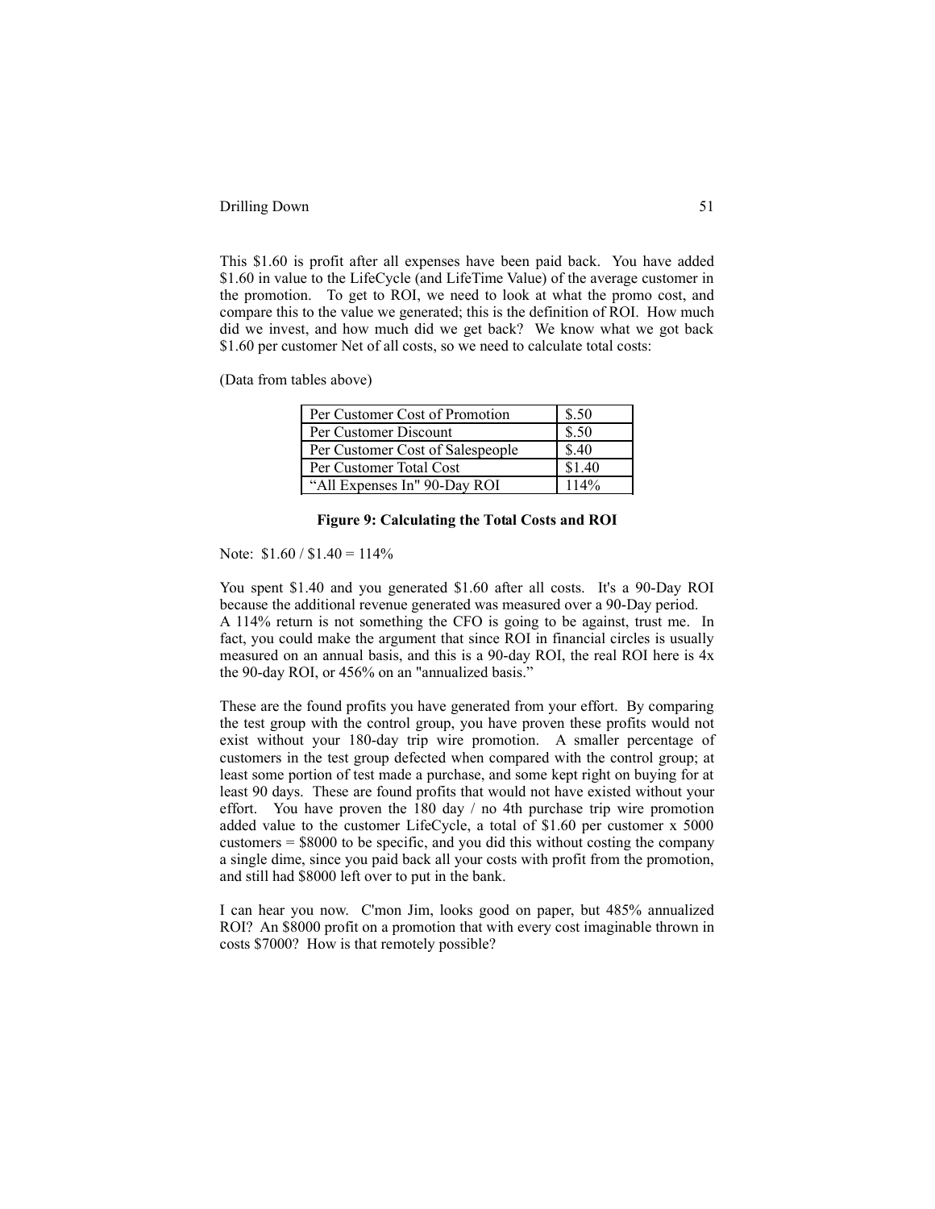This $1.60 is profit after all expenses have been paid back. You have added $1.60 in value to the LifeCycle (and LifeTime Value) of the average customer in the promotion. To get to ROI, we need to look at what the promo cost, and compare this to the value we generated; this is the definition of ROI. How much did we invest, and how much did we get back? We know what we got back $1.60 per customer Net of all costs, so we need to calculate total costs:

(Data from tables above)

| | |
|---|---|
| Per Customer Cost of Promotion | $.50 |
| Per Customer Discount | $.50 |
| Per Customer Cost of Salespeople | $.40 |
| Per Customer Total Cost | $1.40 |
| “All Expenses In" 90-Day ROI | 114% |

**Figure 9: Calculating the Total Costs and ROI**

Note: $1.60 / $1.40 = 114%

You spent $1.40 and you generated $1.60 after all costs. It's a 90-Day ROI because the additional revenue generated was measured over a 90-Day period. A 114% return is not something the CFO is going to be against, trust me. In fact, you could make the argument that since ROI in financial circles is usually measured on an annual basis, and this is a 90-day ROI, the real ROI here is 4x the 90-day ROI, or 456% on an "annualized basis."

These are the found profits you have generated from your effort. By comparing the test group with the control group, you have proven these profits would not exist without your 180-day trip wire promotion. A smaller percentage of customers in the test group defected when compared with the control group; at least some portion of test made a purchase, and some kept right on buying for at least 90 days. These are found profits that would not have existed without your effort. You have proven the 180 day / no 4th purchase trip wire promotion added value to the customer LifeCycle, a total of $1.60 per customer x 5000 customers = $8000 to be specific, and you did this without costing the company a single dime, since you paid back all your costs with profit from the promotion, and still had $8000 left over to put in the bank.

I can hear you now. C'mon Jim, looks good on paper, but 485% annualized ROI? An $8000 profit on a promotion that with every cost imaginable thrown in costs $7000? How is that remotely possible?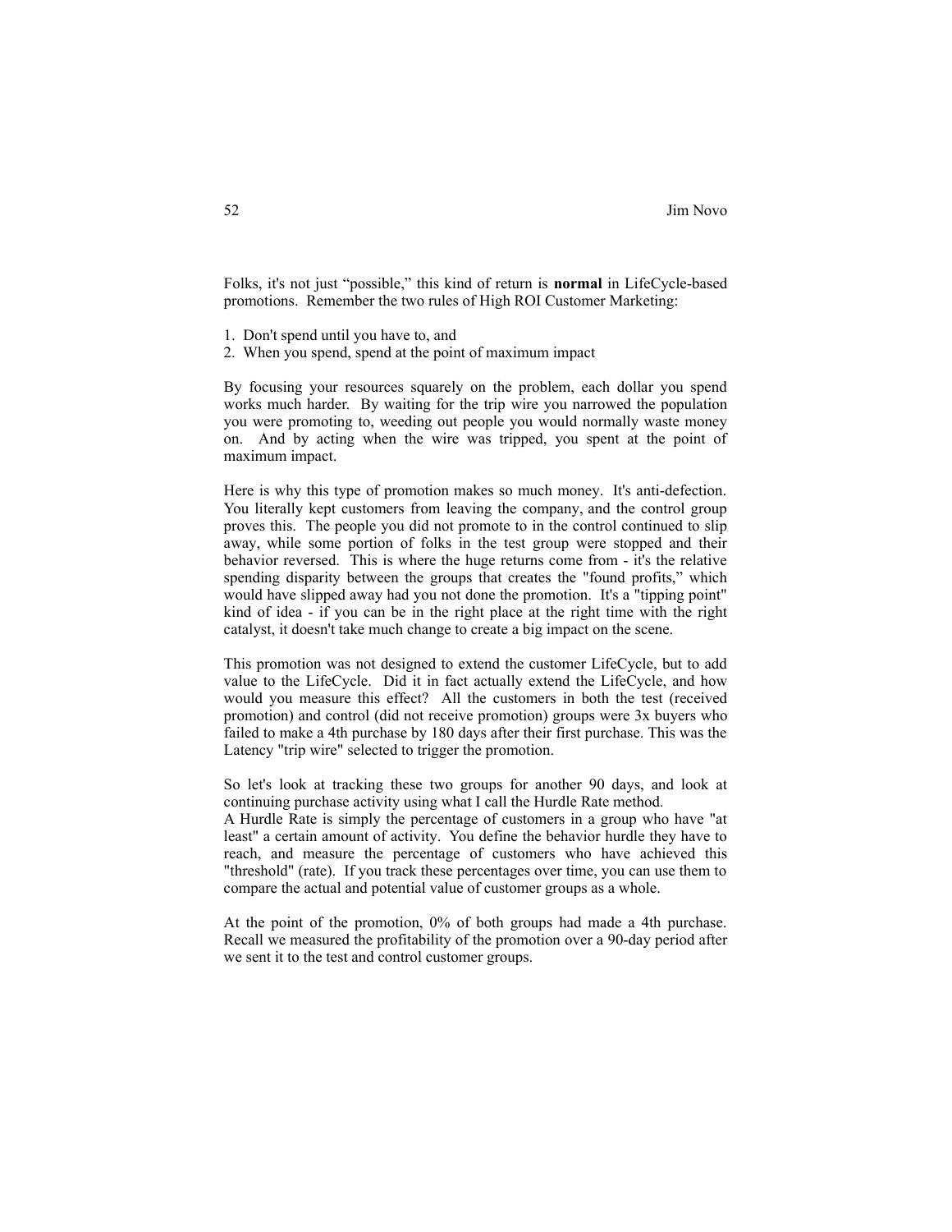Folks, it's not just “possible,” this kind of return is **normal** in LifeCycle-based promotions. Remember the two rules of High ROI Customer Marketing:

1. Don't spend until you have to, and
2. When you spend, spend at the point of maximum impact

By focusing your resources squarely on the problem, each dollar you spend works much harder. By waiting for the trip wire you narrowed the population you were promoting to, weeding out people you would normally waste money on. And by acting when the wire was tripped, you spent at the point of maximum impact.

Here is why this type of promotion makes so much money. It's anti-defection. You literally kept customers from leaving the company, and the control group proves this. The people you did not promote to in the control continued to slip away, while some portion of folks in the test group were stopped and their behavior reversed. This is where the huge returns come from - it's the relative spending disparity between the groups that creates the "found profits," which would have slipped away had you not done the promotion. It's a "tipping point" kind of idea - if you can be in the right place at the right time with the right catalyst, it doesn't take much change to create a big impact on the scene.

This promotion was not designed to extend the customer LifeCycle, but to add value to the LifeCycle. Did it in fact actually extend the LifeCycle, and how would you measure this effect? All the customers in both the test (received promotion) and control (did not receive promotion) groups were 3x buyers who failed to make a 4th purchase by 180 days after their first purchase. This was the Latency "trip wire" selected to trigger the promotion.

So let's look at tracking these two groups for another 90 days, and look at continuing purchase activity using what I call the Hurdle Rate method.
A Hurdle Rate is simply the percentage of customers in a group who have "at least" a certain amount of activity. You define the behavior hurdle they have to reach, and measure the percentage of customers who have achieved this "threshold" (rate). If you track these percentages over time, you can use them to compare the actual and potential value of customer groups as a whole.

At the point of the promotion, 0% of both groups had made a 4th purchase. Recall we measured the profitability of the promotion over a 90-day period after we sent it to the test and control customer groups.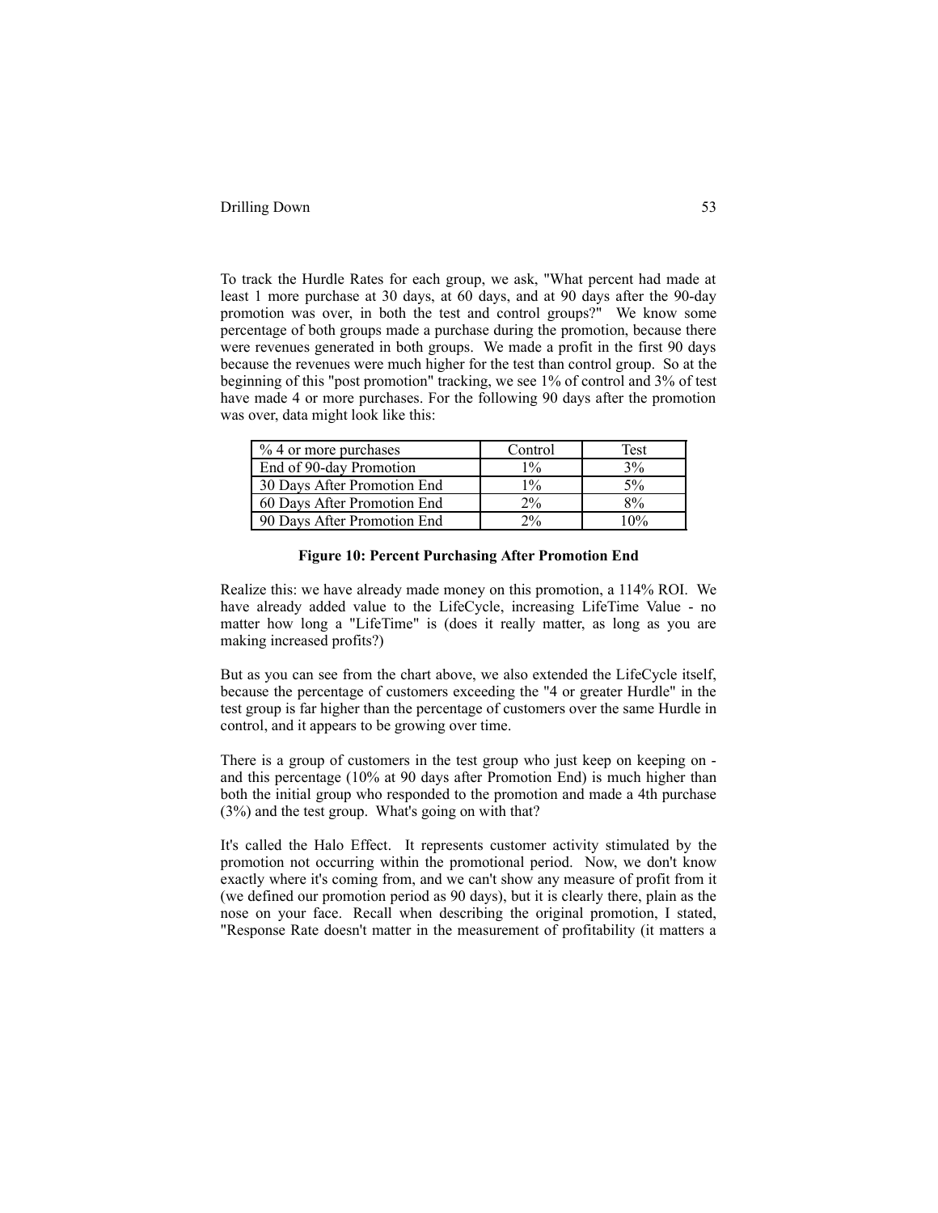To track the Hurdle Rates for each group, we ask, "What percent had made at least 1 more purchase at 30 days, at 60 days, and at 90 days after the 90-day promotion was over, in both the test and control groups?" We know some percentage of both groups made a purchase during the promotion, because there were revenues generated in both groups. We made a profit in the first 90 days because the revenues were much higher for the test than control group. So at the beginning of this "post promotion" tracking, we see 1% of control and 3% of test have made 4 or more purchases. For the following 90 days after the promotion was over, data might look like this:

| % 4 or more purchases | Control | Test |
|---|---|---|
| End of 90-day Promotion | 1% | 3% |
| 30 Days After Promotion End | 1% | 5% |
| 60 Days After Promotion End | 2% | 8% |
| 90 Days After Promotion End | 2% | 10% |

**Figure 10: Percent Purchasing After Promotion End**

Realize this: we have already made money on this promotion, a 114% ROI. We have already added value to the LifeCycle, increasing LifeTime Value - no matter how long a "LifeTime" is (does it really matter, as long as you are making increased profits?)

But as you can see from the chart above, we also extended the LifeCycle itself, because the percentage of customers exceeding the "4 or greater Hurdle" in the test group is far higher than the percentage of customers over the same Hurdle in control, and it appears to be growing over time.

There is a group of customers in the test group who just keep on keeping on - and this percentage (10% at 90 days after Promotion End) is much higher than both the initial group who responded to the promotion and made a 4th purchase (3%) and the test group. What's going on with that?

It's called the Halo Effect. It represents customer activity stimulated by the promotion not occurring within the promotional period. Now, we don't know exactly where it's coming from, and we can't show any measure of profit from it (we defined our promotion period as 90 days), but it is clearly there, plain as the nose on your face. Recall when describing the original promotion, I stated, "Response Rate doesn't matter in the measurement of profitability (it matters a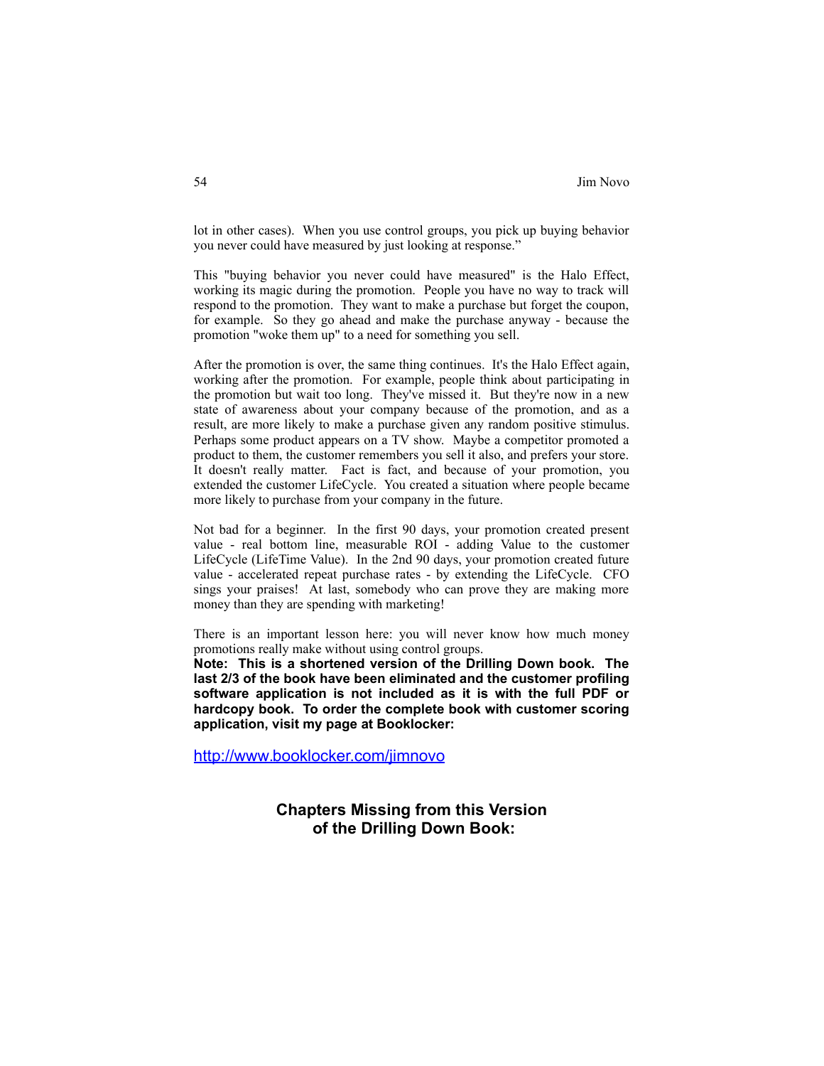lot in other cases). When you use control groups, you pick up buying behavior you never could have measured by just looking at response."

This "buying behavior you never could have measured" is the Halo Effect, working its magic during the promotion. People you have no way to track will respond to the promotion. They want to make a purchase but forget the coupon, for example. So they go ahead and make the purchase anyway - because the promotion "woke them up" to a need for something you sell.

After the promotion is over, the same thing continues. It's the Halo Effect again, working after the promotion. For example, people think about participating in the promotion but wait too long. They've missed it. But they're now in a new state of awareness about your company because of the promotion, and as a result, are more likely to make a purchase given any random positive stimulus. Perhaps some product appears on a TV show. Maybe a competitor promoted a product to them, the customer remembers you sell it also, and prefers your store. It doesn't really matter. Fact is fact, and because of your promotion, you extended the customer LifeCycle. You created a situation where people became more likely to purchase from your company in the future.

Not bad for a beginner. In the first 90 days, your promotion created present value - real bottom line, measurable ROI - adding Value to the customer LifeCycle (LifeTime Value). In the 2nd 90 days, your promotion created future value - accelerated repeat purchase rates - by extending the LifeCycle. CFO sings your praises! At last, somebody who can prove they are making more money than they are spending with marketing!

There is an important lesson here: you will never know how much money promotions really make without using control groups.

**Note: This is a shortened version of the Drilling Down book. The last 2/3 of the book have been eliminated and the customer profiling software application is not included as it is with the full PDF or hardcopy book. To order the complete book with customer scoring application, visit my page at Booklocker:**

http://www.booklocker.com/jimnovo

### Chapters Missing from this Version of the Drilling Down Book: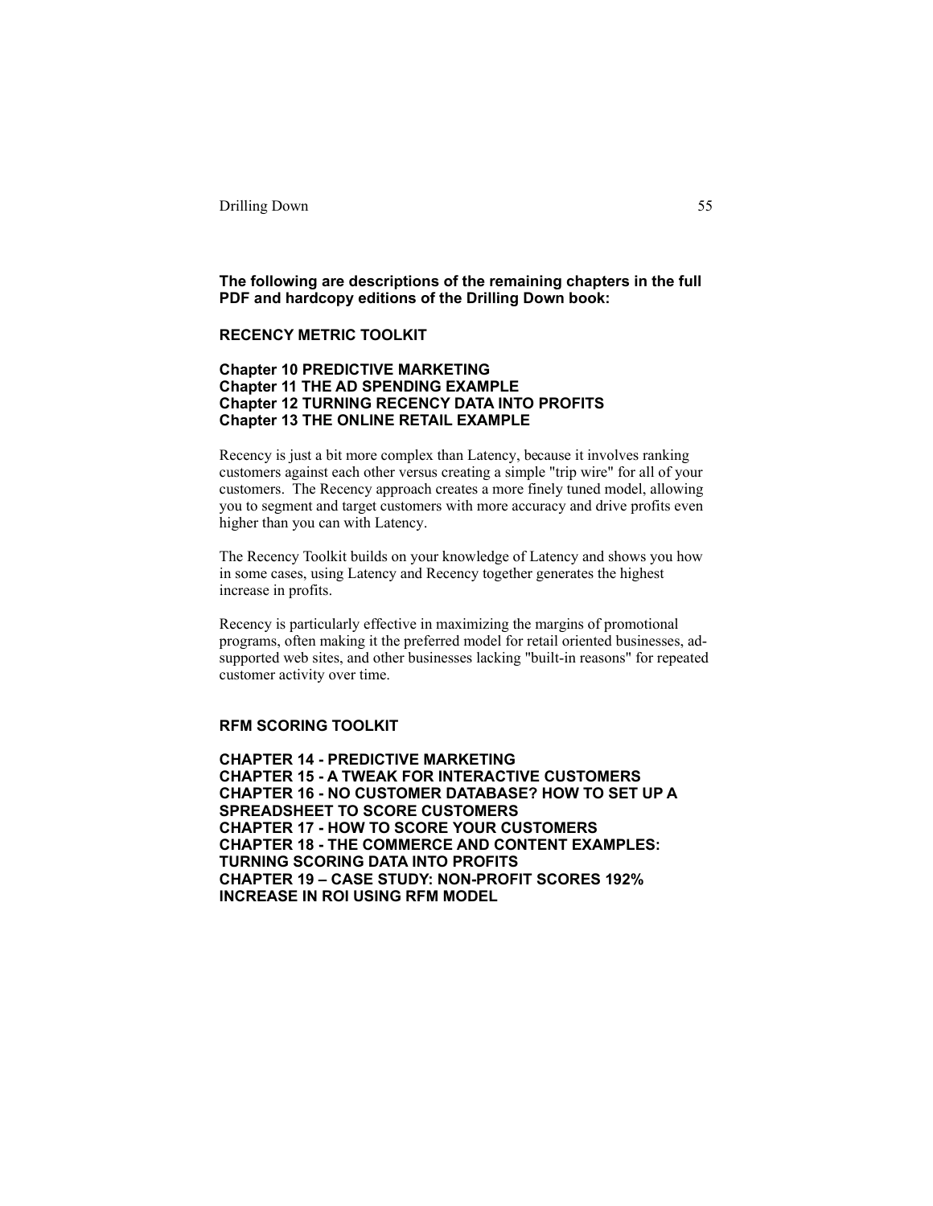**The following are descriptions of the remaining chapters in the full PDF and hardcopy editions of the Drilling Down book:**

## RECENCY METRIC TOOLKIT

**Chapter 10 PREDICTIVE MARKETING**
**Chapter 11 THE AD SPENDING EXAMPLE**
**Chapter 12 TURNING RECENCY DATA INTO PROFITS**
**Chapter 13 THE ONLINE RETAIL EXAMPLE**

Recency is just a bit more complex than Latency, because it involves ranking customers against each other versus creating a simple "trip wire" for all of your customers. The Recency approach creates a more finely tuned model, allowing you to segment and target customers with more accuracy and drive profits even higher than you can with Latency.

The Recency Toolkit builds on your knowledge of Latency and shows you how in some cases, using Latency and Recency together generates the highest increase in profits.

Recency is particularly effective in maximizing the margins of promotional programs, often making it the preferred model for retail oriented businesses, ad-supported web sites, and other businesses lacking "built-in reasons" for repeated customer activity over time.

## RFM SCORING TOOLKIT

**CHAPTER 14 - PREDICTIVE MARKETING**
**CHAPTER 15 - A TWEAK FOR INTERACTIVE CUSTOMERS**
**CHAPTER 16 - NO CUSTOMER DATABASE? HOW TO SET UP A SPREADSHEET TO SCORE CUSTOMERS**
**CHAPTER 17 - HOW TO SCORE YOUR CUSTOMERS**
**CHAPTER 18 - THE COMMERCE AND CONTENT EXAMPLES: TURNING SCORING DATA INTO PROFITS**
**CHAPTER 19 – CASE STUDY: NON-PROFIT SCORES 192% INCREASE IN ROI USING RFM MODEL**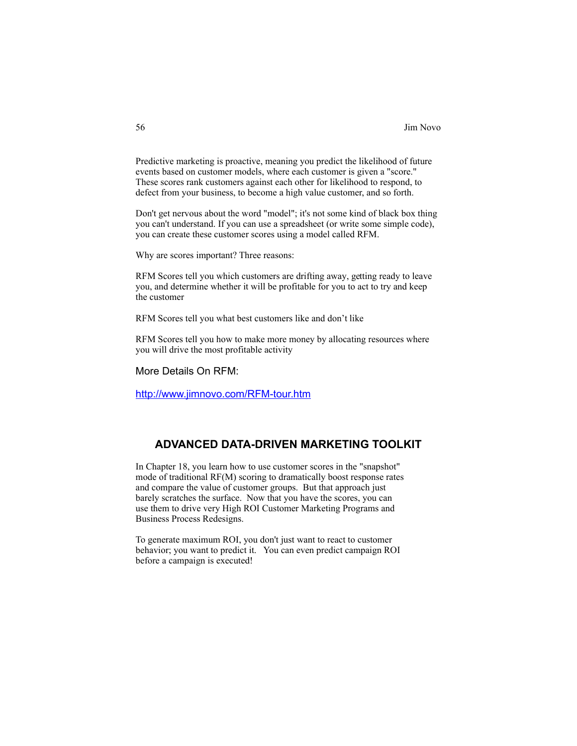Predictive marketing is proactive, meaning you predict the likelihood of future events based on customer models, where each customer is given a "score." These scores rank customers against each other for likelihood to respond, to defect from your business, to become a high value customer, and so forth.

Don't get nervous about the word "model"; it's not some kind of black box thing you can't understand. If you can use a spreadsheet (or write some simple code), you can create these customer scores using a model called RFM.

Why are scores important? Three reasons:

RFM Scores tell you which customers are drifting away, getting ready to leave you, and determine whether it will be profitable for you to act to try and keep the customer

RFM Scores tell you what best customers like and don't like

RFM Scores tell you how to make more money by allocating resources where you will drive the most profitable activity

More Details On RFM:

http://www.jimnovo.com/RFM-tour.htm

## ADVANCED DATA-DRIVEN MARKETING TOOLKIT

In Chapter 18, you learn how to use customer scores in the "snapshot" mode of traditional RF(M) scoring to dramatically boost response rates and compare the value of customer groups. But that approach just barely scratches the surface. Now that you have the scores, you can use them to drive very High ROI Customer Marketing Programs and Business Process Redesigns.

To generate maximum ROI, you don't just want to react to customer behavior; you want to predict it. You can even predict campaign ROI before a campaign is executed!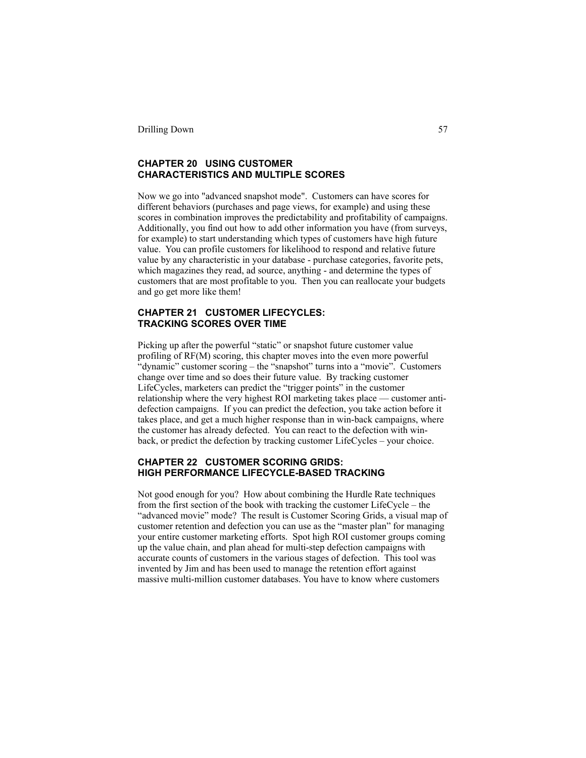## CHAPTER 20 USING CUSTOMER CHARACTERISTICS AND MULTIPLE SCORES

Now we go into "advanced snapshot mode". Customers can have scores for different behaviors (purchases and page views, for example) and using these scores in combination improves the predictability and profitability of campaigns. Additionally, you find out how to add other information you have (from surveys, for example) to start understanding which types of customers have high future value. You can profile customers for likelihood to respond and relative future value by any characteristic in your database - purchase categories, favorite pets, which magazines they read, ad source, anything - and determine the types of customers that are most profitable to you. Then you can reallocate your budgets and go get more like them!

## CHAPTER 21 CUSTOMER LIFECYCLES: TRACKING SCORES OVER TIME

Picking up after the powerful "static" or snapshot future customer value profiling of RF(M) scoring, this chapter moves into the even more powerful "dynamic" customer scoring – the "snapshot" turns into a "movie". Customers change over time and so does their future value. By tracking customer LifeCycles, marketers can predict the "trigger points" in the customer relationship where the very highest ROI marketing takes place — customer anti-defection campaigns. If you can predict the defection, you take action before it takes place, and get a much higher response than in win-back campaigns, where the customer has already defected. You can react to the defection with win-back, or predict the defection by tracking customer LifeCycles – your choice.

## CHAPTER 22 CUSTOMER SCORING GRIDS: HIGH PERFORMANCE LIFECYCLE-BASED TRACKING

Not good enough for you? How about combining the Hurdle Rate techniques from the first section of the book with tracking the customer LifeCycle – the "advanced movie" mode? The result is Customer Scoring Grids, a visual map of customer retention and defection you can use as the "master plan" for managing your entire customer marketing efforts. Spot high ROI customer groups coming up the value chain, and plan ahead for multi-step defection campaigns with accurate counts of customers in the various stages of defection. This tool was invented by Jim and has been used to manage the retention effort against massive multi-million customer databases. You have to know where customers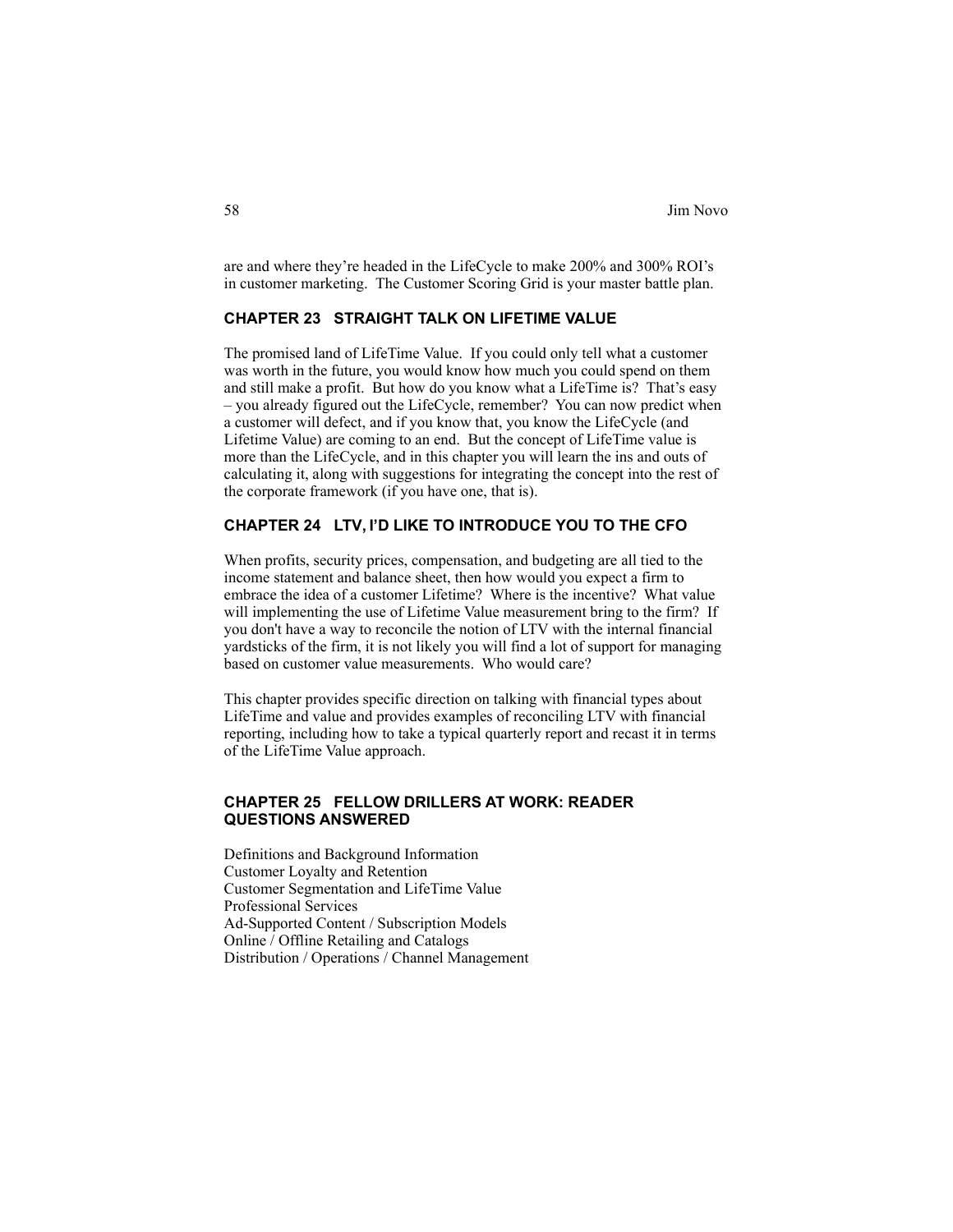are and where they're headed in the LifeCycle to make 200% and 300% ROI's in customer marketing. The Customer Scoring Grid is your master battle plan.

### CHAPTER 23 STRAIGHT TALK ON LIFETIME VALUE

The promised land of LifeTime Value. If you could only tell what a customer was worth in the future, you would know how much you could spend on them and still make a profit. But how do you know what a LifeTime is? That's easy – you already figured out the LifeCycle, remember? You can now predict when a customer will defect, and if you know that, you know the LifeCycle (and Lifetime Value) are coming to an end. But the concept of LifeTime value is more than the LifeCycle, and in this chapter you will learn the ins and outs of calculating it, along with suggestions for integrating the concept into the rest of the corporate framework (if you have one, that is).

### CHAPTER 24 LTV, I'D LIKE TO INTRODUCE YOU TO THE CFO

When profits, security prices, compensation, and budgeting are all tied to the income statement and balance sheet, then how would you expect a firm to embrace the idea of a customer Lifetime? Where is the incentive? What value will implementing the use of Lifetime Value measurement bring to the firm? If you don't have a way to reconcile the notion of LTV with the internal financial yardsticks of the firm, it is not likely you will find a lot of support for managing based on customer value measurements. Who would care?

This chapter provides specific direction on talking with financial types about LifeTime and value and provides examples of reconciling LTV with financial reporting, including how to take a typical quarterly report and recast it in terms of the LifeTime Value approach.

### CHAPTER 25 FELLOW DRILLERS AT WORK: READER QUESTIONS ANSWERED

Definitions and Background Information
Customer Loyalty and Retention
Customer Segmentation and LifeTime Value
Professional Services
Ad-Supported Content / Subscription Models
Online / Offline Retailing and Catalogs
Distribution / Operations / Channel Management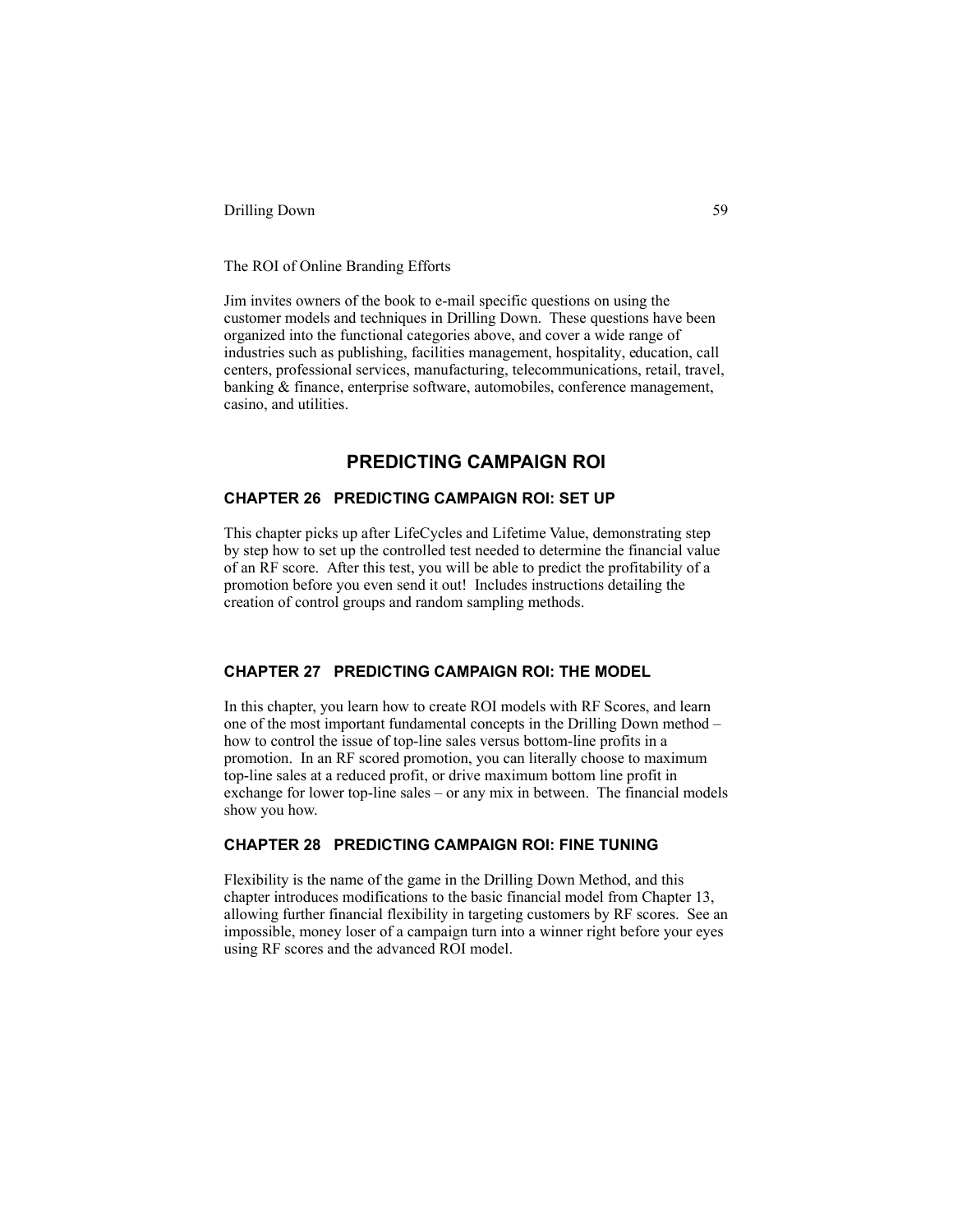The ROI of Online Branding Efforts

Jim invites owners of the book to e-mail specific questions on using the customer models and techniques in Drilling Down. These questions have been organized into the functional categories above, and cover a wide range of industries such as publishing, facilities management, hospitality, education, call centers, professional services, manufacturing, telecommunications, retail, travel, banking & finance, enterprise software, automobiles, conference management, casino, and utilities.

## PREDICTING CAMPAIGN ROI

### CHAPTER 26 PREDICTING CAMPAIGN ROI: SET UP

This chapter picks up after LifeCycles and Lifetime Value, demonstrating step by step how to set up the controlled test needed to determine the financial value of an RF score. After this test, you will be able to predict the profitability of a promotion before you even send it out! Includes instructions detailing the creation of control groups and random sampling methods.

### CHAPTER 27 PREDICTING CAMPAIGN ROI: THE MODEL

In this chapter, you learn how to create ROI models with RF Scores, and learn one of the most important fundamental concepts in the Drilling Down method – how to control the issue of top-line sales versus bottom-line profits in a promotion. In an RF scored promotion, you can literally choose to maximum top-line sales at a reduced profit, or drive maximum bottom line profit in exchange for lower top-line sales – or any mix in between. The financial models show you how.

### CHAPTER 28 PREDICTING CAMPAIGN ROI: FINE TUNING

Flexibility is the name of the game in the Drilling Down Method, and this chapter introduces modifications to the basic financial model from Chapter 13, allowing further financial flexibility in targeting customers by RF scores. See an impossible, money loser of a campaign turn into a winner right before your eyes using RF scores and the advanced ROI model.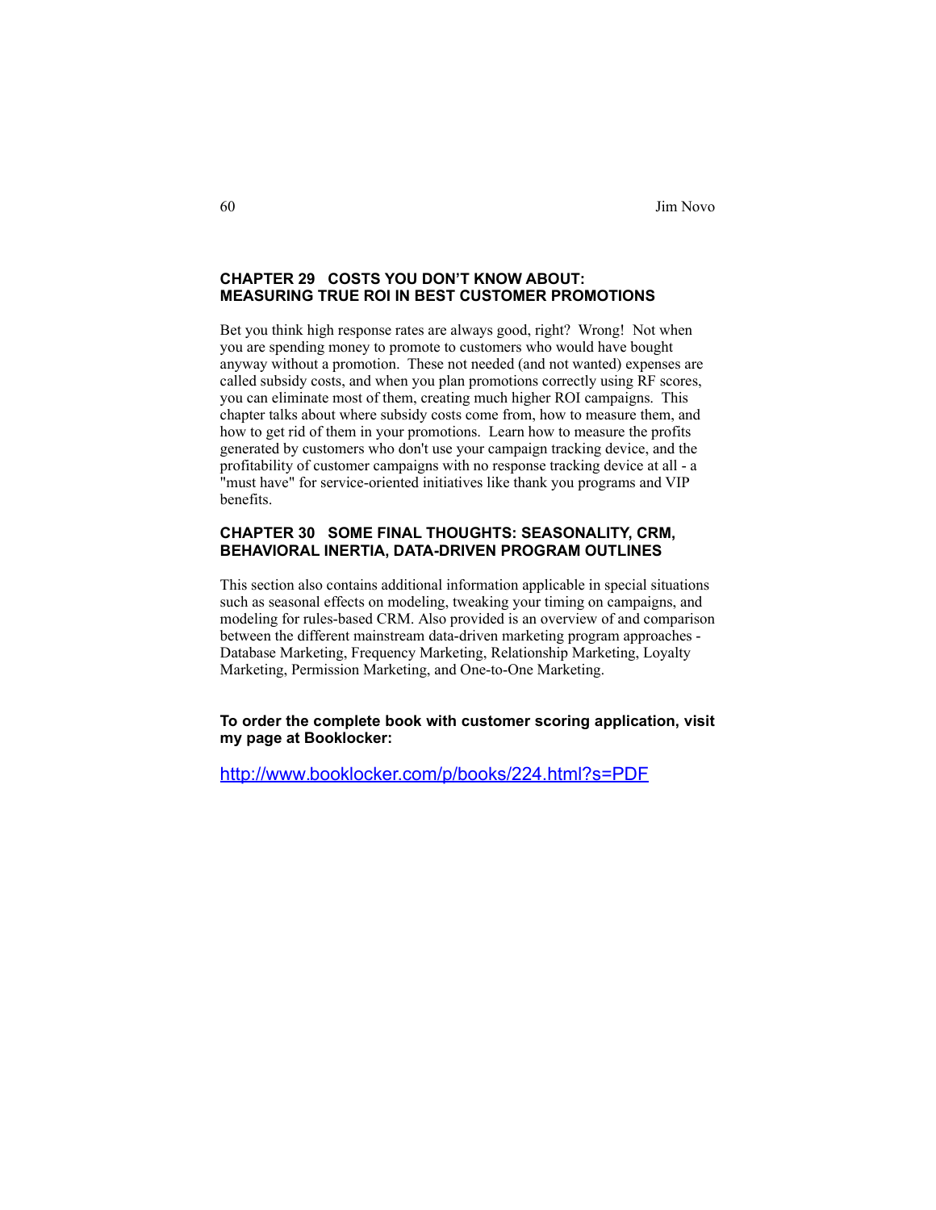## CHAPTER 29 COSTS YOU DON'T KNOW ABOUT: MEASURING TRUE ROI IN BEST CUSTOMER PROMOTIONS

Bet you think high response rates are always good, right? Wrong! Not when you are spending money to promote to customers who would have bought anyway without a promotion. These not needed (and not wanted) expenses are called subsidy costs, and when you plan promotions correctly using RF scores, you can eliminate most of them, creating much higher ROI campaigns. This chapter talks about where subsidy costs come from, how to measure them, and how to get rid of them in your promotions. Learn how to measure the profits generated by customers who don't use your campaign tracking device, and the profitability of customer campaigns with no response tracking device at all - a "must have" for service-oriented initiatives like thank you programs and VIP benefits.

## CHAPTER 30 SOME FINAL THOUGHTS: SEASONALITY, CRM, BEHAVIORAL INERTIA, DATA-DRIVEN PROGRAM OUTLINES

This section also contains additional information applicable in special situations such as seasonal effects on modeling, tweaking your timing on campaigns, and modeling for rules-based CRM. Also provided is an overview of and comparison between the different mainstream data-driven marketing program approaches - Database Marketing, Frequency Marketing, Relationship Marketing, Loyalty Marketing, Permission Marketing, and One-to-One Marketing.

**To order the complete book with customer scoring application, visit my page at Booklocker:**

[http://www.booklocker.com/p/books/224.html?s=PDF](http://www.booklocker.com/p/books/224.html?s=PDF)